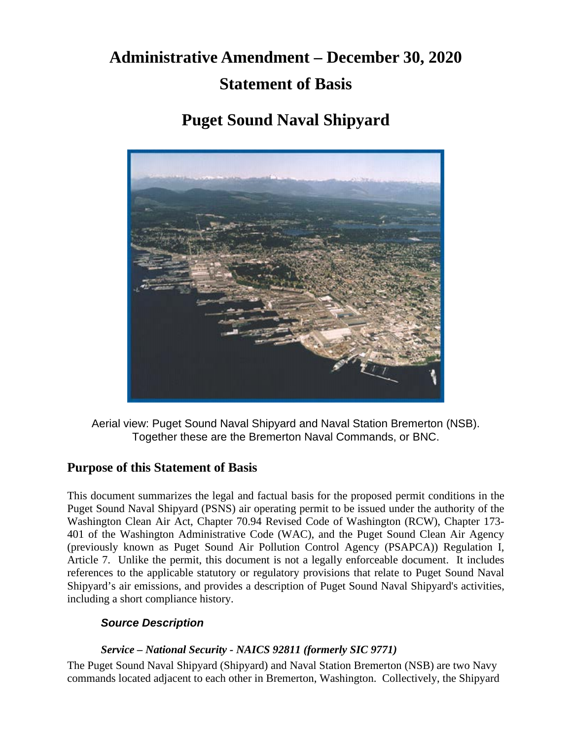# Administrative Amendment – December 30, 2020

# Statement of Basis

# Puget Sound Naval Shipyard

Aerial view: Puget Sound Naval Shipyard and Naval Station Bremerton (NSB). Together these are the Bremerton Naval Commands, or BNC.

## Purpose of this Statement of Basis

This document summarizes the legal and factual basis for the proposed permit conditions in the Puget Sound Naval Shipyard (PSNS) air operating permit to be issued under the authority of the Washington Clean Air Act, Chapter 70.94 Revised Code of Washington (RCW), Chapter 173-401 of the Washington Administrative Code (WAC), and the Puget Sound Clean Air Agency (previously known as Puget Sound Air Pollution Control Agency (PSAPCA)) Regulation I, Article 7. Unlike the permit, this document is not a legally enforceable document. It includes references to the applicable statutory or regulatory provisions that relate to Puget Sound Naval Shipyard's air emissions, and provides a description of Puget Sound Naval Shipyard's activities, including a short compliance history.

### *Source Description*

#### *Service – National Security - NAICS 92811 (formerly SIC 9771)*

The Puget Sound Naval Shipyard (Shipyard) and Naval Station Bremerton (NSB) are two Navy commands located adjacent to each other in Bremerton, Washington. Collectively, the Shipyard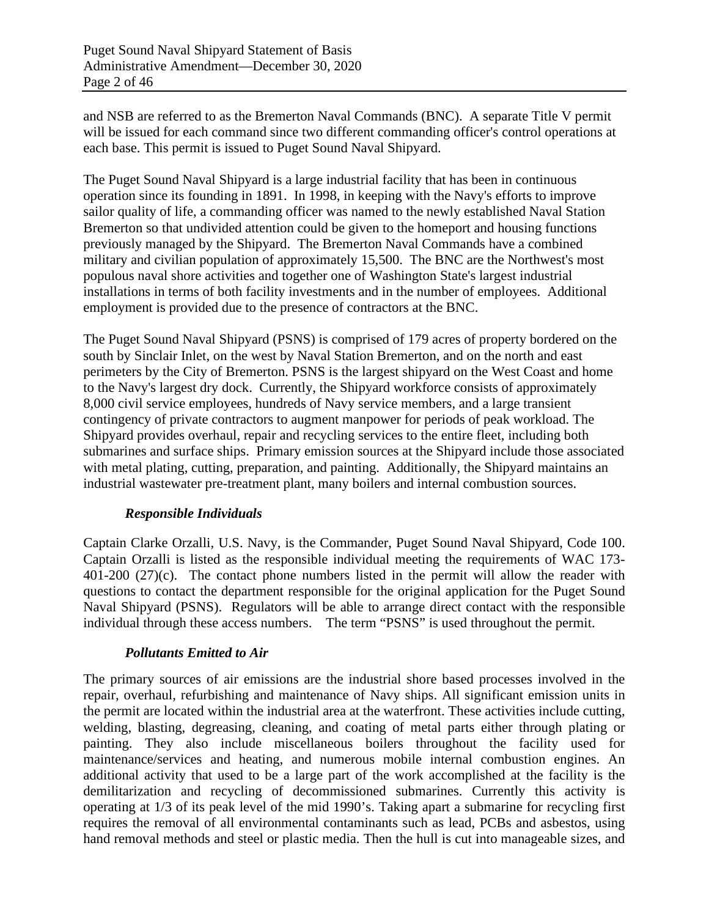and NSB are referred to as the Bremerton Naval Commands (BNC). A separate Title V permit will be issued for each command since two different commanding officer's control operations at each base. This permit is issued to Puget Sound Naval Shipyard.

The Puget Sound Naval Shipyard is a large industrial facility that has been in continuous operation since its founding in 1891. In 1998, in keeping with the Navy's efforts to improve sailor quality of life, a commanding officer was named to the newly established Naval Station Bremerton so that undivided attention could be given to the homeport and housing functions previously managed by the Shipyard. The Bremerton Naval Commands have a combined military and civilian population of approximately 15,500. The BNC are the Northwest's most populous naval shore activities and together one of Washington State's largest industrial installations in terms of both facility investments and in the number of employees. Additional employment is provided due to the presence of contractors at the BNC.

The Puget Sound Naval Shipyard (PSNS) is comprised of 179 acres of property bordered on the south by Sinclair Inlet, on the west by Naval Station Bremerton, and on the north and east perimeters by the City of Bremerton. PSNS is the largest shipyard on the West Coast and home to the Navy's largest dry dock. Currently, the Shipyard workforce consists of approximately 8,000 civil service employees, hundreds of Navy service members, and a large transient contingency of private contractors to augment manpower for periods of peak workload. The Shipyard provides overhaul, repair and recycling services to the entire fleet, including both submarines and surface ships. Primary emission sources at the Shipyard include those associated with metal plating, cutting, preparation, and painting. Additionally, the Shipyard maintains an industrial wastewater pre-treatment plant, many boilers and internal combustion sources.

### *Responsible Individuals*

Captain Clarke Orzalli, U.S. Navy, is the Commander, Puget Sound Naval Shipyard, Code 100. Captain Orzalli is listed as the responsible individual meeting the requirements of WAC 173-401-200 (27)(c). The contact phone numbers listed in the permit will allow the reader with questions to contact the department responsible for the original application for the Puget Sound Naval Shipyard (PSNS). Regulators will be able to arrange direct contact with the responsible individual through these access numbers. The term "PSNS" is used throughout the permit.

### *Pollutants Emitted to Air*

The primary sources of air emissions are the industrial shore based processes involved in the repair, overhaul, refurbishing and maintenance of Navy ships. All significant emission units in the permit are located within the industrial area at the waterfront. These activities include cutting, welding, blasting, degreasing, cleaning, and coating of metal parts either through plating or painting. They also include miscellaneous boilers throughout the facility used for maintenance/services and heating, and numerous mobile internal combustion engines. An additional activity that used to be a large part of the work accomplished at the facility is the demilitarization and recycling of decommissioned submarines. Currently this activity is operating at 1/3 of its peak level of the mid 1990's. Taking apart a submarine for recycling first requires the removal of all environmental contaminants such as lead, PCBs and asbestos, using hand removal methods and steel or plastic media. Then the hull is cut into manageable sizes, and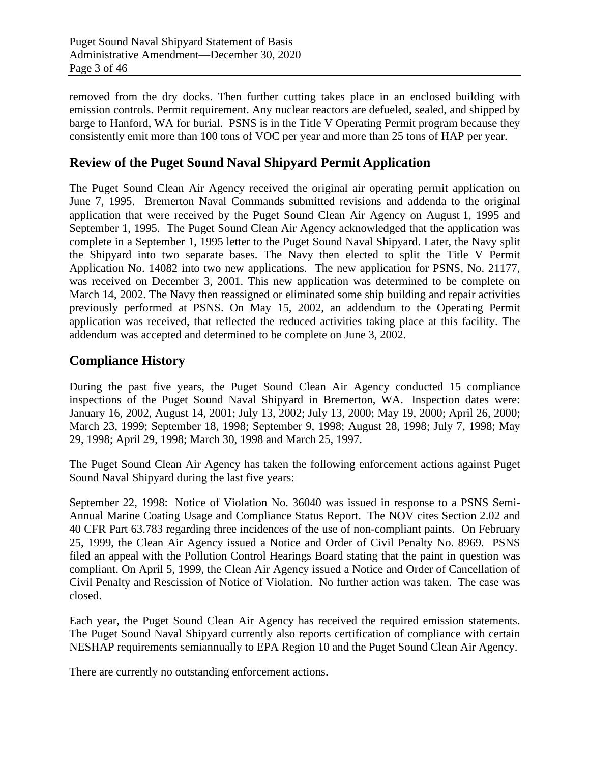removed from the dry docks. Then further cutting takes place in an enclosed building with emission controls. Permit requirement. Any nuclear reactors are defueled, sealed, and shipped by barge to Hanford, WA for burial. PSNS is in the Title V Operating Permit program because they consistently emit more than 100 tons of VOC per year and more than 25 tons of HAP per year.

## Review of the Puget Sound Naval Shipyard Permit Application

The Puget Sound Clean Air Agency received the original air operating permit application on June 7, 1995. Bremerton Naval Commands submitted revisions and addenda to the original application that were received by the Puget Sound Clean Air Agency on August 1, 1995 and September 1, 1995. The Puget Sound Clean Air Agency acknowledged that the application was complete in a September 1, 1995 letter to the Puget Sound Naval Shipyard. Later, the Navy split the Shipyard into two separate bases. The Navy then elected to split the Title V Permit Application No. 14082 into two new applications. The new application for PSNS, No. 21177, was received on December 3, 2001. This new application was determined to be complete on March 14, 2002. The Navy then reassigned or eliminated some ship building and repair activities previously performed at PSNS. On May 15, 2002, an addendum to the Operating Permit application was received, that reflected the reduced activities taking place at this facility. The addendum was accepted and determined to be complete on June 3, 2002.

## Compliance History

During the past five years, the Puget Sound Clean Air Agency conducted 15 compliance inspections of the Puget Sound Naval Shipyard in Bremerton, WA. Inspection dates were: January 16, 2002, August 14, 2001; July 13, 2002; July 13, 2000; May 19, 2000; April 26, 2000; March 23, 1999; September 18, 1998; September 9, 1998; August 28, 1998; July 7, 1998; May 29, 1998; April 29, 1998; March 30, 1998 and March 25, 1997.

The Puget Sound Clean Air Agency has taken the following enforcement actions against Puget Sound Naval Shipyard during the last five years:

September 22, 1998: Notice of Violation No. 36040 was issued in response to a PSNS Semi-Annual Marine Coating Usage and Compliance Status Report. The NOV cites Section 2.02 and 40 CFR Part 63.783 regarding three incidences of the use of non-compliant paints. On February 25, 1999, the Clean Air Agency issued a Notice and Order of Civil Penalty No. 8969. PSNS filed an appeal with the Pollution Control Hearings Board stating that the paint in question was compliant. On April 5, 1999, the Clean Air Agency issued a Notice and Order of Cancellation of Civil Penalty and Rescission of Notice of Violation. No further action was taken. The case was closed.

Each year, the Puget Sound Clean Air Agency has received the required emission statements. The Puget Sound Naval Shipyard currently also reports certification of compliance with certain NESHAP requirements semiannually to EPA Region 10 and the Puget Sound Clean Air Agency.

There are currently no outstanding enforcement actions.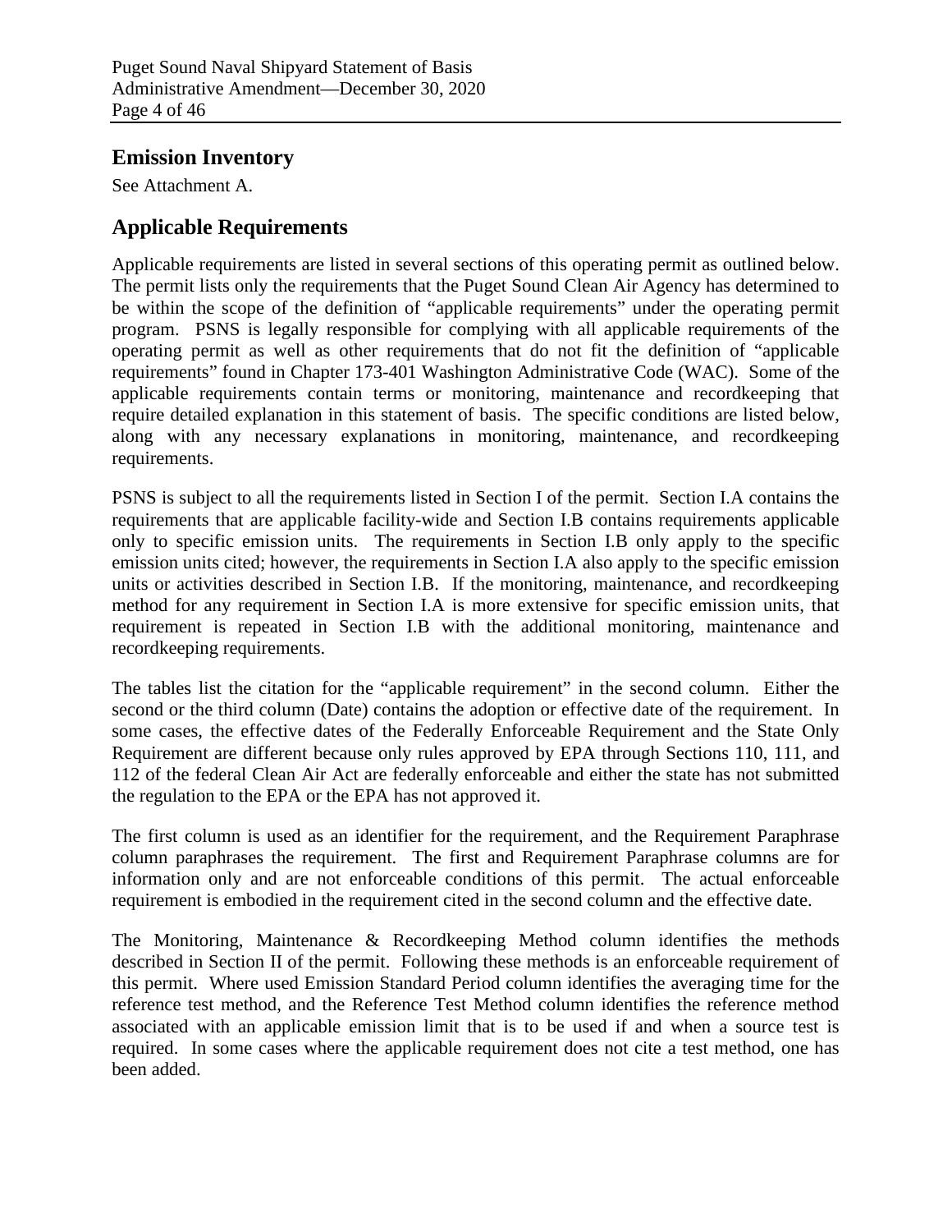## Emission Inventory

See Attachment A.

## Applicable Requirements

Applicable requirements are listed in several sections of this operating permit as outlined below. The permit lists only the requirements that the Puget Sound Clean Air Agency has determined to be within the scope of the definition of "applicable requirements" under the operating permit program. PSNS is legally responsible for complying with all applicable requirements of the operating permit as well as other requirements that do not fit the definition of "applicable requirements" found in Chapter 173-401 Washington Administrative Code (WAC). Some of the applicable requirements contain terms or monitoring, maintenance and recordkeeping that require detailed explanation in this statement of basis. The specific conditions are listed below, along with any necessary explanations in monitoring, maintenance, and recordkeeping requirements.

PSNS is subject to all the requirements listed in Section I of the permit. Section I.A contains the requirements that are applicable facility-wide and Section I.B contains requirements applicable only to specific emission units. The requirements in Section I.B only apply to the specific emission units cited; however, the requirements in Section I.A also apply to the specific emission units or activities described in Section I.B. If the monitoring, maintenance, and recordkeeping method for any requirement in Section I.A is more extensive for specific emission units, that requirement is repeated in Section I.B with the additional monitoring, maintenance and recordkeeping requirements.

The tables list the citation for the "applicable requirement" in the second column. Either the second or the third column (Date) contains the adoption or effective date of the requirement. In some cases, the effective dates of the Federally Enforceable Requirement and the State Only Requirement are different because only rules approved by EPA through Sections 110, 111, and 112 of the federal Clean Air Act are federally enforceable and either the state has not submitted the regulation to the EPA or the EPA has not approved it.

The first column is used as an identifier for the requirement, and the Requirement Paraphrase column paraphrases the requirement. The first and Requirement Paraphrase columns are for information only and are not enforceable conditions of this permit. The actual enforceable requirement is embodied in the requirement cited in the second column and the effective date.

The Monitoring, Maintenance & Recordkeeping Method column identifies the methods described in Section II of the permit. Following these methods is an enforceable requirement of this permit. Where used Emission Standard Period column identifies the averaging time for the reference test method, and the Reference Test Method column identifies the reference method associated with an applicable emission limit that is to be used if and when a source test is required. In some cases where the applicable requirement does not cite a test method, one has been added.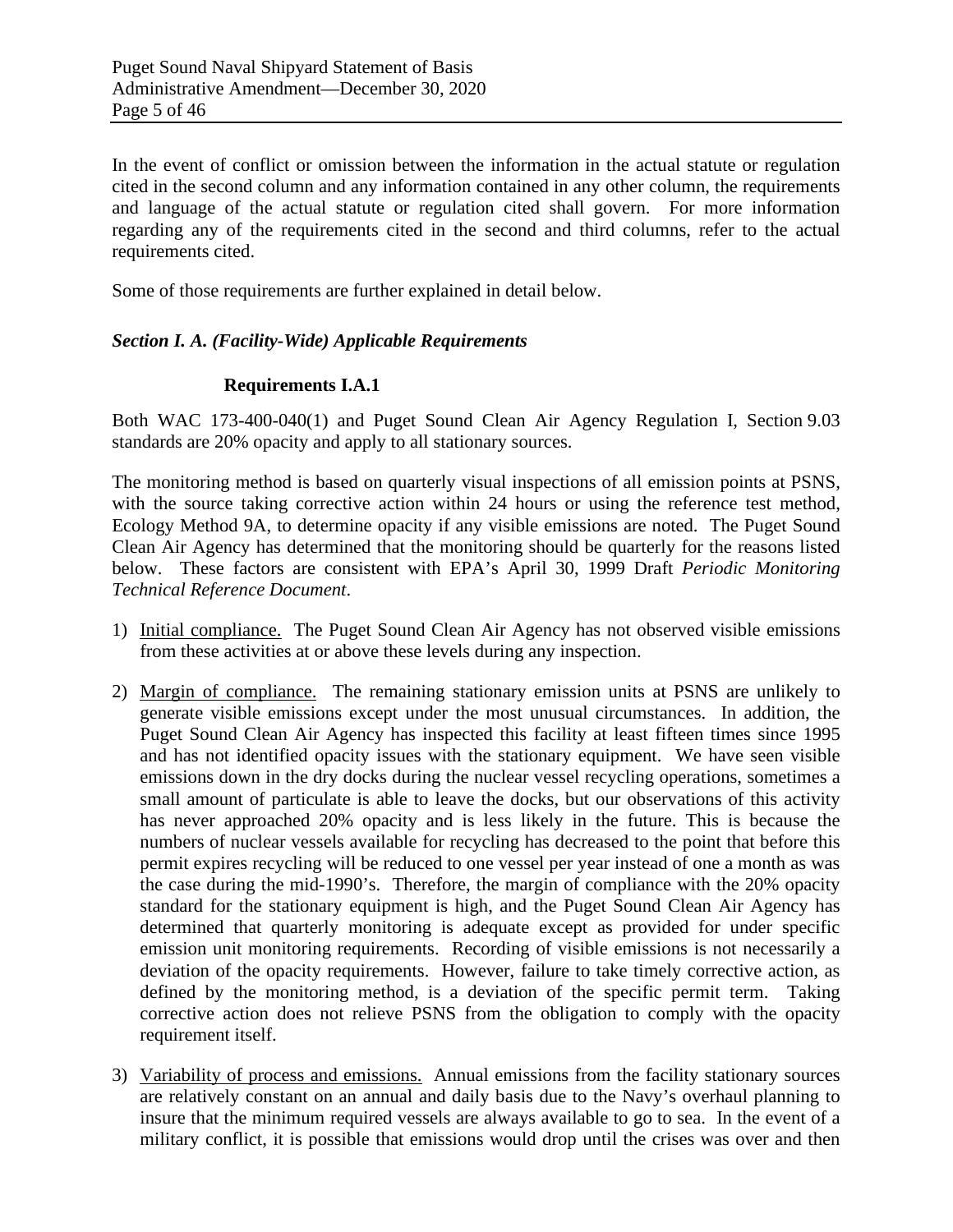In the event of conflict or omission between the information in the actual statute or regulation cited in the second column and any information contained in any other column, the requirements and language of the actual statute or regulation cited shall govern. For more information regarding any of the requirements cited in the second and third columns, refer to the actual requirements cited.

Some of those requirements are further explained in detail below.

### *Section I. A. (Facility-Wide) Applicable Requirements*

#### Requirements I.A.1

Both WAC 173-400-040(1) and Puget Sound Clean Air Agency Regulation I, Section 9.03 standards are 20% opacity and apply to all stationary sources.

The monitoring method is based on quarterly visual inspections of all emission points at PSNS, with the source taking corrective action within 24 hours or using the reference test method, Ecology Method 9A, to determine opacity if any visible emissions are noted. The Puget Sound Clean Air Agency has determined that the monitoring should be quarterly for the reasons listed below. These factors are consistent with EPA's April 30, 1999 Draft *Periodic Monitoring Technical Reference Document*.

1) Initial compliance. The Puget Sound Clean Air Agency has not observed visible emissions from these activities at or above these levels during any inspection.

2) Margin of compliance. The remaining stationary emission units at PSNS are unlikely to generate visible emissions except under the most unusual circumstances. In addition, the Puget Sound Clean Air Agency has inspected this facility at least fifteen times since 1995 and has not identified opacity issues with the stationary equipment. We have seen visible emissions down in the dry docks during the nuclear vessel recycling operations, sometimes a small amount of particulate is able to leave the docks, but our observations of this activity has never approached 20% opacity and is less likely in the future. This is because the numbers of nuclear vessels available for recycling has decreased to the point that before this permit expires recycling will be reduced to one vessel per year instead of one a month as was the case during the mid-1990's. Therefore, the margin of compliance with the 20% opacity standard for the stationary equipment is high, and the Puget Sound Clean Air Agency has determined that quarterly monitoring is adequate except as provided for under specific emission unit monitoring requirements. Recording of visible emissions is not necessarily a deviation of the opacity requirements. However, failure to take timely corrective action, as defined by the monitoring method, is a deviation of the specific permit term. Taking corrective action does not relieve PSNS from the obligation to comply with the opacity requirement itself.

3) Variability of process and emissions. Annual emissions from the facility stationary sources are relatively constant on an annual and daily basis due to the Navy's overhaul planning to insure that the minimum required vessels are always available to go to sea. In the event of a military conflict, it is possible that emissions would drop until the crises was over and then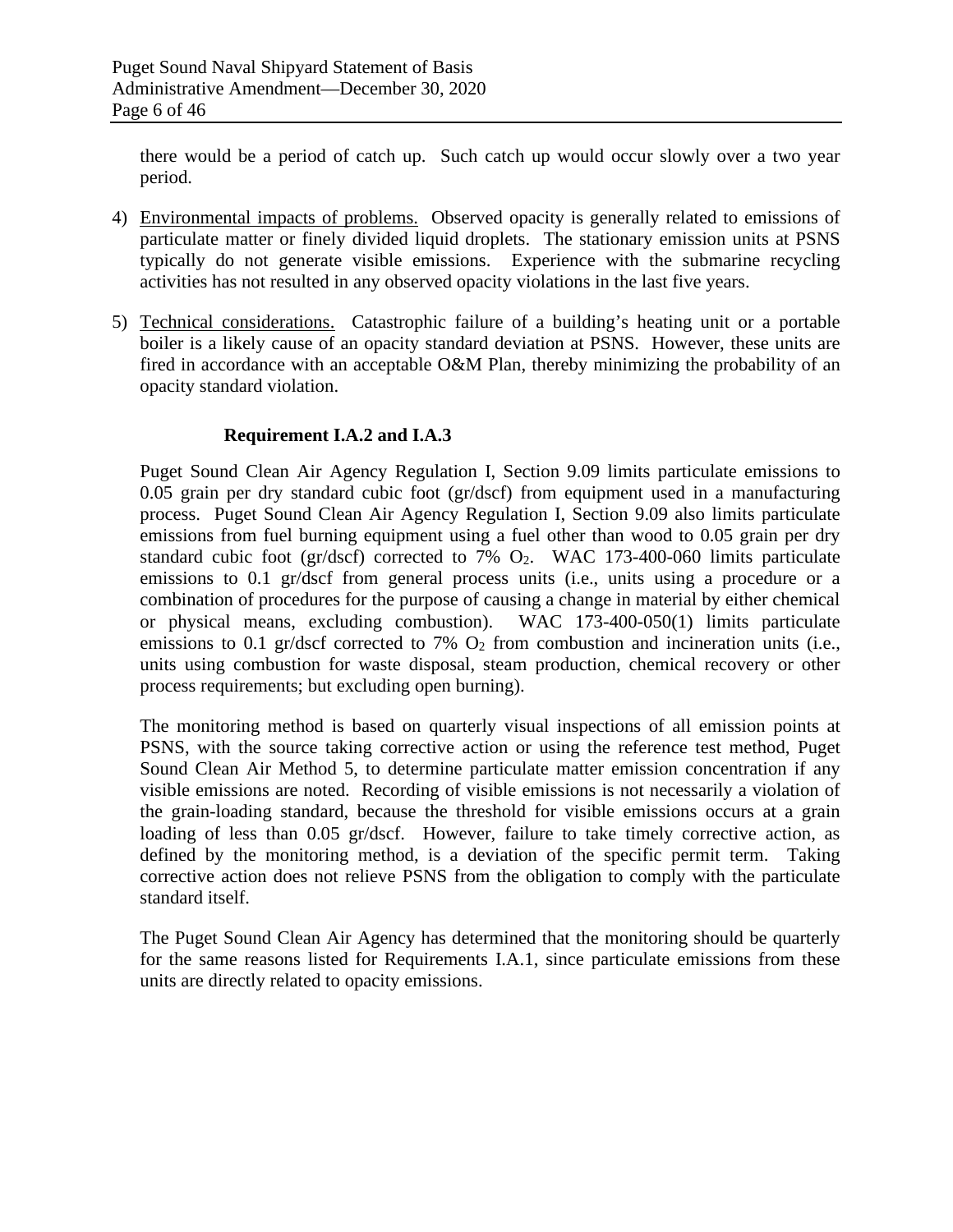there would be a period of catch up. Such catch up would occur slowly over a two year period.

4) Environmental impacts of problems. Observed opacity is generally related to emissions of particulate matter or finely divided liquid droplets. The stationary emission units at PSNS typically do not generate visible emissions. Experience with the submarine recycling activities has not resulted in any observed opacity violations in the last five years.

5) Technical considerations. Catastrophic failure of a building's heating unit or a portable boiler is a likely cause of an opacity standard deviation at PSNS. However, these units are fired in accordance with an acceptable O&M Plan, thereby minimizing the probability of an opacity standard violation.

### Requirement I.A.2 and I.A.3

Puget Sound Clean Air Agency Regulation I, Section 9.09 limits particulate emissions to 0.05 grain per dry standard cubic foot (gr/dscf) from equipment used in a manufacturing process. Puget Sound Clean Air Agency Regulation I, Section 9.09 also limits particulate emissions from fuel burning equipment using a fuel other than wood to 0.05 grain per dry standard cubic foot (gr/dscf) corrected to 7% $O_2$. WAC 173-400-060 limits particulate emissions to 0.1 gr/dscf from general process units (i.e., units using a procedure or a combination of procedures for the purpose of causing a change in material by either chemical or physical means, excluding combustion). WAC 173-400-050(1) limits particulate emissions to 0.1 gr/dscf corrected to 7% $O_2$ from combustion and incineration units (i.e., units using combustion for waste disposal, steam production, chemical recovery or other process requirements; but excluding open burning).

The monitoring method is based on quarterly visual inspections of all emission points at PSNS, with the source taking corrective action or using the reference test method, Puget Sound Clean Air Method 5, to determine particulate matter emission concentration if any visible emissions are noted. Recording of visible emissions is not necessarily a violation of the grain-loading standard, because the threshold for visible emissions occurs at a grain loading of less than 0.05 gr/dscf. However, failure to take timely corrective action, as defined by the monitoring method, is a deviation of the specific permit term. Taking corrective action does not relieve PSNS from the obligation to comply with the particulate standard itself.

The Puget Sound Clean Air Agency has determined that the monitoring should be quarterly for the same reasons listed for Requirements I.A.1, since particulate emissions from these units are directly related to opacity emissions.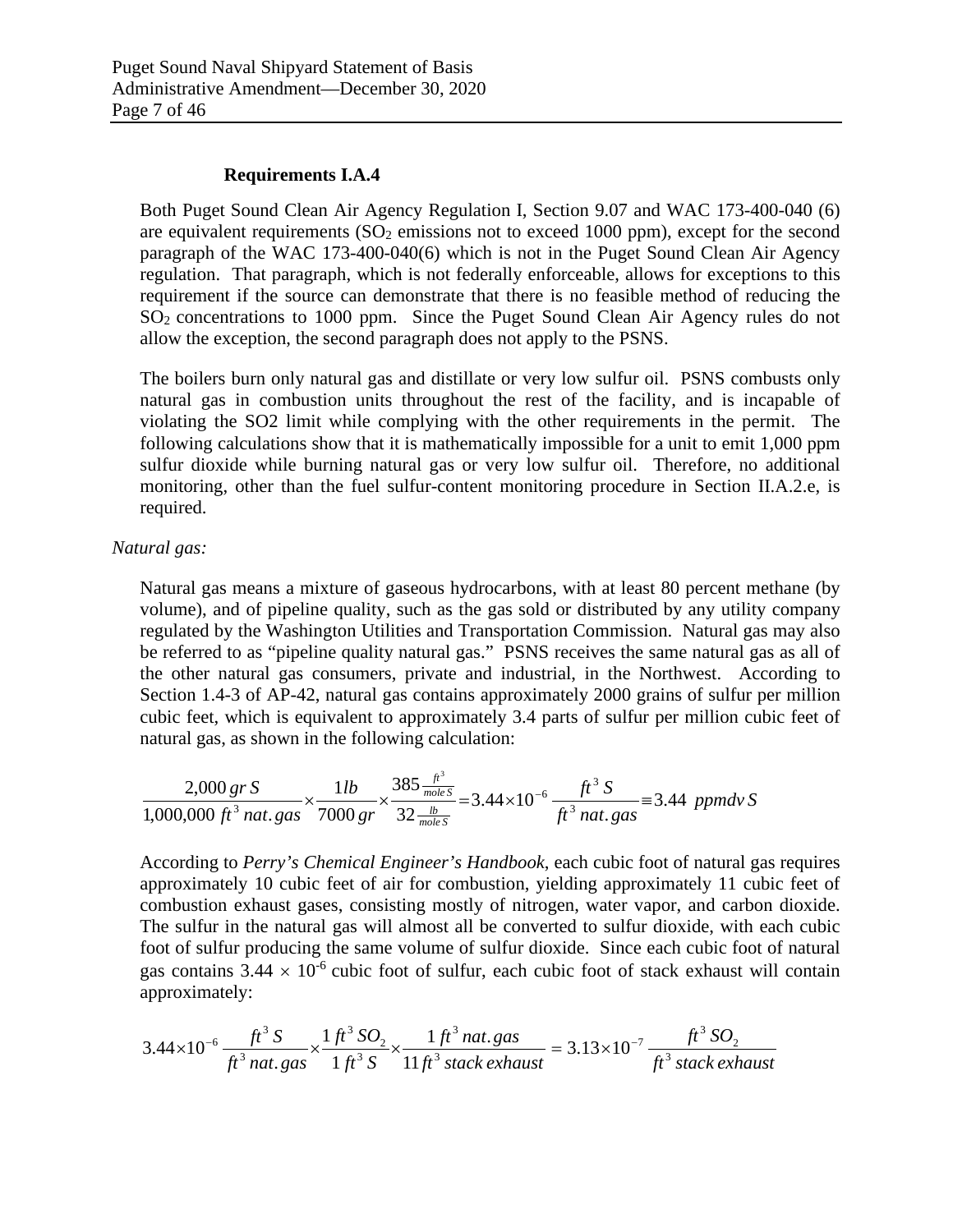### Requirements I.A.4

Both Puget Sound Clean Air Agency Regulation I, Section 9.07 and WAC 173-400-040 (6) are equivalent requirements ($SO_2$ emissions not to exceed 1000 ppm), except for the second paragraph of the WAC 173-400-040(6) which is not in the Puget Sound Clean Air Agency regulation. That paragraph, which is not federally enforceable, allows for exceptions to this requirement if the source can demonstrate that there is no feasible method of reducing the $SO_2$ concentrations to 1000 ppm. Since the Puget Sound Clean Air Agency rules do not allow the exception, the second paragraph does not apply to the PSNS.

The boilers burn only natural gas and distillate or very low sulfur oil. PSNS combusts only natural gas in combustion units throughout the rest of the facility, and is incapable of violating the SO2 limit while complying with the other requirements in the permit. The following calculations show that it is mathematically impossible for a unit to emit 1,000 ppm sulfur dioxide while burning natural gas or very low sulfur oil. Therefore, no additional monitoring, other than the fuel sulfur-content monitoring procedure in Section II.A.2.e, is required.

*Natural gas:*

Natural gas means a mixture of gaseous hydrocarbons, with at least 80 percent methane (by volume), and of pipeline quality, such as the gas sold or distributed by any utility company regulated by the Washington Utilities and Transportation Commission. Natural gas may also be referred to as "pipeline quality natural gas." PSNS receives the same natural gas as all of the other natural gas consumers, private and industrial, in the Northwest. According to Section 1.4-3 of AP-42, natural gas contains approximately 2000 grains of sulfur per million cubic feet, which is equivalent to approximately 3.4 parts of sulfur per million cubic feet of natural gas, as shown in the following calculation:

$$\frac{2{,}000\, gr\, S}{1{,}000{,}000\, ft^3\, nat.gas} \times \frac{1 lb}{7000\, gr} \times \frac{385 \frac{ft^3}{mole\, S}}{32 \frac{lb}{mole\, S}} = 3.44 \times 10^{-6}\, \frac{ft^3\, S}{ft^3\, nat.gas} \equiv 3.44\ \ ppmdv\, S$$

According to *Perry's Chemical Engineer's Handbook*, each cubic foot of natural gas requires approximately 10 cubic feet of air for combustion, yielding approximately 11 cubic feet of combustion exhaust gases, consisting mostly of nitrogen, water vapor, and carbon dioxide. The sulfur in the natural gas will almost all be converted to sulfur dioxide, with each cubic foot of sulfur producing the same volume of sulfur dioxide. Since each cubic foot of natural gas contains $3.44 \times 10^{-6}$ cubic foot of sulfur, each cubic foot of stack exhaust will contain approximately:

$$3.44 \times 10^{-6}\, \frac{ft^3\, S}{ft^3\, nat.gas} \times \frac{1\, ft^3\, SO_2}{1\, ft^3\, S} \times \frac{1\, ft^3\, nat.gas}{11\, ft^3\, stack\, exhaust} = 3.13 \times 10^{-7}\, \frac{ft^3\, SO_2}{ft^3\, stack\, exhaust}$$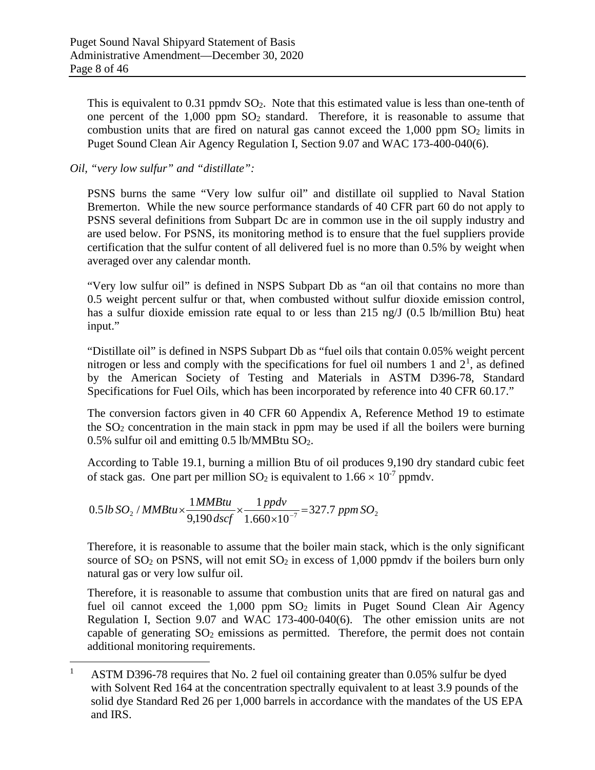This is equivalent to 0.31 ppmdv $SO_2$. Note that this estimated value is less than one-tenth of one percent of the 1,000 ppm $SO_2$ standard. Therefore, it is reasonable to assume that combustion units that are fired on natural gas cannot exceed the 1,000 ppm $SO_2$ limits in Puget Sound Clean Air Agency Regulation I, Section 9.07 and WAC 173-400-040(6).

*Oil, "very low sulfur" and "distillate":*

PSNS burns the same "Very low sulfur oil" and distillate oil supplied to Naval Station Bremerton. While the new source performance standards of 40 CFR part 60 do not apply to PSNS several definitions from Subpart Dc are in common use in the oil supply industry and are used below. For PSNS, its monitoring method is to ensure that the fuel suppliers provide certification that the sulfur content of all delivered fuel is no more than 0.5% by weight when averaged over any calendar month.

"Very low sulfur oil" is defined in NSPS Subpart Db as "an oil that contains no more than 0.5 weight percent sulfur or that, when combusted without sulfur dioxide emission control, has a sulfur dioxide emission rate equal to or less than 215 ng/J (0.5 lb/million Btu) heat input."

"Distillate oil" is defined in NSPS Subpart Db as "fuel oils that contain 0.05% weight percent nitrogen or less and comply with the specifications for fuel oil numbers 1 and 2[1], as defined by the American Society of Testing and Materials in ASTM D396-78, Standard Specifications for Fuel Oils, which has been incorporated by reference into 40 CFR 60.17."

The conversion factors given in 40 CFR 60 Appendix A, Reference Method 19 to estimate the $SO_2$ concentration in the main stack in ppm may be used if all the boilers were burning 0.5% sulfur oil and emitting 0.5 lb/MMBtu $SO_2$.

According to Table 19.1, burning a million Btu of oil produces 9,190 dry standard cubic feet of stack gas. One part per million $SO_2$ is equivalent to $1.66 \times 10^{-7}$ ppmdv.

$$0.5\,lb\,SO_2\,/\,MMBtu \times \frac{1\,MMBtu}{9{,}190\,dscf} \times \frac{1\,ppdv}{1.660 \times 10^{-7}} = 327.7\;ppm\,SO_2$$

Therefore, it is reasonable to assume that the boiler main stack, which is the only significant source of $SO_2$ on PSNS, will not emit $SO_2$ in excess of 1,000 ppmdv if the boilers burn only natural gas or very low sulfur oil.

Therefore, it is reasonable to assume that combustion units that are fired on natural gas and fuel oil cannot exceed the 1,000 ppm $SO_2$ limits in Puget Sound Clean Air Agency Regulation I, Section 9.07 and WAC 173-400-040(6). The other emission units are not capable of generating $SO_2$ emissions as permitted. Therefore, the permit does not contain additional monitoring requirements.

---

[1] ASTM D396-78 requires that No. 2 fuel oil containing greater than 0.05% sulfur be dyed with Solvent Red 164 at the concentration spectrally equivalent to at least 3.9 pounds of the solid dye Standard Red 26 per 1,000 barrels in accordance with the mandates of the US EPA and IRS.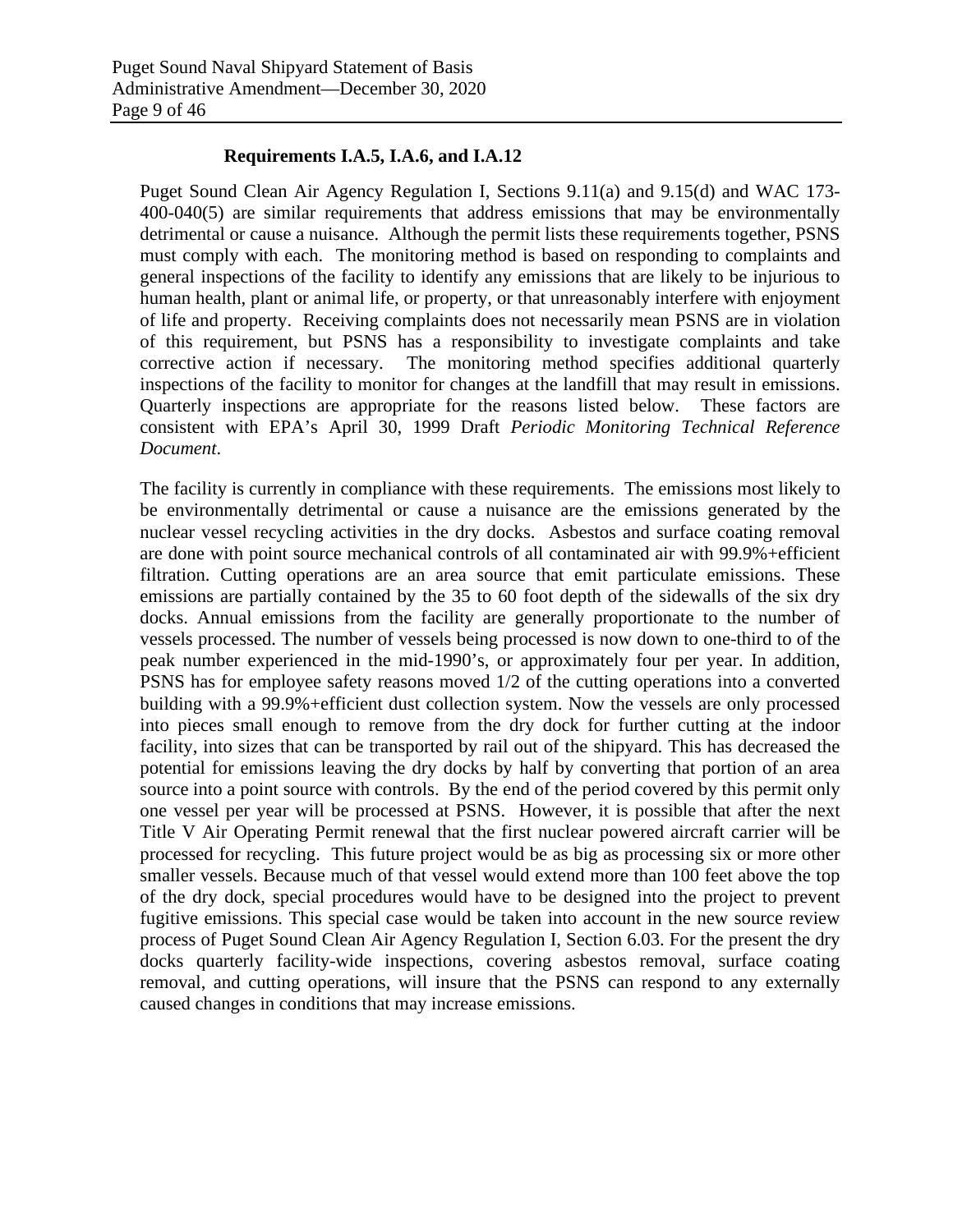### Requirements I.A.5, I.A.6, and I.A.12

Puget Sound Clean Air Agency Regulation I, Sections 9.11(a) and 9.15(d) and WAC 173-400-040(5) are similar requirements that address emissions that may be environmentally detrimental or cause a nuisance. Although the permit lists these requirements together, PSNS must comply with each. The monitoring method is based on responding to complaints and general inspections of the facility to identify any emissions that are likely to be injurious to human health, plant or animal life, or property, or that unreasonably interfere with enjoyment of life and property. Receiving complaints does not necessarily mean PSNS are in violation of this requirement, but PSNS has a responsibility to investigate complaints and take corrective action if necessary. The monitoring method specifies additional quarterly inspections of the facility to monitor for changes at the landfill that may result in emissions. Quarterly inspections are appropriate for the reasons listed below. These factors are consistent with EPA's April 30, 1999 Draft *Periodic Monitoring Technical Reference Document*.

The facility is currently in compliance with these requirements. The emissions most likely to be environmentally detrimental or cause a nuisance are the emissions generated by the nuclear vessel recycling activities in the dry docks. Asbestos and surface coating removal are done with point source mechanical controls of all contaminated air with 99.9%+efficient filtration. Cutting operations are an area source that emit particulate emissions. These emissions are partially contained by the 35 to 60 foot depth of the sidewalls of the six dry docks. Annual emissions from the facility are generally proportionate to the number of vessels processed. The number of vessels being processed is now down to one-third to of the peak number experienced in the mid-1990's, or approximately four per year. In addition, PSNS has for employee safety reasons moved 1/2 of the cutting operations into a converted building with a 99.9%+efficient dust collection system. Now the vessels are only processed into pieces small enough to remove from the dry dock for further cutting at the indoor facility, into sizes that can be transported by rail out of the shipyard. This has decreased the potential for emissions leaving the dry docks by half by converting that portion of an area source into a point source with controls. By the end of the period covered by this permit only one vessel per year will be processed at PSNS. However, it is possible that after the next Title V Air Operating Permit renewal that the first nuclear powered aircraft carrier will be processed for recycling. This future project would be as big as processing six or more other smaller vessels. Because much of that vessel would extend more than 100 feet above the top of the dry dock, special procedures would have to be designed into the project to prevent fugitive emissions. This special case would be taken into account in the new source review process of Puget Sound Clean Air Agency Regulation I, Section 6.03. For the present the dry docks quarterly facility-wide inspections, covering asbestos removal, surface coating removal, and cutting operations, will insure that the PSNS can respond to any externally caused changes in conditions that may increase emissions.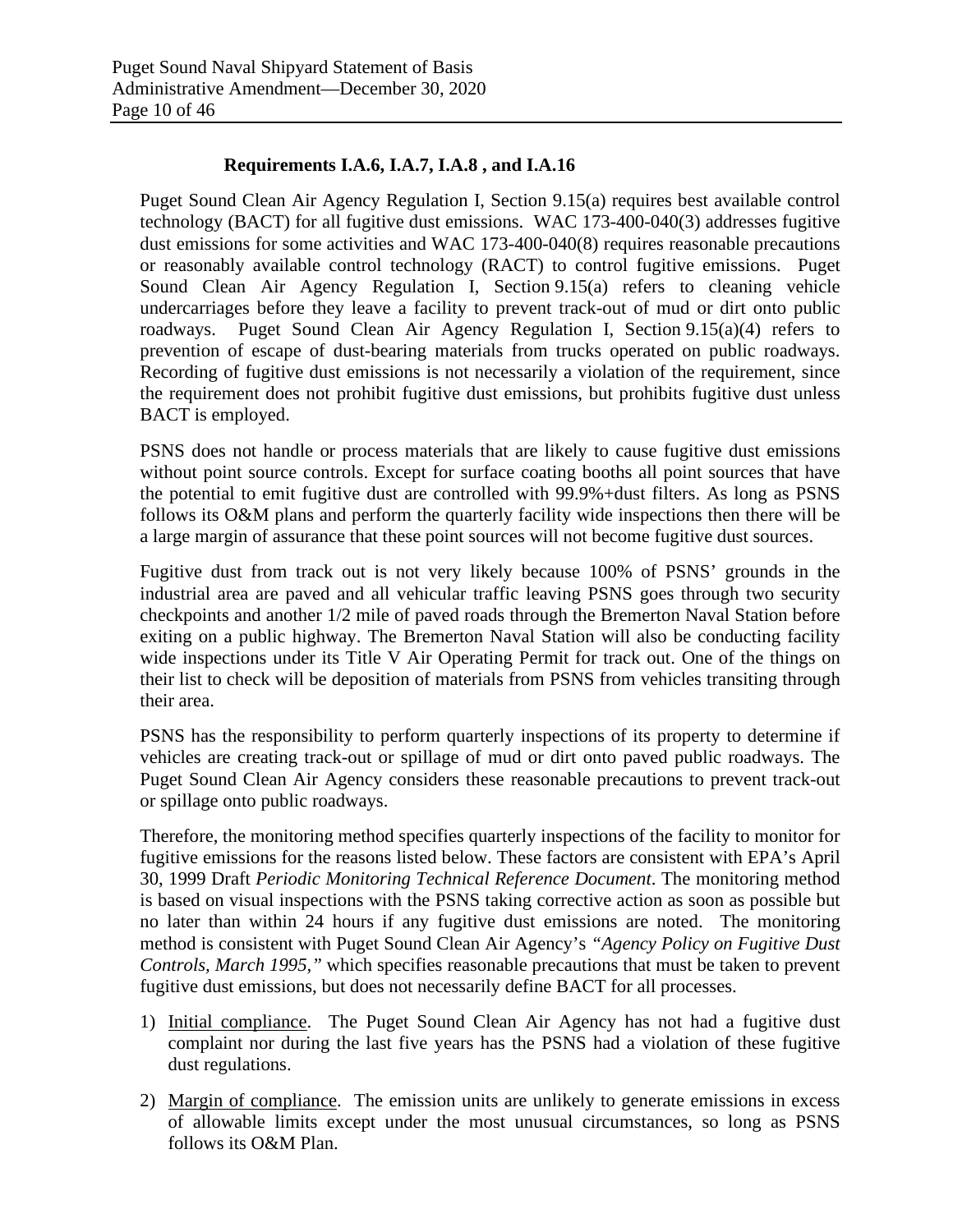### Requirements I.A.6, I.A.7, I.A.8 , and I.A.16

Puget Sound Clean Air Agency Regulation I, Section 9.15(a) requires best available control technology (BACT) for all fugitive dust emissions. WAC 173-400-040(3) addresses fugitive dust emissions for some activities and WAC 173-400-040(8) requires reasonable precautions or reasonably available control technology (RACT) to control fugitive emissions. Puget Sound Clean Air Agency Regulation I, Section 9.15(a) refers to cleaning vehicle undercarriages before they leave a facility to prevent track-out of mud or dirt onto public roadways. Puget Sound Clean Air Agency Regulation I, Section 9.15(a)(4) refers to prevention of escape of dust-bearing materials from trucks operated on public roadways. Recording of fugitive dust emissions is not necessarily a violation of the requirement, since the requirement does not prohibit fugitive dust emissions, but prohibits fugitive dust unless BACT is employed.

PSNS does not handle or process materials that are likely to cause fugitive dust emissions without point source controls. Except for surface coating booths all point sources that have the potential to emit fugitive dust are controlled with 99.9%+dust filters. As long as PSNS follows its O&M plans and perform the quarterly facility wide inspections then there will be a large margin of assurance that these point sources will not become fugitive dust sources.

Fugitive dust from track out is not very likely because 100% of PSNS' grounds in the industrial area are paved and all vehicular traffic leaving PSNS goes through two security checkpoints and another 1/2 mile of paved roads through the Bremerton Naval Station before exiting on a public highway. The Bremerton Naval Station will also be conducting facility wide inspections under its Title V Air Operating Permit for track out. One of the things on their list to check will be deposition of materials from PSNS from vehicles transiting through their area.

PSNS has the responsibility to perform quarterly inspections of its property to determine if vehicles are creating track-out or spillage of mud or dirt onto paved public roadways. The Puget Sound Clean Air Agency considers these reasonable precautions to prevent track-out or spillage onto public roadways.

Therefore, the monitoring method specifies quarterly inspections of the facility to monitor for fugitive emissions for the reasons listed below. These factors are consistent with EPA's April 30, 1999 Draft *Periodic Monitoring Technical Reference Document*. The monitoring method is based on visual inspections with the PSNS taking corrective action as soon as possible but no later than within 24 hours if any fugitive dust emissions are noted. The monitoring method is consistent with Puget Sound Clean Air Agency's *"Agency Policy on Fugitive Dust Controls, March 1995,"* which specifies reasonable precautions that must be taken to prevent fugitive dust emissions, but does not necessarily define BACT for all processes.

1) Initial compliance. The Puget Sound Clean Air Agency has not had a fugitive dust complaint nor during the last five years has the PSNS had a violation of these fugitive dust regulations.

2) Margin of compliance. The emission units are unlikely to generate emissions in excess of allowable limits except under the most unusual circumstances, so long as PSNS follows its O&M Plan.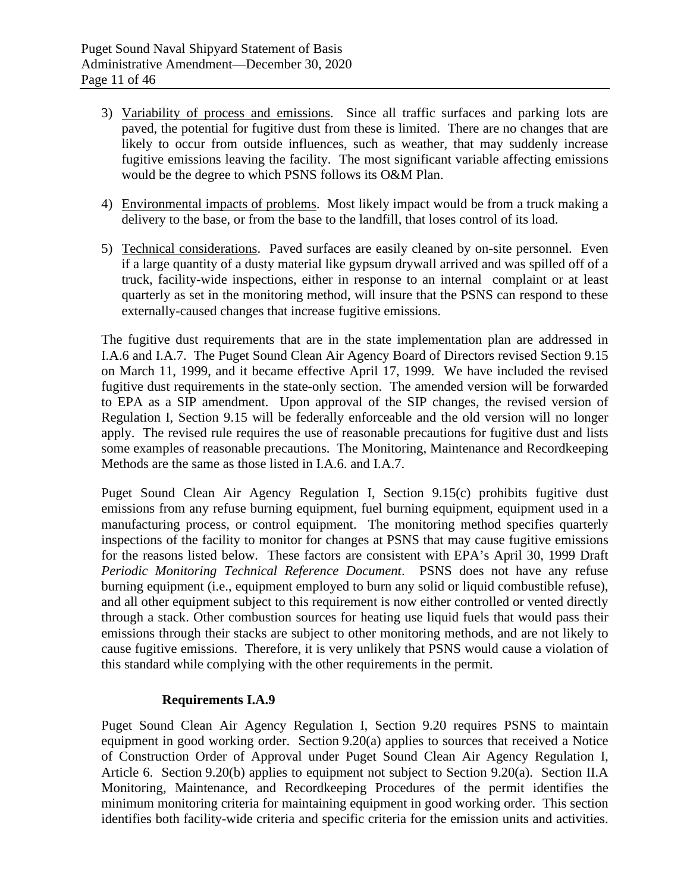3) Variability of process and emissions. Since all traffic surfaces and parking lots are paved, the potential for fugitive dust from these is limited. There are no changes that are likely to occur from outside influences, such as weather, that may suddenly increase fugitive emissions leaving the facility. The most significant variable affecting emissions would be the degree to which PSNS follows its O&M Plan.

4) Environmental impacts of problems. Most likely impact would be from a truck making a delivery to the base, or from the base to the landfill, that loses control of its load.

5) Technical considerations. Paved surfaces are easily cleaned by on-site personnel. Even if a large quantity of a dusty material like gypsum drywall arrived and was spilled off of a truck, facility-wide inspections, either in response to an internal complaint or at least quarterly as set in the monitoring method, will insure that the PSNS can respond to these externally-caused changes that increase fugitive emissions.

The fugitive dust requirements that are in the state implementation plan are addressed in I.A.6 and I.A.7. The Puget Sound Clean Air Agency Board of Directors revised Section 9.15 on March 11, 1999, and it became effective April 17, 1999. We have included the revised fugitive dust requirements in the state-only section. The amended version will be forwarded to EPA as a SIP amendment. Upon approval of the SIP changes, the revised version of Regulation I, Section 9.15 will be federally enforceable and the old version will no longer apply. The revised rule requires the use of reasonable precautions for fugitive dust and lists some examples of reasonable precautions. The Monitoring, Maintenance and Recordkeeping Methods are the same as those listed in I.A.6. and I.A.7.

Puget Sound Clean Air Agency Regulation I, Section 9.15(c) prohibits fugitive dust emissions from any refuse burning equipment, fuel burning equipment, equipment used in a manufacturing process, or control equipment. The monitoring method specifies quarterly inspections of the facility to monitor for changes at PSNS that may cause fugitive emissions for the reasons listed below. These factors are consistent with EPA's April 30, 1999 Draft *Periodic Monitoring Technical Reference Document*. PSNS does not have any refuse burning equipment (i.e., equipment employed to burn any solid or liquid combustible refuse), and all other equipment subject to this requirement is now either controlled or vented directly through a stack. Other combustion sources for heating use liquid fuels that would pass their emissions through their stacks are subject to other monitoring methods, and are not likely to cause fugitive emissions. Therefore, it is very unlikely that PSNS would cause a violation of this standard while complying with the other requirements in the permit.

**Requirements I.A.9**

Puget Sound Clean Air Agency Regulation I, Section 9.20 requires PSNS to maintain equipment in good working order. Section 9.20(a) applies to sources that received a Notice of Construction Order of Approval under Puget Sound Clean Air Agency Regulation I, Article 6. Section 9.20(b) applies to equipment not subject to Section 9.20(a). Section II.A Monitoring, Maintenance, and Recordkeeping Procedures of the permit identifies the minimum monitoring criteria for maintaining equipment in good working order. This section identifies both facility-wide criteria and specific criteria for the emission units and activities.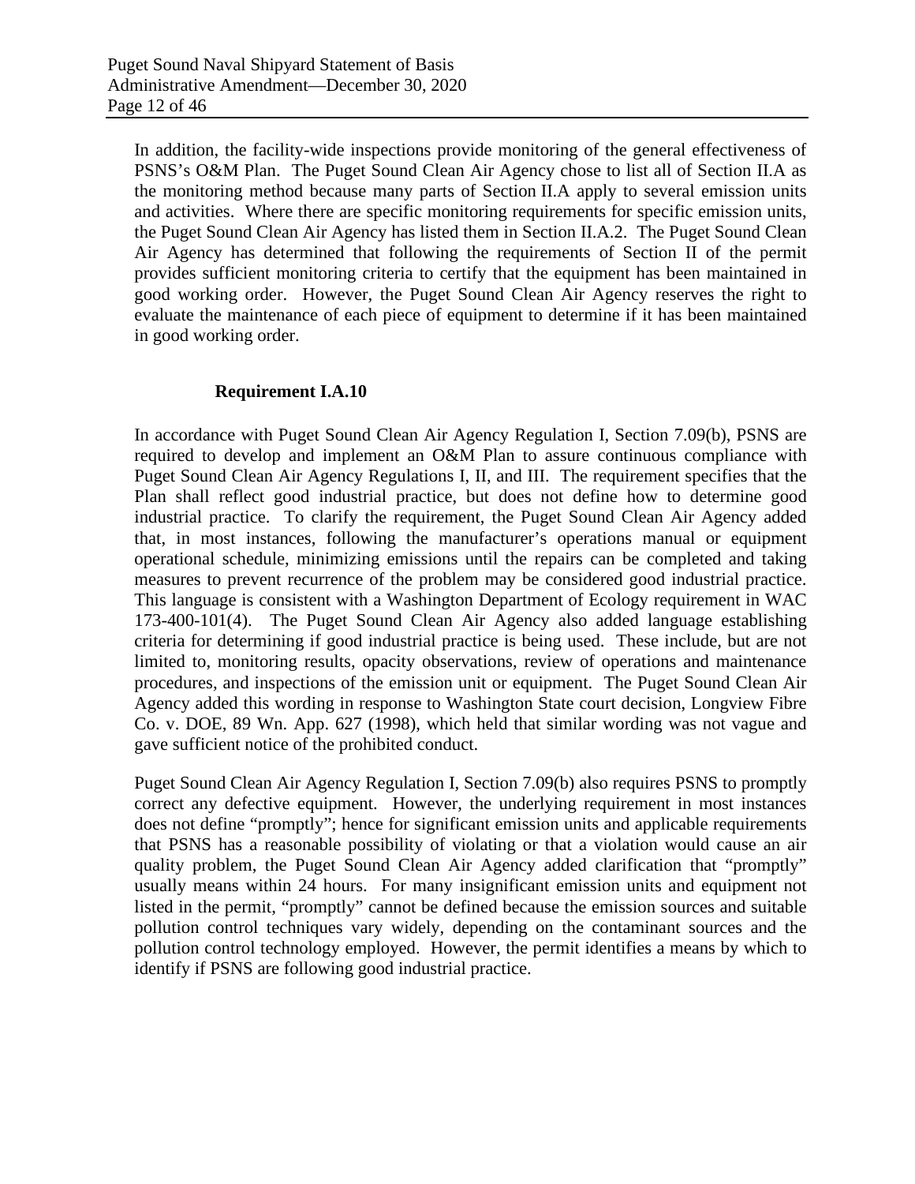In addition, the facility-wide inspections provide monitoring of the general effectiveness of PSNS's O&M Plan. The Puget Sound Clean Air Agency chose to list all of Section II.A as the monitoring method because many parts of Section II.A apply to several emission units and activities. Where there are specific monitoring requirements for specific emission units, the Puget Sound Clean Air Agency has listed them in Section II.A.2. The Puget Sound Clean Air Agency has determined that following the requirements of Section II of the permit provides sufficient monitoring criteria to certify that the equipment has been maintained in good working order. However, the Puget Sound Clean Air Agency reserves the right to evaluate the maintenance of each piece of equipment to determine if it has been maintained in good working order.

**Requirement I.A.10**

In accordance with Puget Sound Clean Air Agency Regulation I, Section 7.09(b), PSNS are required to develop and implement an O&M Plan to assure continuous compliance with Puget Sound Clean Air Agency Regulations I, II, and III. The requirement specifies that the Plan shall reflect good industrial practice, but does not define how to determine good industrial practice. To clarify the requirement, the Puget Sound Clean Air Agency added that, in most instances, following the manufacturer's operations manual or equipment operational schedule, minimizing emissions until the repairs can be completed and taking measures to prevent recurrence of the problem may be considered good industrial practice. This language is consistent with a Washington Department of Ecology requirement in WAC 173-400-101(4). The Puget Sound Clean Air Agency also added language establishing criteria for determining if good industrial practice is being used. These include, but are not limited to, monitoring results, opacity observations, review of operations and maintenance procedures, and inspections of the emission unit or equipment. The Puget Sound Clean Air Agency added this wording in response to Washington State court decision, Longview Fibre Co. v. DOE, 89 Wn. App. 627 (1998), which held that similar wording was not vague and gave sufficient notice of the prohibited conduct.

Puget Sound Clean Air Agency Regulation I, Section 7.09(b) also requires PSNS to promptly correct any defective equipment. However, the underlying requirement in most instances does not define "promptly"; hence for significant emission units and applicable requirements that PSNS has a reasonable possibility of violating or that a violation would cause an air quality problem, the Puget Sound Clean Air Agency added clarification that "promptly" usually means within 24 hours. For many insignificant emission units and equipment not listed in the permit, "promptly" cannot be defined because the emission sources and suitable pollution control techniques vary widely, depending on the contaminant sources and the pollution control technology employed. However, the permit identifies a means by which to identify if PSNS are following good industrial practice.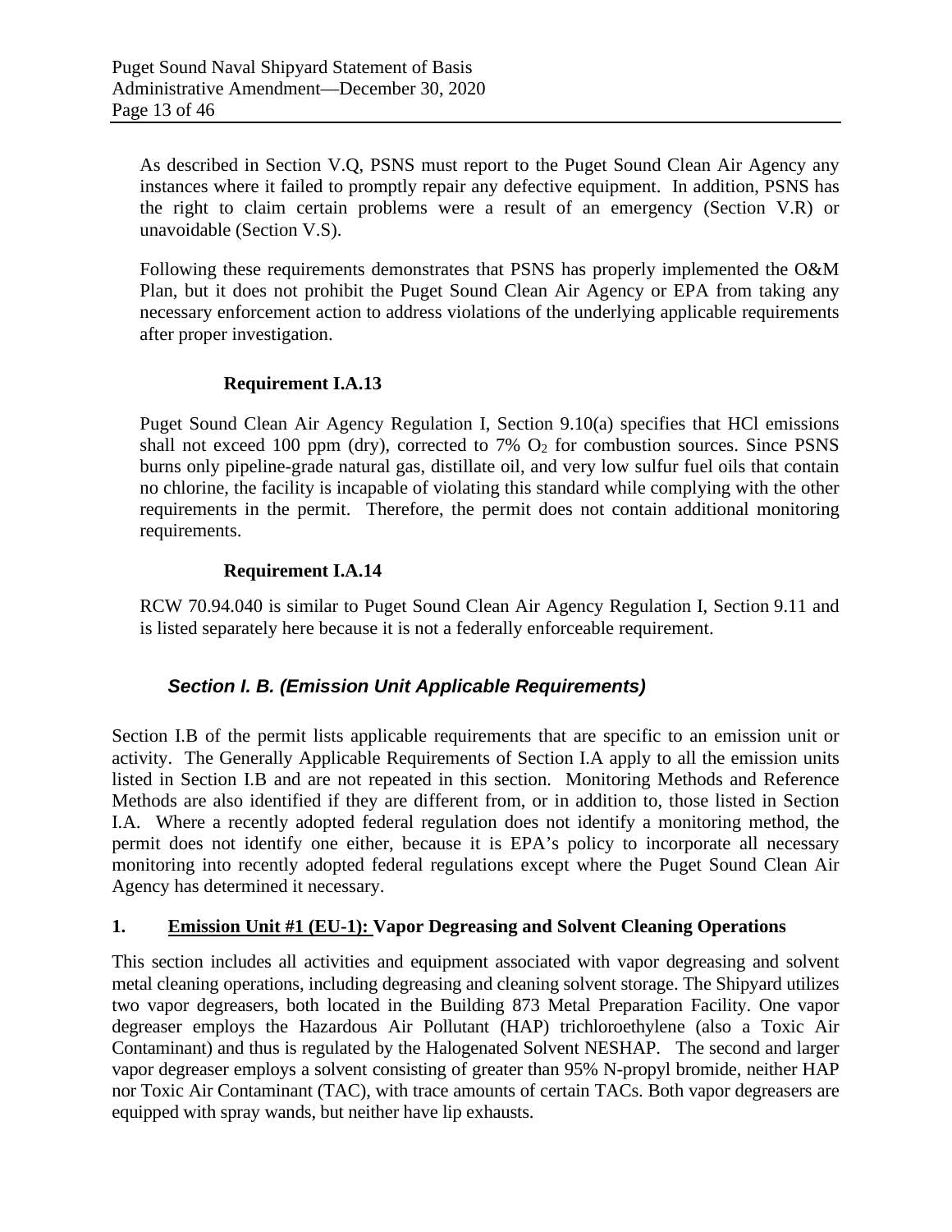As described in Section V.Q, PSNS must report to the Puget Sound Clean Air Agency any instances where it failed to promptly repair any defective equipment. In addition, PSNS has the right to claim certain problems were a result of an emergency (Section V.R) or unavoidable (Section V.S).

Following these requirements demonstrates that PSNS has properly implemented the O&M Plan, but it does not prohibit the Puget Sound Clean Air Agency or EPA from taking any necessary enforcement action to address violations of the underlying applicable requirements after proper investigation.

**Requirement I.A.13**

Puget Sound Clean Air Agency Regulation I, Section 9.10(a) specifies that HCl emissions shall not exceed 100 ppm (dry), corrected to 7% $O_2$ for combustion sources. Since PSNS burns only pipeline-grade natural gas, distillate oil, and very low sulfur fuel oils that contain no chlorine, the facility is incapable of violating this standard while complying with the other requirements in the permit. Therefore, the permit does not contain additional monitoring requirements.

**Requirement I.A.14**

RCW 70.94.040 is similar to Puget Sound Clean Air Agency Regulation I, Section 9.11 and is listed separately here because it is not a federally enforceable requirement.

## *Section I. B. (Emission Unit Applicable Requirements)*

Section I.B of the permit lists applicable requirements that are specific to an emission unit or activity. The Generally Applicable Requirements of Section I.A apply to all the emission units listed in Section I.B and are not repeated in this section. Monitoring Methods and Reference Methods are also identified if they are different from, or in addition to, those listed in Section I.A. Where a recently adopted federal regulation does not identify a monitoring method, the permit does not identify one either, because it is EPA's policy to incorporate all necessary monitoring into recently adopted federal regulations except where the Puget Sound Clean Air Agency has determined it necessary.

### 1. Emission Unit #1 (EU-1): Vapor Degreasing and Solvent Cleaning Operations

This section includes all activities and equipment associated with vapor degreasing and solvent metal cleaning operations, including degreasing and cleaning solvent storage. The Shipyard utilizes two vapor degreasers, both located in the Building 873 Metal Preparation Facility. One vapor degreaser employs the Hazardous Air Pollutant (HAP) trichloroethylene (also a Toxic Air Contaminant) and thus is regulated by the Halogenated Solvent NESHAP. The second and larger vapor degreaser employs a solvent consisting of greater than 95% N-propyl bromide, neither HAP nor Toxic Air Contaminant (TAC), with trace amounts of certain TACs. Both vapor degreasers are equipped with spray wands, but neither have lip exhausts.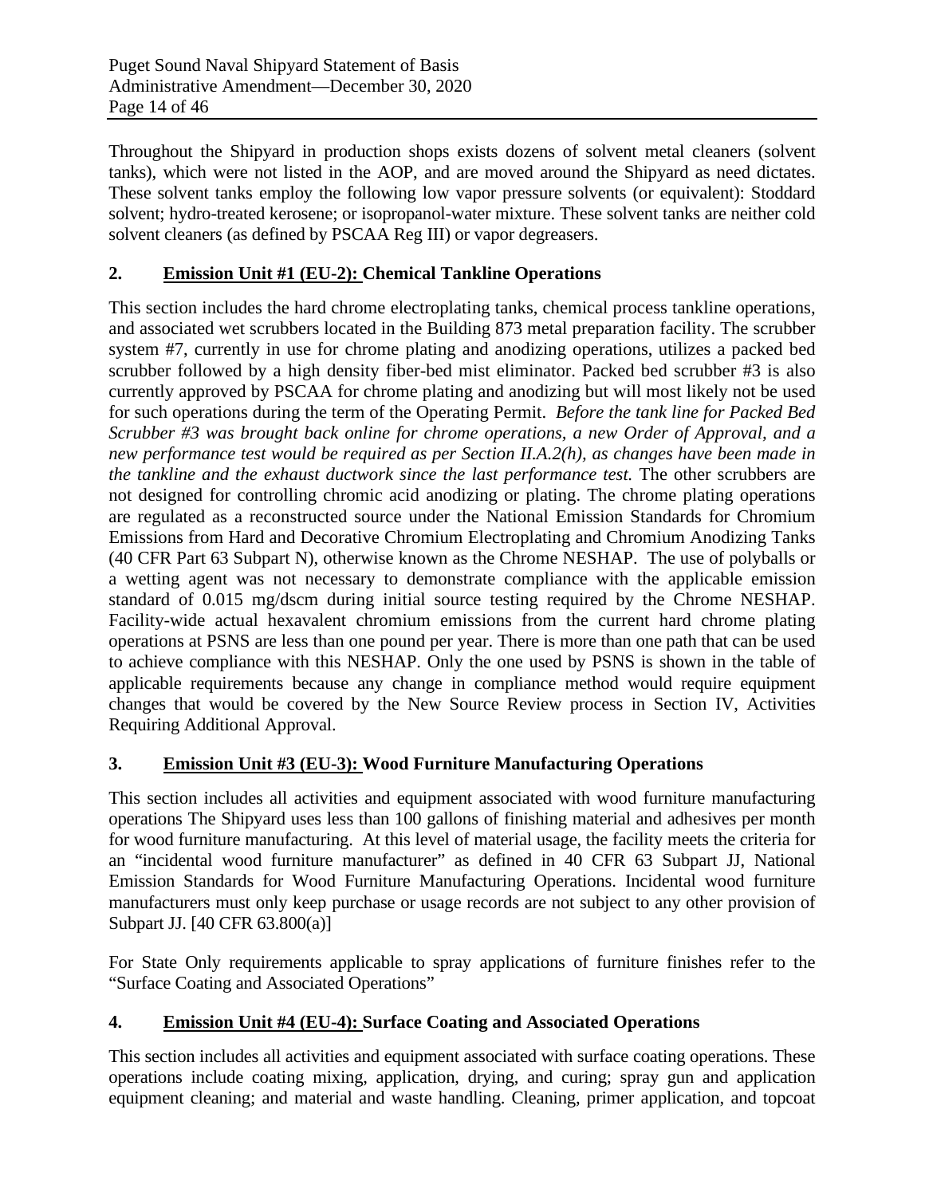Throughout the Shipyard in production shops exists dozens of solvent metal cleaners (solvent tanks), which were not listed in the AOP, and are moved around the Shipyard as need dictates. These solvent tanks employ the following low vapor pressure solvents (or equivalent): Stoddard solvent; hydro-treated kerosene; or isopropanol-water mixture. These solvent tanks are neither cold solvent cleaners (as defined by PSCAA Reg III) or vapor degreasers.

## 2. Emission Unit #1 (EU-2): Chemical Tankline Operations

This section includes the hard chrome electroplating tanks, chemical process tankline operations, and associated wet scrubbers located in the Building 873 metal preparation facility. The scrubber system #7, currently in use for chrome plating and anodizing operations, utilizes a packed bed scrubber followed by a high density fiber-bed mist eliminator. Packed bed scrubber #3 is also currently approved by PSCAA for chrome plating and anodizing but will most likely not be used for such operations during the term of the Operating Permit. *Before the tank line for Packed Bed Scrubber #3 was brought back online for chrome operations, a new Order of Approval, and a new performance test would be required as per Section II.A.2(h), as changes have been made in the tankline and the exhaust ductwork since the last performance test.* The other scrubbers are not designed for controlling chromic acid anodizing or plating. The chrome plating operations are regulated as a reconstructed source under the National Emission Standards for Chromium Emissions from Hard and Decorative Chromium Electroplating and Chromium Anodizing Tanks (40 CFR Part 63 Subpart N), otherwise known as the Chrome NESHAP. The use of polyballs or a wetting agent was not necessary to demonstrate compliance with the applicable emission standard of 0.015 mg/dscm during initial source testing required by the Chrome NESHAP. Facility-wide actual hexavalent chromium emissions from the current hard chrome plating operations at PSNS are less than one pound per year. There is more than one path that can be used to achieve compliance with this NESHAP. Only the one used by PSNS is shown in the table of applicable requirements because any change in compliance method would require equipment changes that would be covered by the New Source Review process in Section IV, Activities Requiring Additional Approval.

## 3. Emission Unit #3 (EU-3): Wood Furniture Manufacturing Operations

This section includes all activities and equipment associated with wood furniture manufacturing operations The Shipyard uses less than 100 gallons of finishing material and adhesives per month for wood furniture manufacturing. At this level of material usage, the facility meets the criteria for an "incidental wood furniture manufacturer" as defined in 40 CFR 63 Subpart JJ, National Emission Standards for Wood Furniture Manufacturing Operations. Incidental wood furniture manufacturers must only keep purchase or usage records are not subject to any other provision of Subpart JJ. [40 CFR 63.800(a)]

For State Only requirements applicable to spray applications of furniture finishes refer to the "Surface Coating and Associated Operations"

## 4. Emission Unit #4 (EU-4): Surface Coating and Associated Operations

This section includes all activities and equipment associated with surface coating operations. These operations include coating mixing, application, drying, and curing; spray gun and application equipment cleaning; and material and waste handling. Cleaning, primer application, and topcoat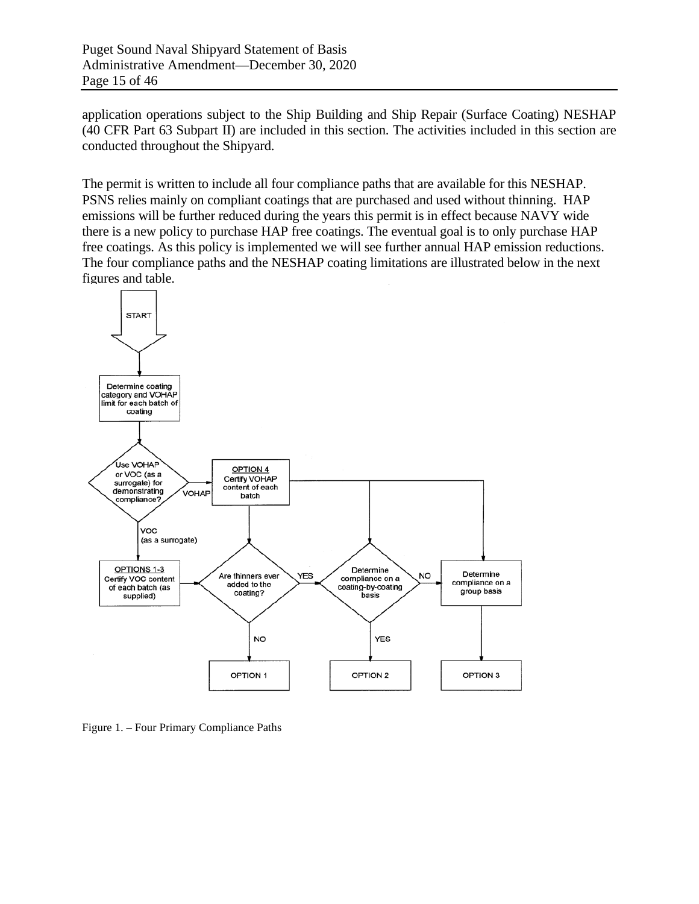application operations subject to the Ship Building and Ship Repair (Surface Coating) NESHAP (40 CFR Part 63 Subpart II) are included in this section. The activities included in this section are conducted throughout the Shipyard.

The permit is written to include all four compliance paths that are available for this NESHAP. PSNS relies mainly on compliant coatings that are purchased and used without thinning. HAP emissions will be further reduced during the years this permit is in effect because NAVY wide there is a new policy to purchase HAP free coatings. The eventual goal is to only purchase HAP free coatings. As this policy is implemented we will see further annual HAP emission reductions. The four compliance paths and the NESHAP coating limitations are illustrated below in the next figures and table.

START

Determine coating category and VOHAP limit for each batch of coating

Use VOHAP or VOC (as a surrogate) for demonstrating compliance?

VOHAP → OPTION 4: Certify VOHAP content of each batch

VOC (as a surrogate) → OPTIONS 1-3: Certify VOC content of each batch (as supplied)

Are thinners ever added to the coating? NO → OPTION 1; YES →

Determine compliance on a coating-by-coating basis? YES → OPTION 2; NO →

Determine compliance on a group basis → OPTION 3

Figure 1. – Four Primary Compliance Paths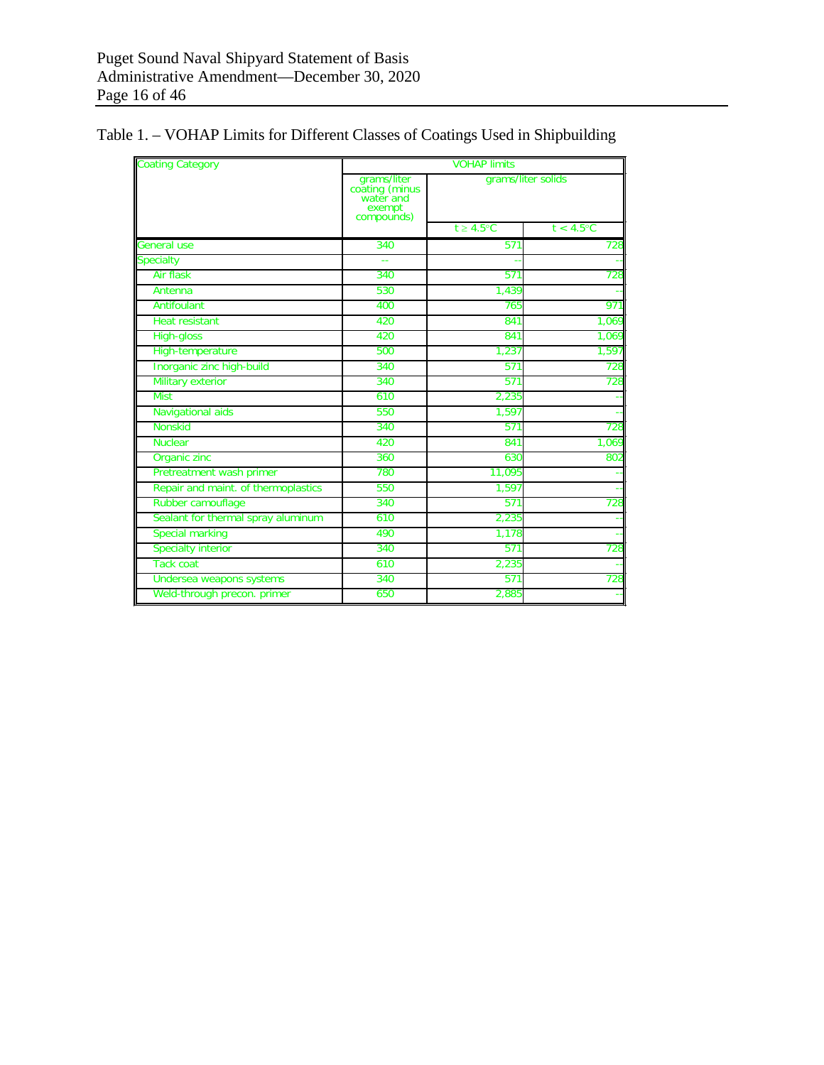Table 1. – VOHAP Limits for Different Classes of Coatings Used in Shipbuilding

| Coating Category | VOHAP limits | | |
|---|---|---|---|
| | grams/liter coating (minus water and exempt compounds) | grams/liter solids | |
| | | t ≥ 4.5°C | t < 4.5°C |
| General use | 340 | 571 | 728 |
| Specialty | -- | -- | -- |
| Air flask | 340 | 571 | 728 |
| Antenna | 530 | 1,439 | -- |
| Antifoulant | 400 | 765 | 971 |
| Heat resistant | 420 | 841 | 1,069 |
| High-gloss | 420 | 841 | 1,069 |
| High-temperature | 500 | 1,237 | 1,597 |
| Inorganic zinc high-build | 340 | 571 | 728 |
| Military exterior | 340 | 571 | 728 |
| Mist | 610 | 2,235 | -- |
| Navigational aids | 550 | 1,597 | -- |
| Nonskid | 340 | 571 | 728 |
| Nuclear | 420 | 841 | 1,069 |
| Organic zinc | 360 | 630 | 802 |
| Pretreatment wash primer | 780 | 11,095 | -- |
| Repair and maint. of thermoplastics | 550 | 1,597 | -- |
| Rubber camouflage | 340 | 571 | 728 |
| Sealant for thermal spray aluminum | 610 | 2,235 | -- |
| Special marking | 490 | 1,178 | -- |
| Specialty interior | 340 | 571 | 728 |
| Tack coat | 610 | 2,235 | -- |
| Undersea weapons systems | 340 | 571 | 728 |
| Weld-through precon. primer | 650 | 2,885 | -- |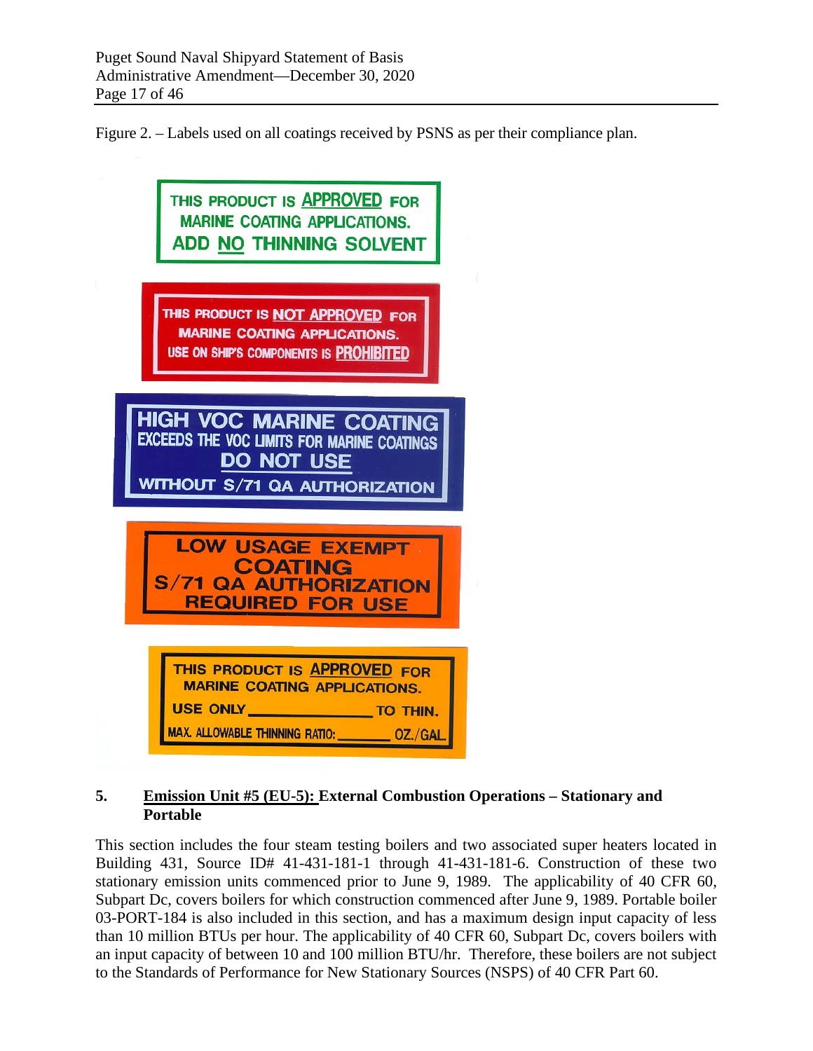Figure 2. – Labels used on all coatings received by PSNS as per their compliance plan.

THIS PRODUCT IS APPROVED FOR MARINE COATING APPLICATIONS. ADD NO THINNING SOLVENT

THIS PRODUCT IS NOT APPROVED FOR MARINE COATING APPLICATIONS. USE ON SHIP'S COMPONENTS IS PROHIBITED

HIGH VOC MARINE COATING EXCEEDS THE VOC LIMITS FOR MARINE COATINGS DO NOT USE WITHOUT S/71 QA AUTHORIZATION

LOW USAGE EXEMPT COATING S/71 QA AUTHORIZATION REQUIRED FOR USE

THIS PRODUCT IS APPROVED FOR MARINE COATING APPLICATIONS. USE ONLY ______________ TO THIN. MAX. ALLOWABLE THINNING RATIO: ________ OZ./GAL.

## 5. Emission Unit #5 (EU-5): External Combustion Operations – Stationary and Portable

This section includes the four steam testing boilers and two associated super heaters located in Building 431, Source ID# 41-431-181-1 through 41-431-181-6. Construction of these two stationary emission units commenced prior to June 9, 1989. The applicability of 40 CFR 60, Subpart Dc, covers boilers for which construction commenced after June 9, 1989. Portable boiler 03-PORT-184 is also included in this section, and has a maximum design input capacity of less than 10 million BTUs per hour. The applicability of 40 CFR 60, Subpart Dc, covers boilers with an input capacity of between 10 and 100 million BTU/hr. Therefore, these boilers are not subject to the Standards of Performance for New Stationary Sources (NSPS) of 40 CFR Part 60.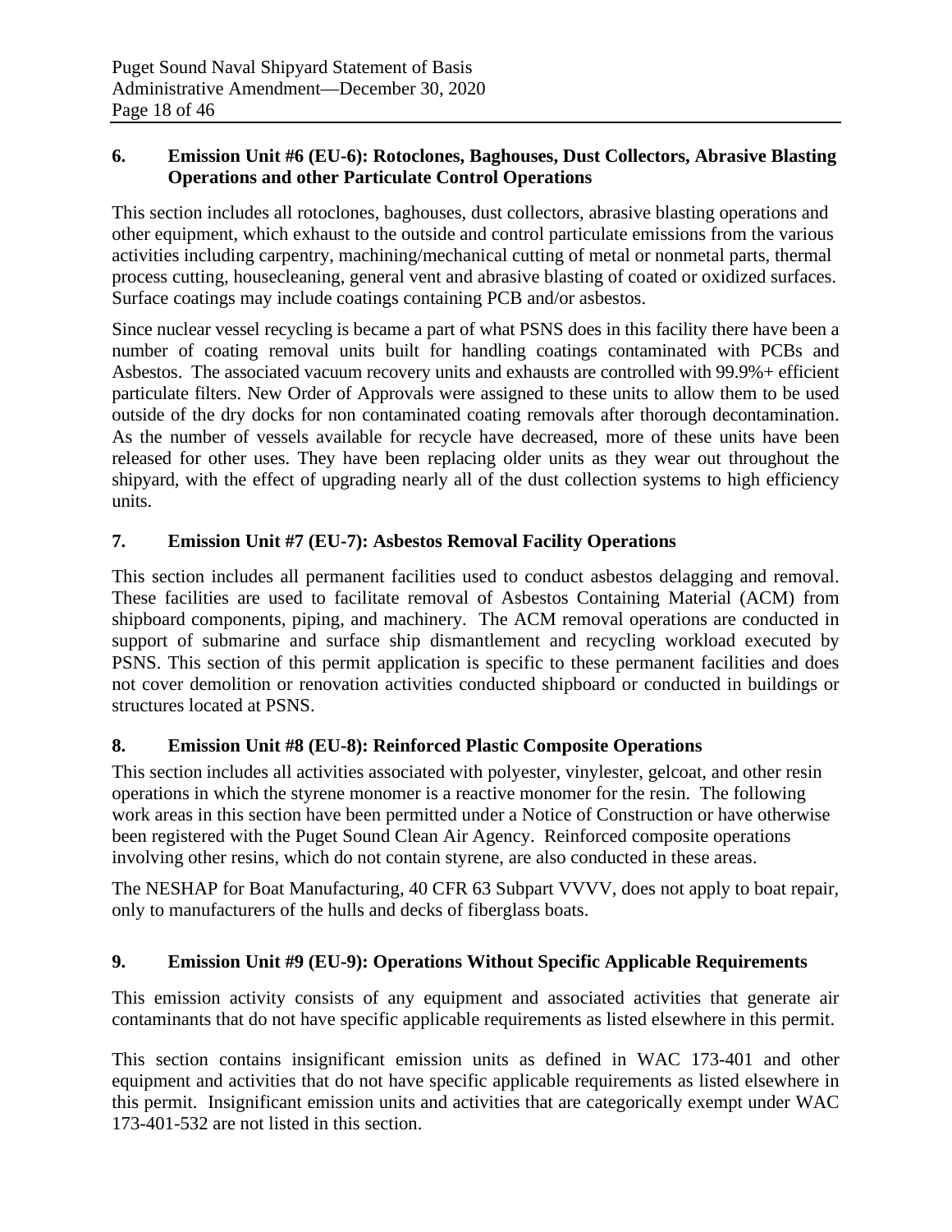### 6. Emission Unit #6 (EU-6): Rotoclones, Baghouses, Dust Collectors, Abrasive Blasting Operations and other Particulate Control Operations

This section includes all rotoclones, baghouses, dust collectors, abrasive blasting operations and other equipment, which exhaust to the outside and control particulate emissions from the various activities including carpentry, machining/mechanical cutting of metal or nonmetal parts, thermal process cutting, housecleaning, general vent and abrasive blasting of coated or oxidized surfaces. Surface coatings may include coatings containing PCB and/or asbestos.

Since nuclear vessel recycling is became a part of what PSNS does in this facility there have been a number of coating removal units built for handling coatings contaminated with PCBs and Asbestos. The associated vacuum recovery units and exhausts are controlled with 99.9%+ efficient particulate filters. New Order of Approvals were assigned to these units to allow them to be used outside of the dry docks for non contaminated coating removals after thorough decontamination. As the number of vessels available for recycle have decreased, more of these units have been released for other uses. They have been replacing older units as they wear out throughout the shipyard, with the effect of upgrading nearly all of the dust collection systems to high efficiency units.

### 7. Emission Unit #7 (EU-7): Asbestos Removal Facility Operations

This section includes all permanent facilities used to conduct asbestos delagging and removal. These facilities are used to facilitate removal of Asbestos Containing Material (ACM) from shipboard components, piping, and machinery. The ACM removal operations are conducted in support of submarine and surface ship dismantlement and recycling workload executed by PSNS. This section of this permit application is specific to these permanent facilities and does not cover demolition or renovation activities conducted shipboard or conducted in buildings or structures located at PSNS.

### 8. Emission Unit #8 (EU-8): Reinforced Plastic Composite Operations

This section includes all activities associated with polyester, vinylester, gelcoat, and other resin operations in which the styrene monomer is a reactive monomer for the resin. The following work areas in this section have been permitted under a Notice of Construction or have otherwise been registered with the Puget Sound Clean Air Agency. Reinforced composite operations involving other resins, which do not contain styrene, are also conducted in these areas.

The NESHAP for Boat Manufacturing, 40 CFR 63 Subpart VVVV, does not apply to boat repair, only to manufacturers of the hulls and decks of fiberglass boats.

### 9. Emission Unit #9 (EU-9): Operations Without Specific Applicable Requirements

This emission activity consists of any equipment and associated activities that generate air contaminants that do not have specific applicable requirements as listed elsewhere in this permit.

This section contains insignificant emission units as defined in WAC 173-401 and other equipment and activities that do not have specific applicable requirements as listed elsewhere in this permit. Insignificant emission units and activities that are categorically exempt under WAC 173-401-532 are not listed in this section.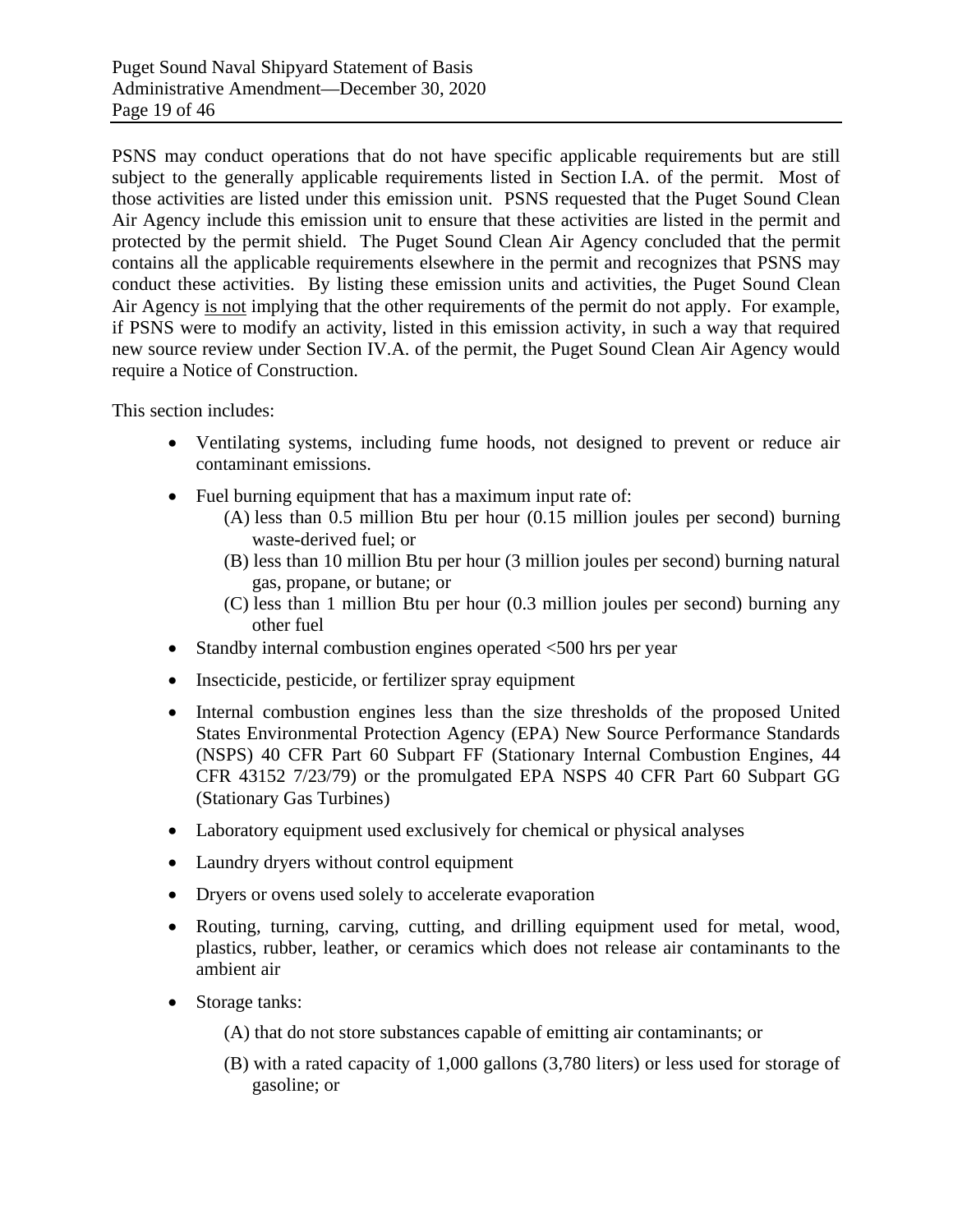PSNS may conduct operations that do not have specific applicable requirements but are still subject to the generally applicable requirements listed in Section I.A. of the permit. Most of those activities are listed under this emission unit. PSNS requested that the Puget Sound Clean Air Agency include this emission unit to ensure that these activities are listed in the permit and protected by the permit shield. The Puget Sound Clean Air Agency concluded that the permit contains all the applicable requirements elsewhere in the permit and recognizes that PSNS may conduct these activities. By listing these emission units and activities, the Puget Sound Clean Air Agency <u>is not</u> implying that the other requirements of the permit do not apply. For example, if PSNS were to modify an activity, listed in this emission activity, in such a way that required new source review under Section IV.A. of the permit, the Puget Sound Clean Air Agency would require a Notice of Construction.

This section includes:

- Ventilating systems, including fume hoods, not designed to prevent or reduce air contaminant emissions.
- Fuel burning equipment that has a maximum input rate of:
  - (A) less than 0.5 million Btu per hour (0.15 million joules per second) burning waste-derived fuel; or
  - (B) less than 10 million Btu per hour (3 million joules per second) burning natural gas, propane, or butane; or
  - (C) less than 1 million Btu per hour (0.3 million joules per second) burning any other fuel
- Standby internal combustion engines operated <500 hrs per year
- Insecticide, pesticide, or fertilizer spray equipment
- Internal combustion engines less than the size thresholds of the proposed United States Environmental Protection Agency (EPA) New Source Performance Standards (NSPS) 40 CFR Part 60 Subpart FF (Stationary Internal Combustion Engines, 44 CFR 43152 7/23/79) or the promulgated EPA NSPS 40 CFR Part 60 Subpart GG (Stationary Gas Turbines)
- Laboratory equipment used exclusively for chemical or physical analyses
- Laundry dryers without control equipment
- Dryers or ovens used solely to accelerate evaporation
- Routing, turning, carving, cutting, and drilling equipment used for metal, wood, plastics, rubber, leather, or ceramics which does not release air contaminants to the ambient air
- Storage tanks:
  - (A) that do not store substances capable of emitting air contaminants; or
  - (B) with a rated capacity of 1,000 gallons (3,780 liters) or less used for storage of gasoline; or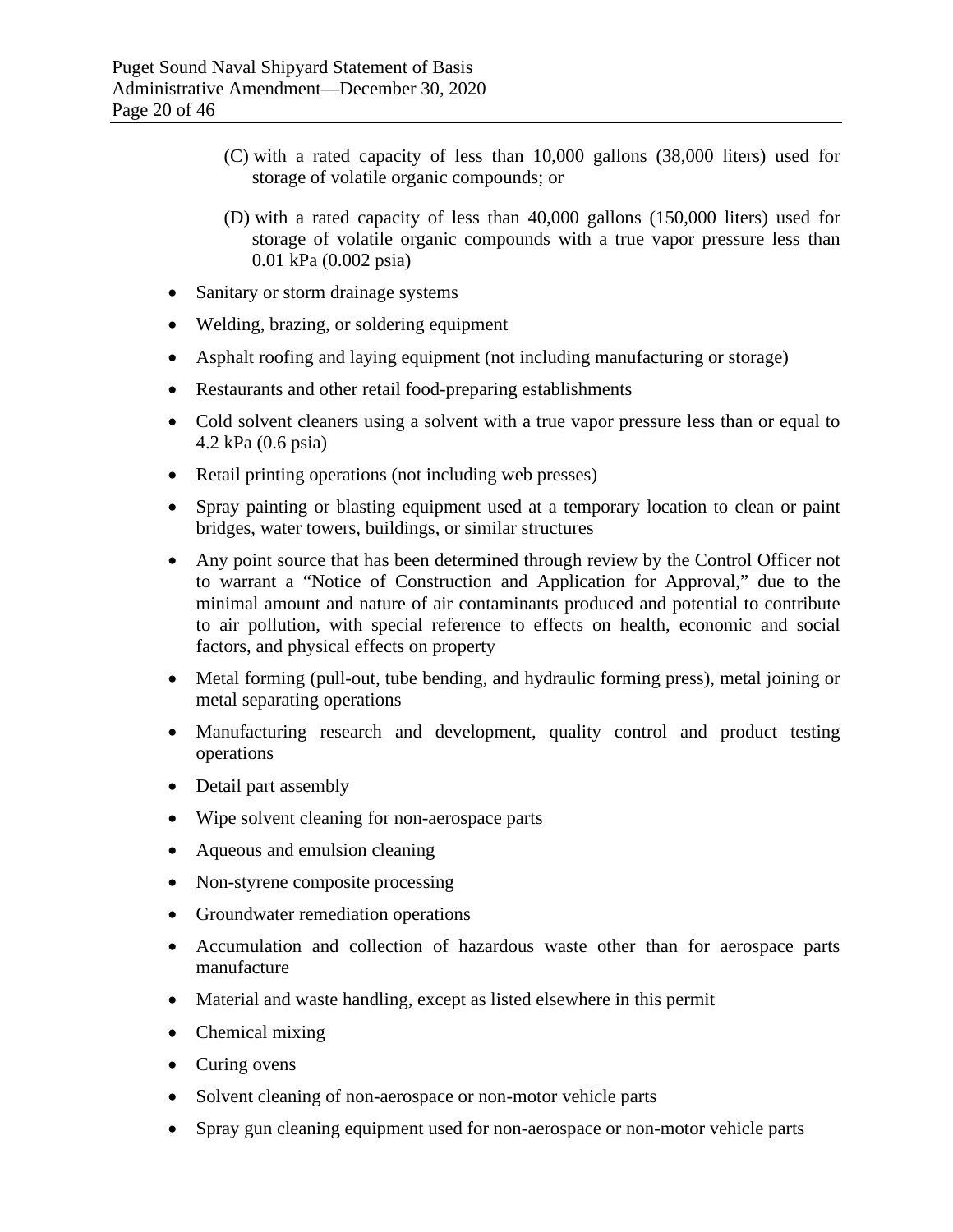(C) with a rated capacity of less than 10,000 gallons (38,000 liters) used for storage of volatile organic compounds; or

(D) with a rated capacity of less than 40,000 gallons (150,000 liters) used for storage of volatile organic compounds with a true vapor pressure less than 0.01 kPa (0.002 psia)

- Sanitary or storm drainage systems
- Welding, brazing, or soldering equipment
- Asphalt roofing and laying equipment (not including manufacturing or storage)
- Restaurants and other retail food-preparing establishments
- Cold solvent cleaners using a solvent with a true vapor pressure less than or equal to 4.2 kPa (0.6 psia)
- Retail printing operations (not including web presses)
- Spray painting or blasting equipment used at a temporary location to clean or paint bridges, water towers, buildings, or similar structures
- Any point source that has been determined through review by the Control Officer not to warrant a "Notice of Construction and Application for Approval," due to the minimal amount and nature of air contaminants produced and potential to contribute to air pollution, with special reference to effects on health, economic and social factors, and physical effects on property
- Metal forming (pull-out, tube bending, and hydraulic forming press), metal joining or metal separating operations
- Manufacturing research and development, quality control and product testing operations
- Detail part assembly
- Wipe solvent cleaning for non-aerospace parts
- Aqueous and emulsion cleaning
- Non-styrene composite processing
- Groundwater remediation operations
- Accumulation and collection of hazardous waste other than for aerospace parts manufacture
- Material and waste handling, except as listed elsewhere in this permit
- Chemical mixing
- Curing ovens
- Solvent cleaning of non-aerospace or non-motor vehicle parts
- Spray gun cleaning equipment used for non-aerospace or non-motor vehicle parts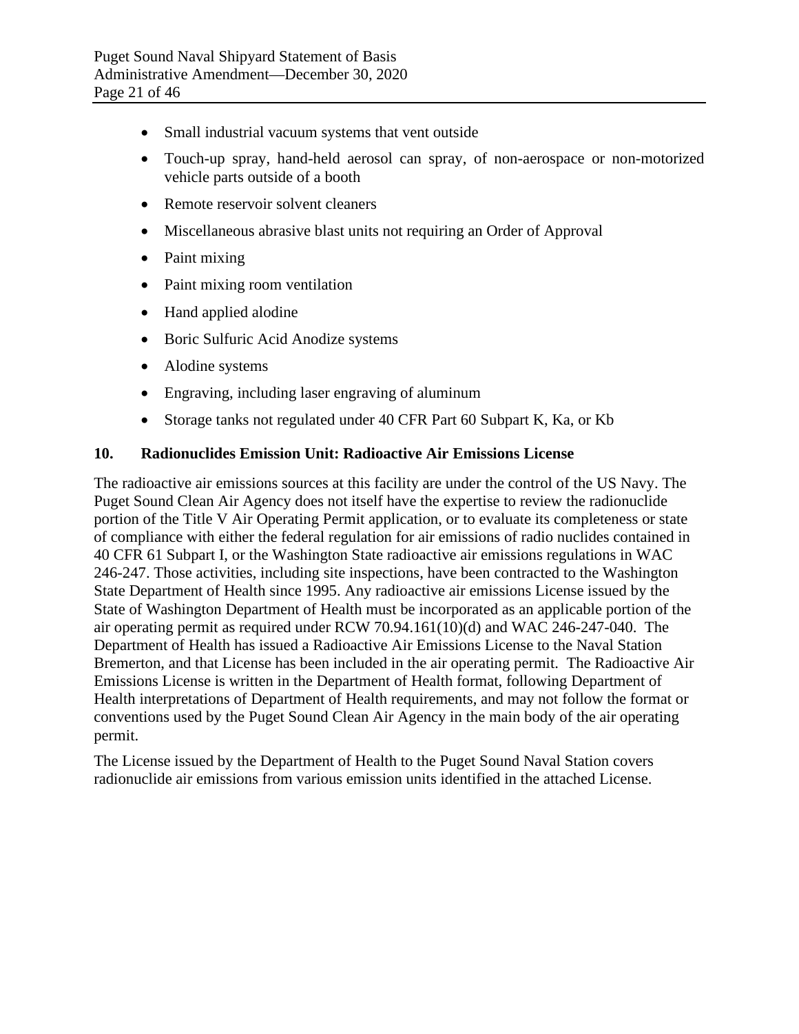- Small industrial vacuum systems that vent outside
- Touch-up spray, hand-held aerosol can spray, of non-aerospace or non-motorized vehicle parts outside of a booth
- Remote reservoir solvent cleaners
- Miscellaneous abrasive blast units not requiring an Order of Approval
- Paint mixing
- Paint mixing room ventilation
- Hand applied alodine
- Boric Sulfuric Acid Anodize systems
- Alodine systems
- Engraving, including laser engraving of aluminum
- Storage tanks not regulated under 40 CFR Part 60 Subpart K, Ka, or Kb

## 10. Radionuclides Emission Unit: Radioactive Air Emissions License

The radioactive air emissions sources at this facility are under the control of the US Navy. The Puget Sound Clean Air Agency does not itself have the expertise to review the radionuclide portion of the Title V Air Operating Permit application, or to evaluate its completeness or state of compliance with either the federal regulation for air emissions of radio nuclides contained in 40 CFR 61 Subpart I, or the Washington State radioactive air emissions regulations in WAC 246-247. Those activities, including site inspections, have been contracted to the Washington State Department of Health since 1995. Any radioactive air emissions License issued by the State of Washington Department of Health must be incorporated as an applicable portion of the air operating permit as required under RCW 70.94.161(10)(d) and WAC 246-247-040. The Department of Health has issued a Radioactive Air Emissions License to the Naval Station Bremerton, and that License has been included in the air operating permit. The Radioactive Air Emissions License is written in the Department of Health format, following Department of Health interpretations of Department of Health requirements, and may not follow the format or conventions used by the Puget Sound Clean Air Agency in the main body of the air operating permit.

The License issued by the Department of Health to the Puget Sound Naval Station covers radionuclide air emissions from various emission units identified in the attached License.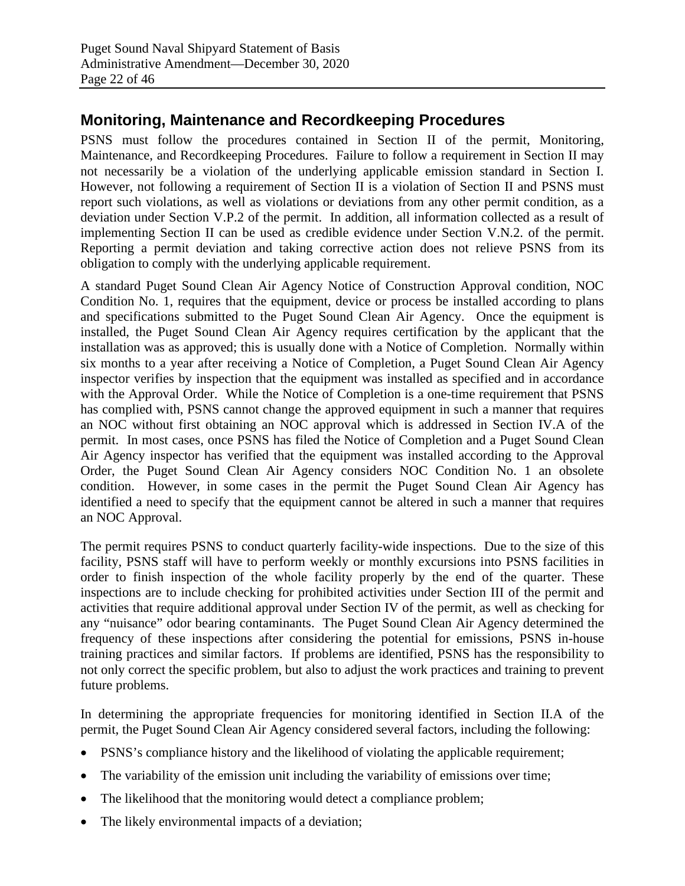## Monitoring, Maintenance and Recordkeeping Procedures

PSNS must follow the procedures contained in Section II of the permit, Monitoring, Maintenance, and Recordkeeping Procedures. Failure to follow a requirement in Section II may not necessarily be a violation of the underlying applicable emission standard in Section I. However, not following a requirement of Section II is a violation of Section II and PSNS must report such violations, as well as violations or deviations from any other permit condition, as a deviation under Section V.P.2 of the permit. In addition, all information collected as a result of implementing Section II can be used as credible evidence under Section V.N.2. of the permit. Reporting a permit deviation and taking corrective action does not relieve PSNS from its obligation to comply with the underlying applicable requirement.

A standard Puget Sound Clean Air Agency Notice of Construction Approval condition, NOC Condition No. 1, requires that the equipment, device or process be installed according to plans and specifications submitted to the Puget Sound Clean Air Agency. Once the equipment is installed, the Puget Sound Clean Air Agency requires certification by the applicant that the installation was as approved; this is usually done with a Notice of Completion. Normally within six months to a year after receiving a Notice of Completion, a Puget Sound Clean Air Agency inspector verifies by inspection that the equipment was installed as specified and in accordance with the Approval Order. While the Notice of Completion is a one-time requirement that PSNS has complied with, PSNS cannot change the approved equipment in such a manner that requires an NOC without first obtaining an NOC approval which is addressed in Section IV.A of the permit. In most cases, once PSNS has filed the Notice of Completion and a Puget Sound Clean Air Agency inspector has verified that the equipment was installed according to the Approval Order, the Puget Sound Clean Air Agency considers NOC Condition No. 1 an obsolete condition. However, in some cases in the permit the Puget Sound Clean Air Agency has identified a need to specify that the equipment cannot be altered in such a manner that requires an NOC Approval.

The permit requires PSNS to conduct quarterly facility-wide inspections. Due to the size of this facility, PSNS staff will have to perform weekly or monthly excursions into PSNS facilities in order to finish inspection of the whole facility properly by the end of the quarter. These inspections are to include checking for prohibited activities under Section III of the permit and activities that require additional approval under Section IV of the permit, as well as checking for any "nuisance" odor bearing contaminants. The Puget Sound Clean Air Agency determined the frequency of these inspections after considering the potential for emissions, PSNS in-house training practices and similar factors. If problems are identified, PSNS has the responsibility to not only correct the specific problem, but also to adjust the work practices and training to prevent future problems.

In determining the appropriate frequencies for monitoring identified in Section II.A of the permit, the Puget Sound Clean Air Agency considered several factors, including the following:

- PSNS's compliance history and the likelihood of violating the applicable requirement;
- The variability of the emission unit including the variability of emissions over time;
- The likelihood that the monitoring would detect a compliance problem;
- The likely environmental impacts of a deviation;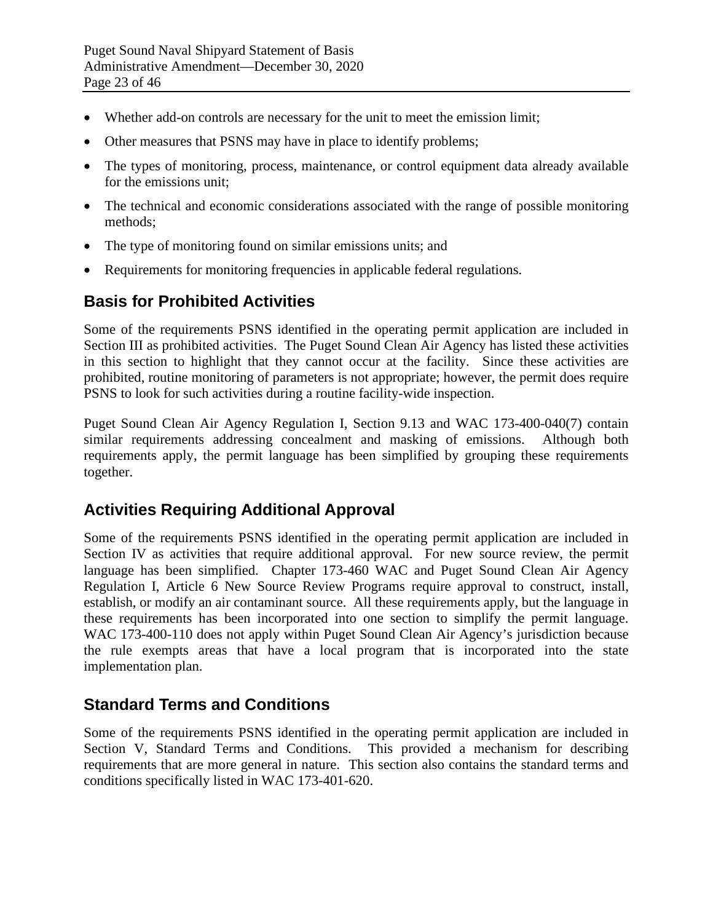- Whether add-on controls are necessary for the unit to meet the emission limit;
- Other measures that PSNS may have in place to identify problems;
- The types of monitoring, process, maintenance, or control equipment data already available for the emissions unit;
- The technical and economic considerations associated with the range of possible monitoring methods;
- The type of monitoring found on similar emissions units; and
- Requirements for monitoring frequencies in applicable federal regulations.

## Basis for Prohibited Activities

Some of the requirements PSNS identified in the operating permit application are included in Section III as prohibited activities. The Puget Sound Clean Air Agency has listed these activities in this section to highlight that they cannot occur at the facility. Since these activities are prohibited, routine monitoring of parameters is not appropriate; however, the permit does require PSNS to look for such activities during a routine facility-wide inspection.

Puget Sound Clean Air Agency Regulation I, Section 9.13 and WAC 173-400-040(7) contain similar requirements addressing concealment and masking of emissions. Although both requirements apply, the permit language has been simplified by grouping these requirements together.

## Activities Requiring Additional Approval

Some of the requirements PSNS identified in the operating permit application are included in Section IV as activities that require additional approval. For new source review, the permit language has been simplified. Chapter 173-460 WAC and Puget Sound Clean Air Agency Regulation I, Article 6 New Source Review Programs require approval to construct, install, establish, or modify an air contaminant source. All these requirements apply, but the language in these requirements has been incorporated into one section to simplify the permit language. WAC 173-400-110 does not apply within Puget Sound Clean Air Agency's jurisdiction because the rule exempts areas that have a local program that is incorporated into the state implementation plan.

## Standard Terms and Conditions

Some of the requirements PSNS identified in the operating permit application are included in Section V, Standard Terms and Conditions. This provided a mechanism for describing requirements that are more general in nature. This section also contains the standard terms and conditions specifically listed in WAC 173-401-620.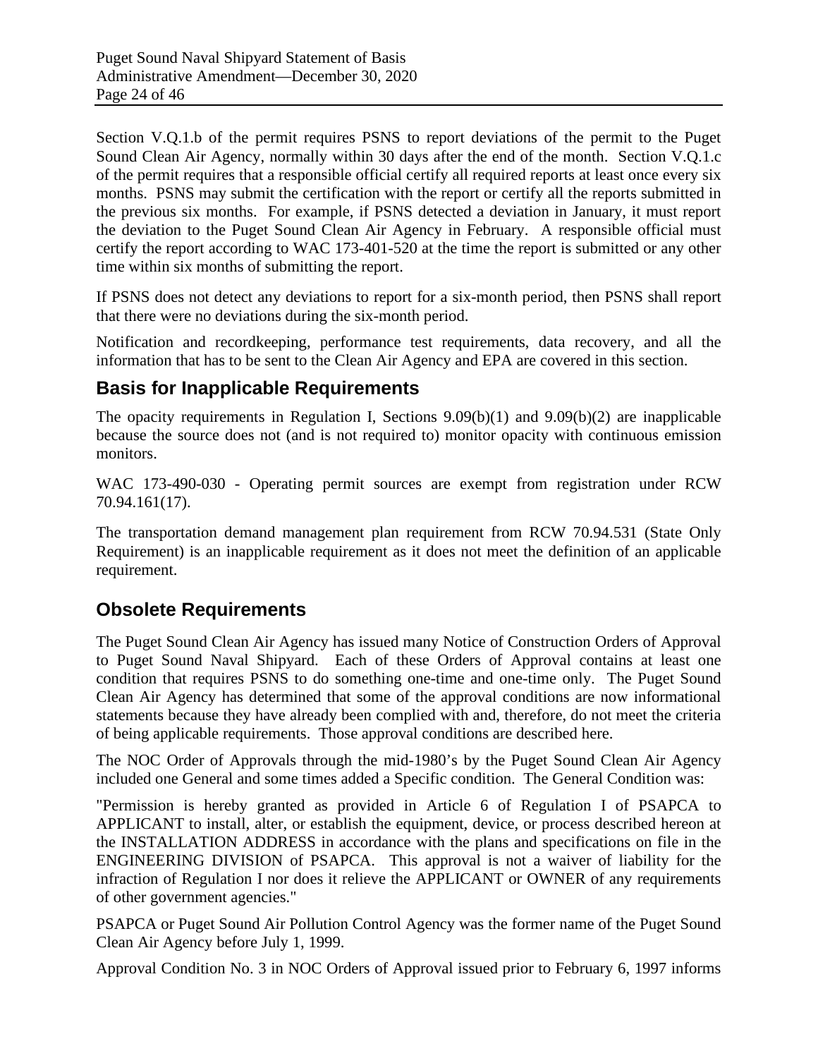Section V.Q.1.b of the permit requires PSNS to report deviations of the permit to the Puget Sound Clean Air Agency, normally within 30 days after the end of the month. Section V.Q.1.c of the permit requires that a responsible official certify all required reports at least once every six months. PSNS may submit the certification with the report or certify all the reports submitted in the previous six months. For example, if PSNS detected a deviation in January, it must report the deviation to the Puget Sound Clean Air Agency in February. A responsible official must certify the report according to WAC 173-401-520 at the time the report is submitted or any other time within six months of submitting the report.

If PSNS does not detect any deviations to report for a six-month period, then PSNS shall report that there were no deviations during the six-month period.

Notification and recordkeeping, performance test requirements, data recovery, and all the information that has to be sent to the Clean Air Agency and EPA are covered in this section.

## Basis for Inapplicable Requirements

The opacity requirements in Regulation I, Sections 9.09(b)(1) and 9.09(b)(2) are inapplicable because the source does not (and is not required to) monitor opacity with continuous emission monitors.

WAC 173-490-030 - Operating permit sources are exempt from registration under RCW 70.94.161(17).

The transportation demand management plan requirement from RCW 70.94.531 (State Only Requirement) is an inapplicable requirement as it does not meet the definition of an applicable requirement.

## Obsolete Requirements

The Puget Sound Clean Air Agency has issued many Notice of Construction Orders of Approval to Puget Sound Naval Shipyard. Each of these Orders of Approval contains at least one condition that requires PSNS to do something one-time and one-time only. The Puget Sound Clean Air Agency has determined that some of the approval conditions are now informational statements because they have already been complied with and, therefore, do not meet the criteria of being applicable requirements. Those approval conditions are described here.

The NOC Order of Approvals through the mid-1980's by the Puget Sound Clean Air Agency included one General and some times added a Specific condition. The General Condition was:

"Permission is hereby granted as provided in Article 6 of Regulation I of PSAPCA to APPLICANT to install, alter, or establish the equipment, device, or process described hereon at the INSTALLATION ADDRESS in accordance with the plans and specifications on file in the ENGINEERING DIVISION of PSAPCA. This approval is not a waiver of liability for the infraction of Regulation I nor does it relieve the APPLICANT or OWNER of any requirements of other government agencies."

PSAPCA or Puget Sound Air Pollution Control Agency was the former name of the Puget Sound Clean Air Agency before July 1, 1999.

Approval Condition No. 3 in NOC Orders of Approval issued prior to February 6, 1997 informs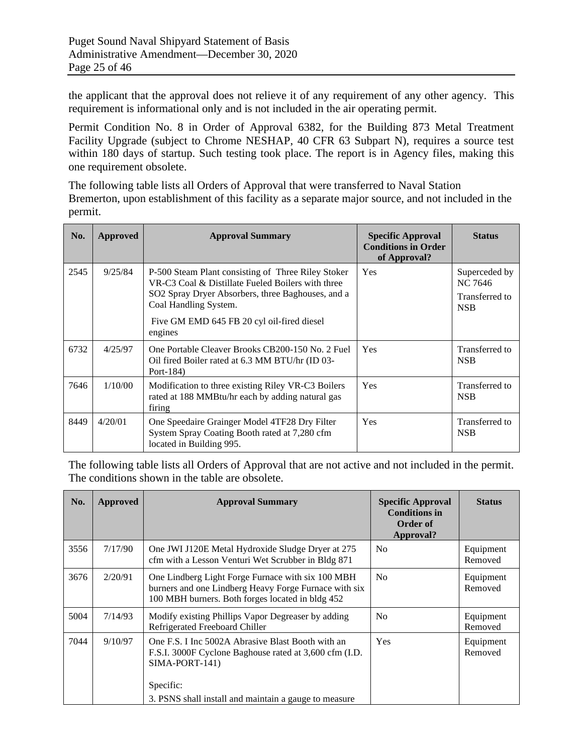the applicant that the approval does not relieve it of any requirement of any other agency. This requirement is informational only and is not included in the air operating permit.

Permit Condition No. 8 in Order of Approval 6382, for the Building 873 Metal Treatment Facility Upgrade (subject to Chrome NESHAP, 40 CFR 63 Subpart N), requires a source test within 180 days of startup. Such testing took place. The report is in Agency files, making this one requirement obsolete.

The following table lists all Orders of Approval that were transferred to Naval Station Bremerton, upon establishment of this facility as a separate major source, and not included in the permit.

| No. | Approved | Approval Summary | Specific Approval Conditions in Order of Approval? | Status |
|---|---|---|---|---|
| 2545 | 9/25/84 | P-500 Steam Plant consisting of Three Riley Stoker VR-C3 Coal & Distillate Fueled Boilers with three SO2 Spray Dryer Absorbers, three Baghouses, and a Coal Handling System.<br><br>Five GM EMD 645 FB 20 cyl oil-fired diesel engines | Yes | Superceded by NC 7646<br><br>Transferred to NSB |
| 6732 | 4/25/97 | One Portable Cleaver Brooks CB200-150 No. 2 Fuel Oil fired Boiler rated at 6.3 MM BTU/hr (ID 03-Port-184) | Yes | Transferred to NSB |
| 7646 | 1/10/00 | Modification to three existing Riley VR-C3 Boilers rated at 188 MMBtu/hr each by adding natural gas firing | Yes | Transferred to NSB |
| 8449 | 4/20/01 | One Speedaire Grainger Model 4TF28 Dry Filter System Spray Coating Booth rated at 7,280 cfm located in Building 995. | Yes | Transferred to NSB |

The following table lists all Orders of Approval that are not active and not included in the permit. The conditions shown in the table are obsolete.

| No. | Approved | Approval Summary | Specific Approval Conditions in Order of Approval? | Status |
|---|---|---|---|---|
| 3556 | 7/17/90 | One JWI J120E Metal Hydroxide Sludge Dryer at 275 cfm with a Lesson Venturi Wet Scrubber in Bldg 871 | No | Equipment Removed |
| 3676 | 2/20/91 | One Lindberg Light Forge Furnace with six 100 MBH burners and one Lindberg Heavy Forge Furnace with six 100 MBH burners. Both forges located in bldg 452 | No | Equipment Removed |
| 5004 | 7/14/93 | Modify existing Phillips Vapor Degreaser by adding Refrigerated Freeboard Chiller | No | Equipment Removed |
| 7044 | 9/10/97 | One F.S. I Inc 5002A Abrasive Blast Booth with an F.S.I. 3000F Cyclone Baghouse rated at 3,600 cfm (I.D. SIMA-PORT-141)<br><br>Specific:<br><br>3. PSNS shall install and maintain a gauge to measure | Yes | Equipment Removed |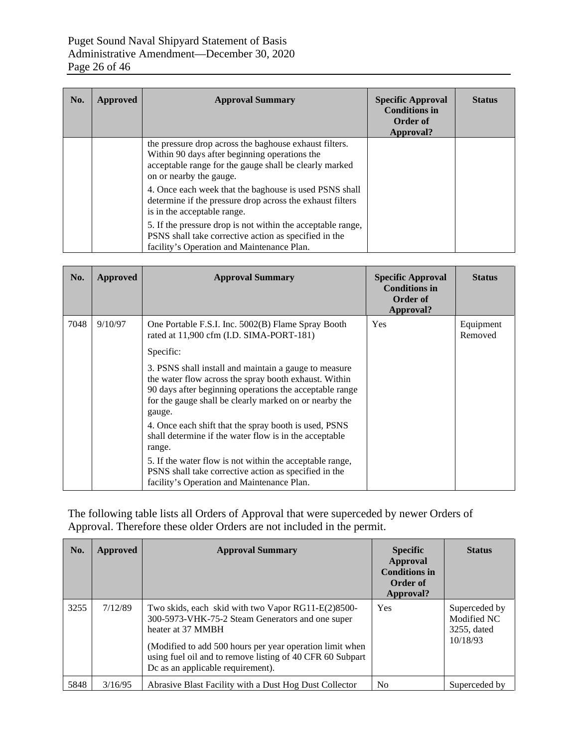| No. | Approved | Approval Summary | Specific Approval Conditions in Order of Approval? | Status |
|---|---|---|---|---|
| | | the pressure drop across the baghouse exhaust filters. Within 90 days after beginning operations the acceptable range for the gauge shall be clearly marked on or nearby the gauge.<br><br>4. Once each week that the baghouse is used PSNS shall determine if the pressure drop across the exhaust filters is in the acceptable range.<br><br>5. If the pressure drop is not within the acceptable range, PSNS shall take corrective action as specified in the facility's Operation and Maintenance Plan. | | |

| No. | Approved | Approval Summary | Specific Approval Conditions in Order of Approval? | Status |
|---|---|---|---|---|
| 7048 | 9/10/97 | One Portable F.S.I. Inc. 5002(B) Flame Spray Booth rated at 11,900 cfm (I.D. SIMA-PORT-181)<br><br>Specific:<br><br>3. PSNS shall install and maintain a gauge to measure the water flow across the spray booth exhaust. Within 90 days after beginning operations the acceptable range for the gauge shall be clearly marked on or nearby the gauge.<br><br>4. Once each shift that the spray booth is used, PSNS shall determine if the water flow is in the acceptable range.<br><br>5. If the water flow is not within the acceptable range, PSNS shall take corrective action as specified in the facility's Operation and Maintenance Plan. | Yes | Equipment Removed |

The following table lists all Orders of Approval that were superceded by newer Orders of Approval. Therefore these older Orders are not included in the permit.

| No. | Approved | Approval Summary | Specific Approval Conditions in Order of Approval? | Status |
|---|---|---|---|---|
| 3255 | 7/12/89 | Two skids, each skid with two Vapor RG11-E(2)8500-300-5973-VHK-75-2 Steam Generators and one super heater at 37 MMBH<br><br>(Modified to add 500 hours per year operation limit when using fuel oil and to remove listing of 40 CFR 60 Subpart Dc as an applicable requirement). | Yes | Superceded by Modified NC 3255, dated 10/18/93 |
| 5848 | 3/16/95 | Abrasive Blast Facility with a Dust Hog Dust Collector | No | Superceded by |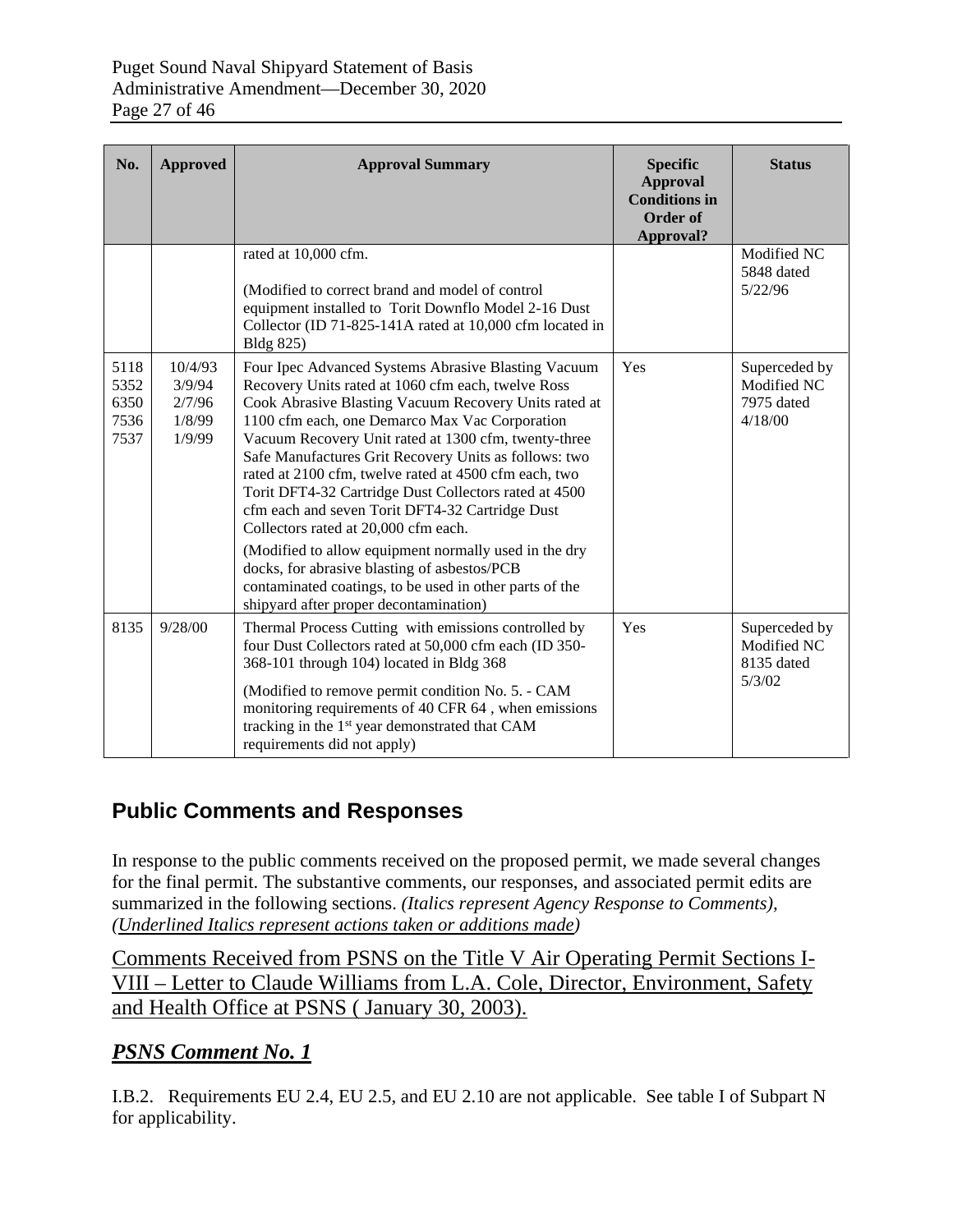| No. | Approved | Approval Summary | Specific Approval Conditions in Order of Approval? | Status |
|---|---|---|---|---|
| | | rated at 10,000 cfm.<br><br>(Modified to correct brand and model of control equipment installed to Torit Downflo Model 2-16 Dust Collector (ID 71-825-141A rated at 10,000 cfm located in Bldg 825) | | Modified NC 5848 dated 5/22/96 |
| 5118<br>5352<br>6350<br>7536<br>7537 | 10/4/93<br>3/9/94<br>2/7/96<br>1/8/99<br>1/9/99 | Four Ipec Advanced Systems Abrasive Blasting Vacuum Recovery Units rated at 1060 cfm each, twelve Ross Cook Abrasive Blasting Vacuum Recovery Units rated at 1100 cfm each, one Demarco Max Vac Corporation Vacuum Recovery Unit rated at 1300 cfm, twenty-three Safe Manufactures Grit Recovery Units as follows: two rated at 2100 cfm, twelve rated at 4500 cfm each, two Torit DFT4-32 Cartridge Dust Collectors rated at 4500 cfm each and seven Torit DFT4-32 Cartridge Dust Collectors rated at 20,000 cfm each.<br><br>(Modified to allow equipment normally used in the dry docks, for abrasive blasting of asbestos/PCB contaminated coatings, to be used in other parts of the shipyard after proper decontamination) | Yes | Superceded by Modified NC 7975 dated 4/18/00 |
| 8135 | 9/28/00 | Thermal Process Cutting with emissions controlled by four Dust Collectors rated at 50,000 cfm each (ID 350-368-101 through 104) located in Bldg 368<br><br>(Modified to remove permit condition No. 5. - CAM monitoring requirements of 40 CFR 64 , when emissions tracking in the 1st year demonstrated that CAM requirements did not apply) | Yes | Superceded by Modified NC 8135 dated 5/3/02 |

## Public Comments and Responses

In response to the public comments received on the proposed permit, we made several changes for the final permit. The substantive comments, our responses, and associated permit edits are summarized in the following sections. *(Italics represent Agency Response to Comments), (<u>Underlined Italics represent actions taken or additions made</u>)*

<u>Comments Received from PSNS on the Title V Air Operating Permit Sections I-VIII – Letter to Claude Williams from L.A. Cole, Director, Environment, Safety and Health Office at PSNS ( January 30, 2003).</u>

### <u>*PSNS Comment No. 1*</u>

I.B.2. Requirements EU 2.4, EU 2.5, and EU 2.10 are not applicable. See table I of Subpart N for applicability.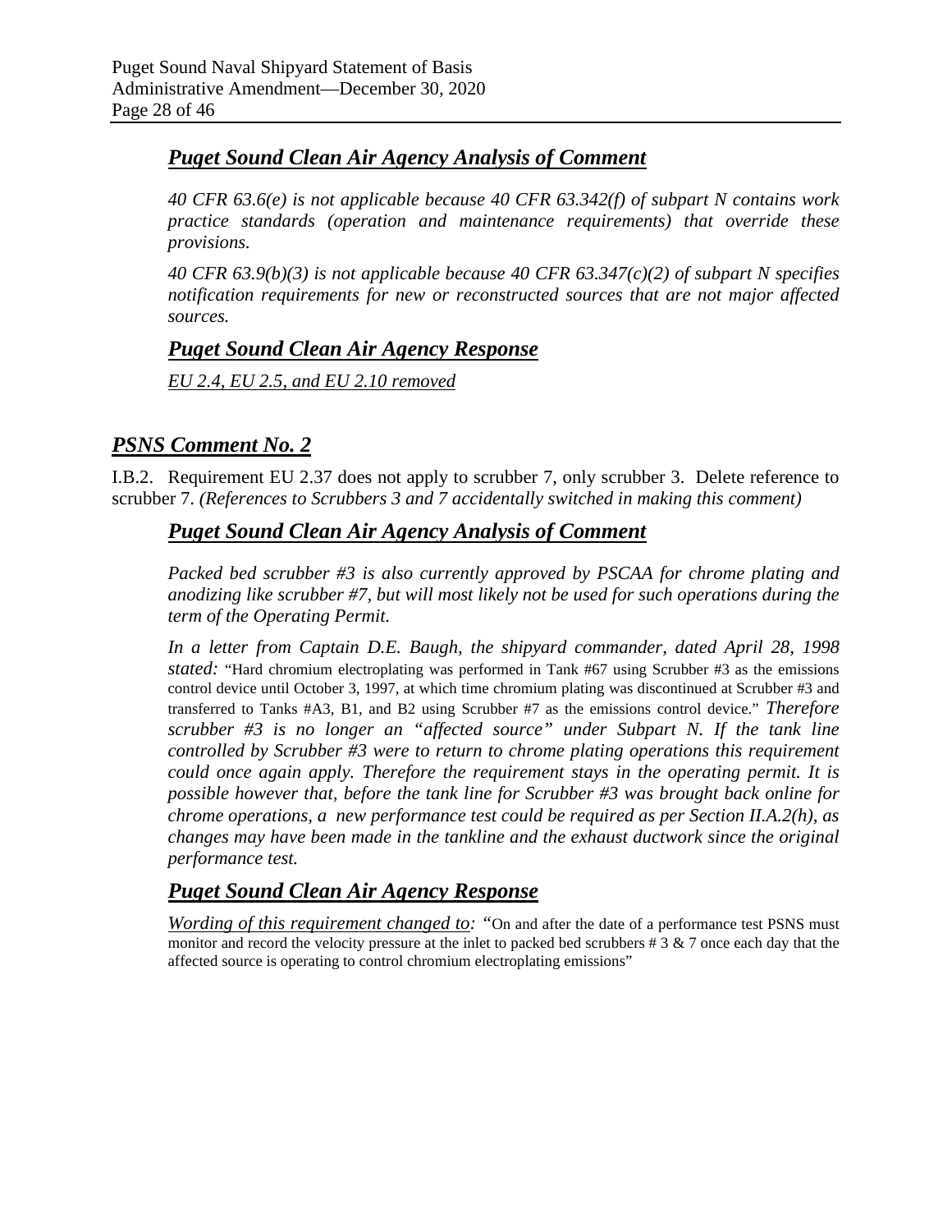## ***Puget Sound Clean Air Agency Analysis of Comment***

*40 CFR 63.6(e) is not applicable because 40 CFR 63.342(f) of subpart N contains work practice standards (operation and maintenance requirements) that override these provisions.*

*40 CFR 63.9(b)(3) is not applicable because 40 CFR 63.347(c)(2) of subpart N specifies notification requirements for new or reconstructed sources that are not major affected sources.*

## ***Puget Sound Clean Air Agency Response***

*EU 2.4, EU 2.5, and EU 2.10 removed*

# ***PSNS Comment No. 2***

I.B.2. Requirement EU 2.37 does not apply to scrubber 7, only scrubber 3. Delete reference to scrubber 7. *(References to Scrubbers 3 and 7 accidentally switched in making this comment)*

## ***Puget Sound Clean Air Agency Analysis of Comment***

*Packed bed scrubber #3 is also currently approved by PSCAA for chrome plating and anodizing like scrubber #7, but will most likely not be used for such operations during the term of the Operating Permit.*

*In a letter from Captain D.E. Baugh, the shipyard commander, dated April 28, 1998 stated:* "Hard chromium electroplating was performed in Tank #67 using Scrubber #3 as the emissions control device until October 3, 1997, at which time chromium plating was discontinued at Scrubber #3 and transferred to Tanks #A3, B1, and B2 using Scrubber #7 as the emissions control device." *Therefore scrubber #3 is no longer an "affected source" under Subpart N. If the tank line controlled by Scrubber #3 were to return to chrome plating operations this requirement could once again apply. Therefore the requirement stays in the operating permit. It is possible however that, before the tank line for Scrubber #3 was brought back online for chrome operations, a new performance test could be required as per Section II.A.2(h), as changes may have been made in the tankline and the exhaust ductwork since the original performance test.*

## ***Puget Sound Clean Air Agency Response***

*Wording of this requirement changed to: "*On and after the date of a performance test PSNS must monitor and record the velocity pressure at the inlet to packed bed scrubbers # 3 & 7 once each day that the affected source is operating to control chromium electroplating emissions"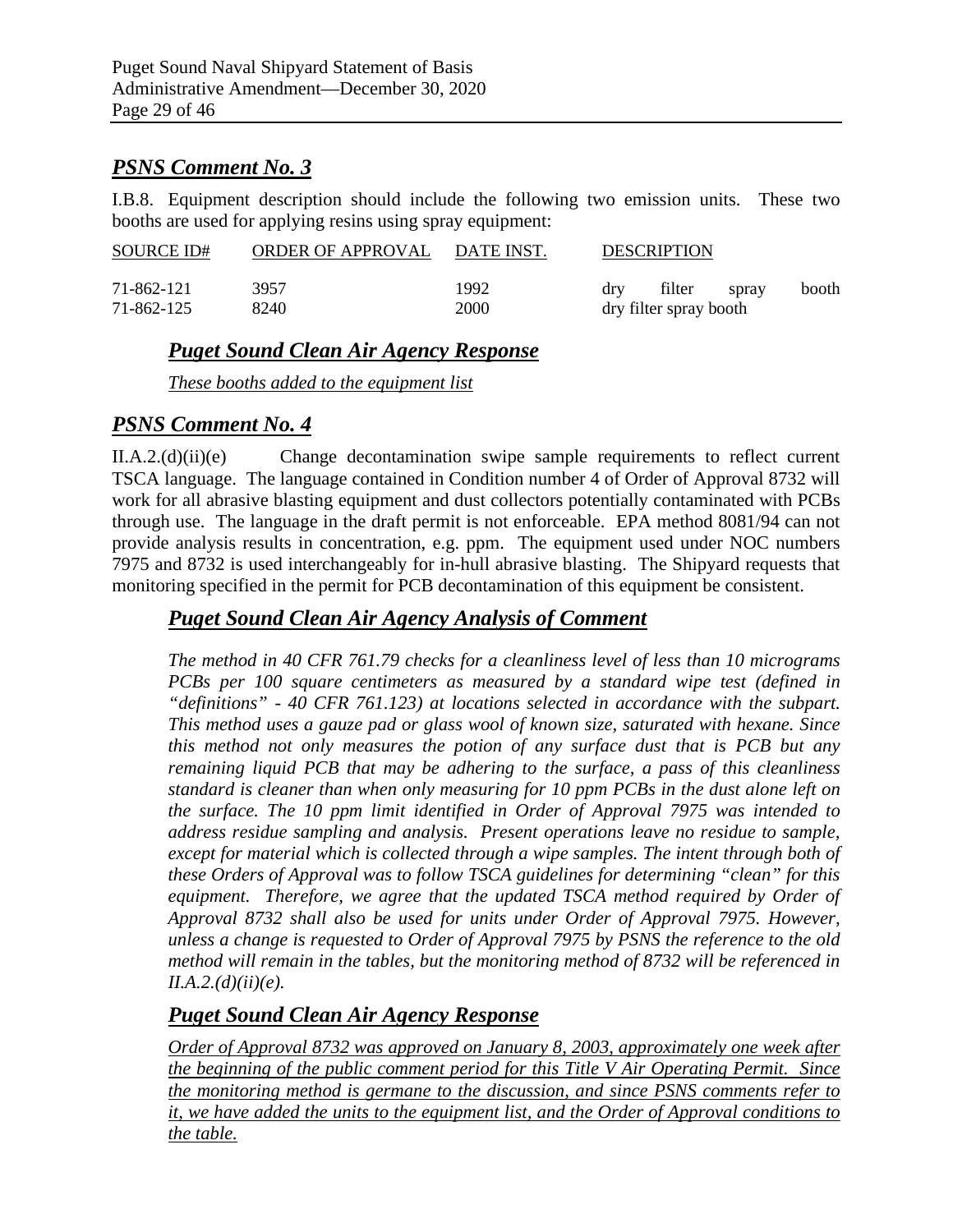## *PSNS Comment No. 3*

I.B.8. Equipment description should include the following two emission units. These two booths are used for applying resins using spray equipment:

| SOURCE ID# | ORDER OF APPROVAL | DATE INST. | DESCRIPTION |
|---|---|---|---|
| 71-862-121 | 3957 | 1992 | dry filter spray booth |
| 71-862-125 | 8240 | 2000 | dry filter spray booth |

### *Puget Sound Clean Air Agency Response*

*These booths added to the equipment list*

## *PSNS Comment No. 4*

II.A.2.(d)(ii)(e) Change decontamination swipe sample requirements to reflect current TSCA language. The language contained in Condition number 4 of Order of Approval 8732 will work for all abrasive blasting equipment and dust collectors potentially contaminated with PCBs through use. The language in the draft permit is not enforceable. EPA method 8081/94 can not provide analysis results in concentration, e.g. ppm. The equipment used under NOC numbers 7975 and 8732 is used interchangeably for in-hull abrasive blasting. The Shipyard requests that monitoring specified in the permit for PCB decontamination of this equipment be consistent.

### *Puget Sound Clean Air Agency Analysis of Comment*

*The method in 40 CFR 761.79 checks for a cleanliness level of less than 10 micrograms PCBs per 100 square centimeters as measured by a standard wipe test (defined in "definitions" - 40 CFR 761.123) at locations selected in accordance with the subpart. This method uses a gauze pad or glass wool of known size, saturated with hexane. Since this method not only measures the potion of any surface dust that is PCB but any remaining liquid PCB that may be adhering to the surface, a pass of this cleanliness standard is cleaner than when only measuring for 10 ppm PCBs in the dust alone left on the surface. The 10 ppm limit identified in Order of Approval 7975 was intended to address residue sampling and analysis. Present operations leave no residue to sample, except for material which is collected through a wipe samples. The intent through both of these Orders of Approval was to follow TSCA guidelines for determining "clean" for this equipment. Therefore, we agree that the updated TSCA method required by Order of Approval 8732 shall also be used for units under Order of Approval 7975. However, unless a change is requested to Order of Approval 7975 by PSNS the reference to the old method will remain in the tables, but the monitoring method of 8732 will be referenced in II.A.2.(d)(ii)(e).*

### *Puget Sound Clean Air Agency Response*

*Order of Approval 8732 was approved on January 8, 2003, approximately one week after the beginning of the public comment period for this Title V Air Operating Permit. Since the monitoring method is germane to the discussion, and since PSNS comments refer to it, we have added the units to the equipment list, and the Order of Approval conditions to the table.*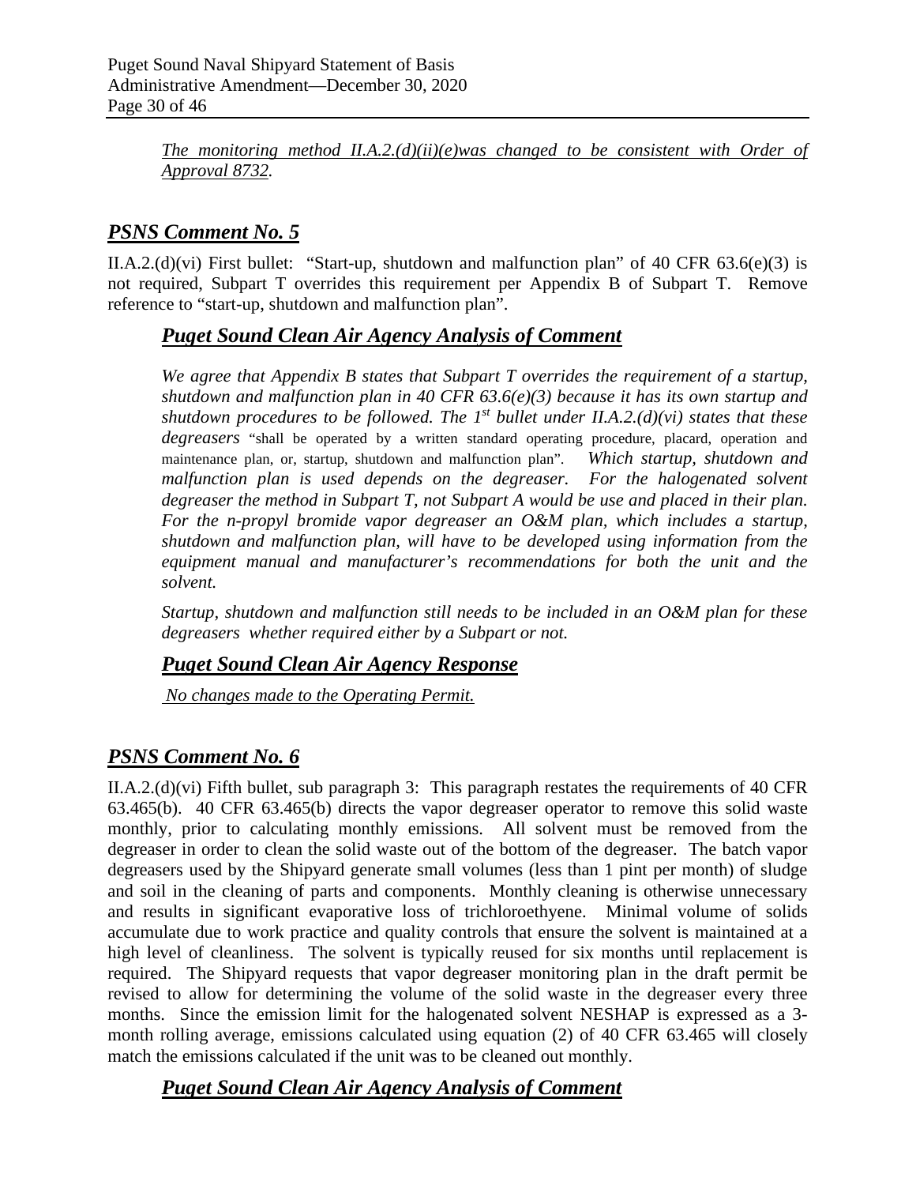*The monitoring method II.A.2.(d)(ii)(e)was changed to be consistent with Order of Approval 8732.*

## *PSNS Comment No. 5*

II.A.2.(d)(vi) First bullet: "Start-up, shutdown and malfunction plan" of 40 CFR 63.6(e)(3) is not required, Subpart T overrides this requirement per Appendix B of Subpart T. Remove reference to "start-up, shutdown and malfunction plan".

### *Puget Sound Clean Air Agency Analysis of Comment*

*We agree that Appendix B states that Subpart T overrides the requirement of a startup, shutdown and malfunction plan in 40 CFR 63.6(e)(3) because it has its own startup and shutdown procedures to be followed. The 1st bullet under II.A.2.(d)(vi) states that these degreasers* "shall be operated by a written standard operating procedure, placard, operation and maintenance plan, or, startup, shutdown and malfunction plan". *Which startup, shutdown and malfunction plan is used depends on the degreaser. For the halogenated solvent degreaser the method in Subpart T, not Subpart A would be use and placed in their plan. For the n-propyl bromide vapor degreaser an O&M plan, which includes a startup, shutdown and malfunction plan, will have to be developed using information from the equipment manual and manufacturer's recommendations for both the unit and the solvent.*

*Startup, shutdown and malfunction still needs to be included in an O&M plan for these degreasers whether required either by a Subpart or not.*

### *Puget Sound Clean Air Agency Response*

*No changes made to the Operating Permit.*

## *PSNS Comment No. 6*

II.A.2.(d)(vi) Fifth bullet, sub paragraph 3: This paragraph restates the requirements of 40 CFR 63.465(b). 40 CFR 63.465(b) directs the vapor degreaser operator to remove this solid waste monthly, prior to calculating monthly emissions. All solvent must be removed from the degreaser in order to clean the solid waste out of the bottom of the degreaser. The batch vapor degreasers used by the Shipyard generate small volumes (less than 1 pint per month) of sludge and soil in the cleaning of parts and components. Monthly cleaning is otherwise unnecessary and results in significant evaporative loss of trichloroethyene. Minimal volume of solids accumulate due to work practice and quality controls that ensure the solvent is maintained at a high level of cleanliness. The solvent is typically reused for six months until replacement is required. The Shipyard requests that vapor degreaser monitoring plan in the draft permit be revised to allow for determining the volume of the solid waste in the degreaser every three months. Since the emission limit for the halogenated solvent NESHAP is expressed as a 3-month rolling average, emissions calculated using equation (2) of 40 CFR 63.465 will closely match the emissions calculated if the unit was to be cleaned out monthly.

### *Puget Sound Clean Air Agency Analysis of Comment*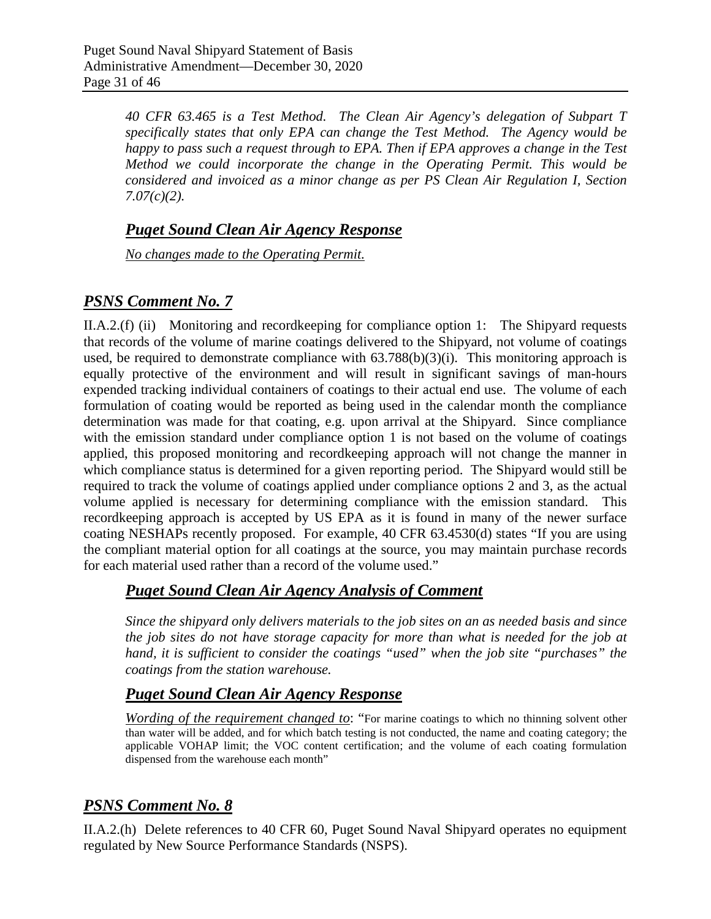*40 CFR 63.465 is a Test Method. The Clean Air Agency's delegation of Subpart T specifically states that only EPA can change the Test Method. The Agency would be happy to pass such a request through to EPA. Then if EPA approves a change in the Test Method we could incorporate the change in the Operating Permit. This would be considered and invoiced as a minor change as per PS Clean Air Regulation I, Section 7.07(c)(2).*

### ***Puget Sound Clean Air Agency Response***

*No changes made to the Operating Permit.*

## ***PSNS Comment No. 7***

II.A.2.(f) (ii) Monitoring and recordkeeping for compliance option 1: The Shipyard requests that records of the volume of marine coatings delivered to the Shipyard, not volume of coatings used, be required to demonstrate compliance with 63.788(b)(3)(i). This monitoring approach is equally protective of the environment and will result in significant savings of man-hours expended tracking individual containers of coatings to their actual end use. The volume of each formulation of coating would be reported as being used in the calendar month the compliance determination was made for that coating, e.g. upon arrival at the Shipyard. Since compliance with the emission standard under compliance option 1 is not based on the volume of coatings applied, this proposed monitoring and recordkeeping approach will not change the manner in which compliance status is determined for a given reporting period. The Shipyard would still be required to track the volume of coatings applied under compliance options 2 and 3, as the actual volume applied is necessary for determining compliance with the emission standard. This recordkeeping approach is accepted by US EPA as it is found in many of the newer surface coating NESHAPs recently proposed. For example, 40 CFR 63.4530(d) states "If you are using the compliant material option for all coatings at the source, you may maintain purchase records for each material used rather than a record of the volume used."

### ***Puget Sound Clean Air Agency Analysis of Comment***

*Since the shipyard only delivers materials to the job sites on an as needed basis and since the job sites do not have storage capacity for more than what is needed for the job at hand, it is sufficient to consider the coatings "used" when the job site "purchases" the coatings from the station warehouse.*

### ***Puget Sound Clean Air Agency Response***

*Wording of the requirement changed to*: "For marine coatings to which no thinning solvent other than water will be added, and for which batch testing is not conducted, the name and coating category; the applicable VOHAP limit; the VOC content certification; and the volume of each coating formulation dispensed from the warehouse each month"

## ***PSNS Comment No. 8***

II.A.2.(h) Delete references to 40 CFR 60, Puget Sound Naval Shipyard operates no equipment regulated by New Source Performance Standards (NSPS).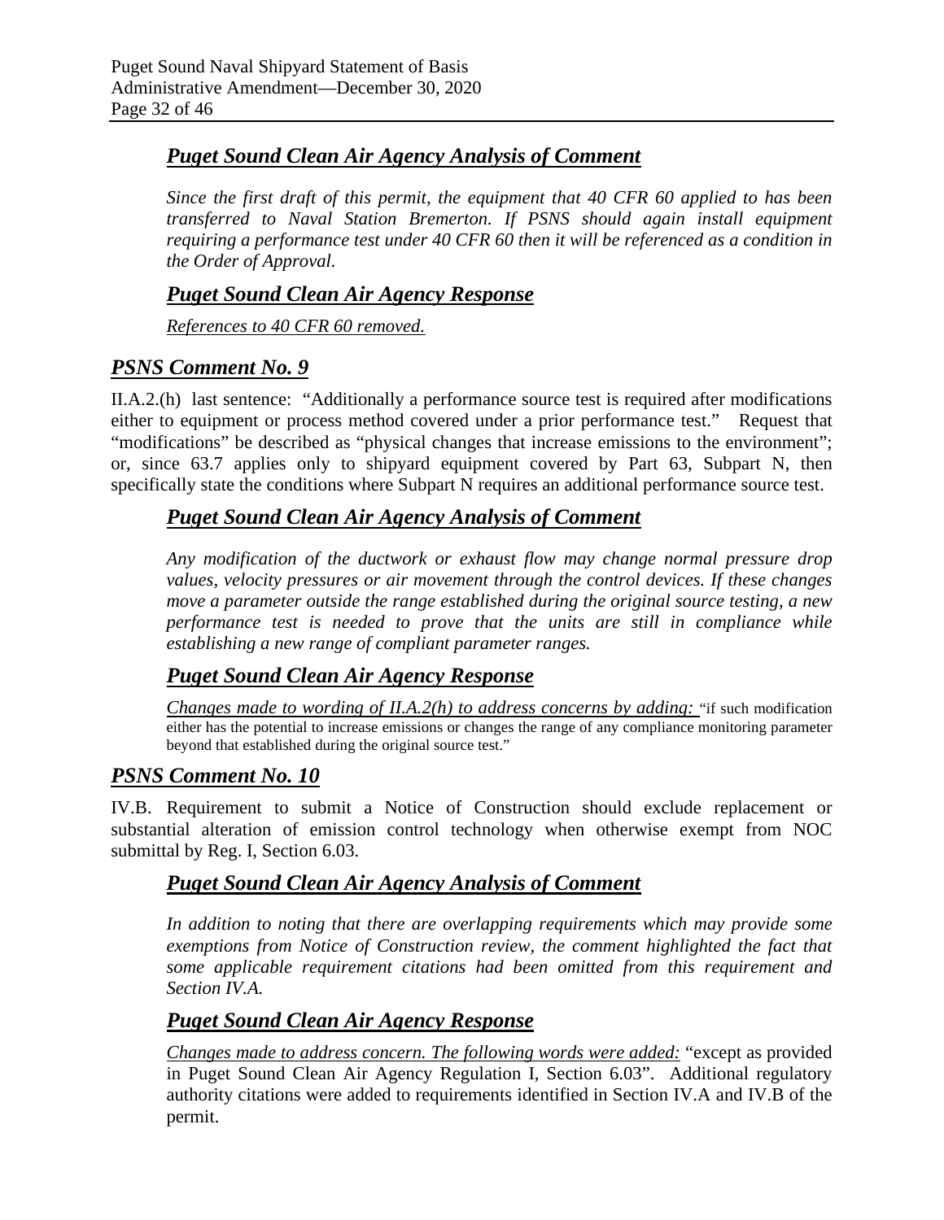## ***Puget Sound Clean Air Agency Analysis of Comment***

*Since the first draft of this permit, the equipment that 40 CFR 60 applied to has been transferred to Naval Station Bremerton. If PSNS should again install equipment requiring a performance test under 40 CFR 60 then it will be referenced as a condition in the Order of Approval.*

## ***Puget Sound Clean Air Agency Response***

*References to 40 CFR 60 removed.*

## ***PSNS Comment No. 9***

II.A.2.(h) last sentence: "Additionally a performance source test is required after modifications either to equipment or process method covered under a prior performance test." Request that "modifications" be described as "physical changes that increase emissions to the environment"; or, since 63.7 applies only to shipyard equipment covered by Part 63, Subpart N, then specifically state the conditions where Subpart N requires an additional performance source test.

## ***Puget Sound Clean Air Agency Analysis of Comment***

*Any modification of the ductwork or exhaust flow may change normal pressure drop values, velocity pressures or air movement through the control devices. If these changes move a parameter outside the range established during the original source testing, a new performance test is needed to prove that the units are still in compliance while establishing a new range of compliant parameter ranges.*

## ***Puget Sound Clean Air Agency Response***

*Changes made to wording of II.A.2(h) to address concerns by adding:* "if such modification either has the potential to increase emissions or changes the range of any compliance monitoring parameter beyond that established during the original source test."

## ***PSNS Comment No. 10***

IV.B. Requirement to submit a Notice of Construction should exclude replacement or substantial alteration of emission control technology when otherwise exempt from NOC submittal by Reg. I, Section 6.03.

## ***Puget Sound Clean Air Agency Analysis of Comment***

*In addition to noting that there are overlapping requirements which may provide some exemptions from Notice of Construction review, the comment highlighted the fact that some applicable requirement citations had been omitted from this requirement and Section IV.A.*

## ***Puget Sound Clean Air Agency Response***

*Changes made to address concern. The following words were added:* "except as provided in Puget Sound Clean Air Agency Regulation I, Section 6.03". Additional regulatory authority citations were added to requirements identified in Section IV.A and IV.B of the permit.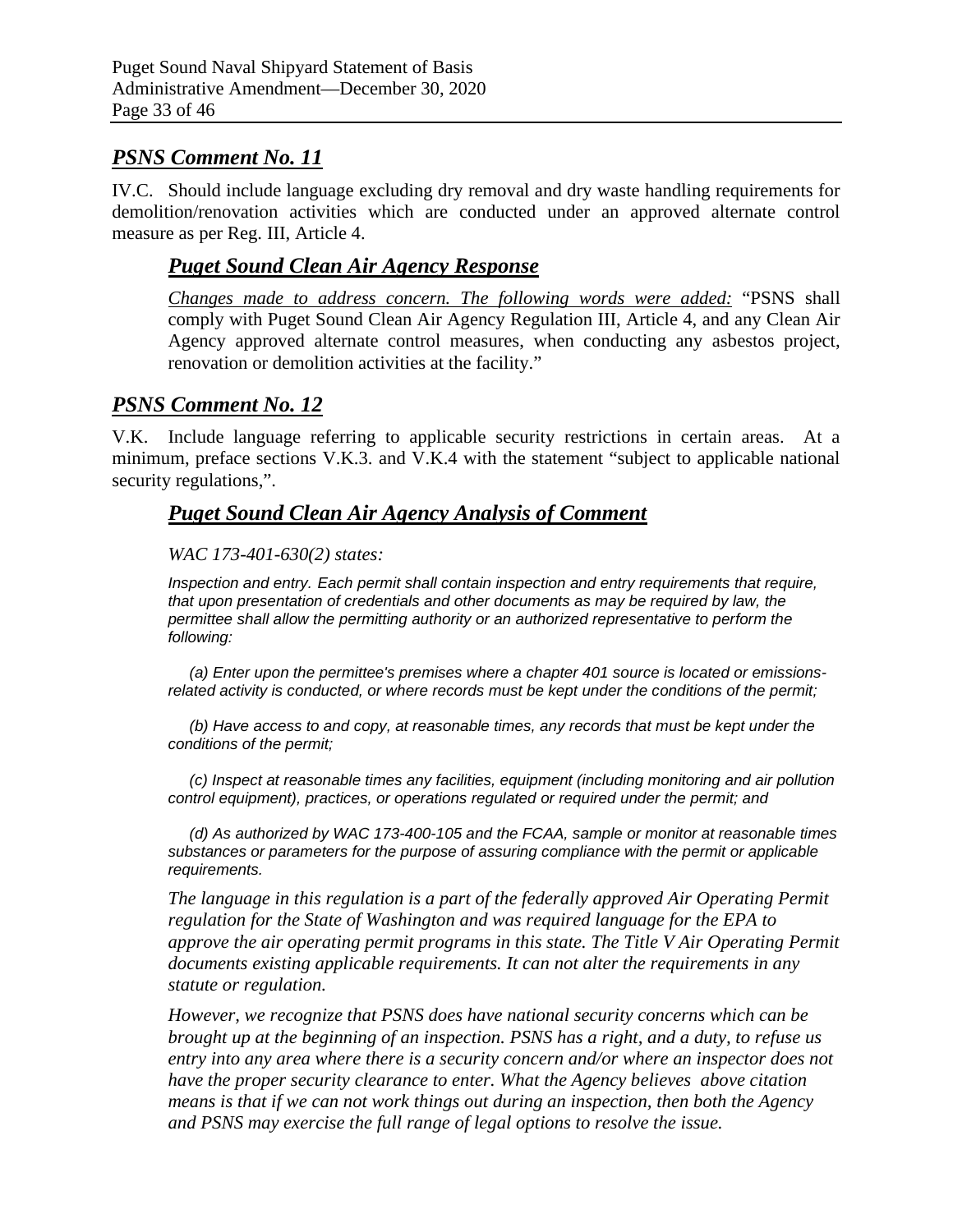## *PSNS Comment No. 11*

IV.C. Should include language excluding dry removal and dry waste handling requirements for demolition/renovation activities which are conducted under an approved alternate control measure as per Reg. III, Article 4.

### *Puget Sound Clean Air Agency Response*

*Changes made to address concern. The following words were added:* "PSNS shall comply with Puget Sound Clean Air Agency Regulation III, Article 4, and any Clean Air Agency approved alternate control measures, when conducting any asbestos project, renovation or demolition activities at the facility."

## *PSNS Comment No. 12*

V.K. Include language referring to applicable security restrictions in certain areas. At a minimum, preface sections V.K.3. and V.K.4 with the statement "subject to applicable national security regulations,".

### *Puget Sound Clean Air Agency Analysis of Comment*

*WAC 173-401-630(2) states:*

*Inspection and entry. Each permit shall contain inspection and entry requirements that require, that upon presentation of credentials and other documents as may be required by law, the permittee shall allow the permitting authority or an authorized representative to perform the following:*

*(a) Enter upon the permittee's premises where a chapter 401 source is located or emissions-related activity is conducted, or where records must be kept under the conditions of the permit;*

*(b) Have access to and copy, at reasonable times, any records that must be kept under the conditions of the permit;*

*(c) Inspect at reasonable times any facilities, equipment (including monitoring and air pollution control equipment), practices, or operations regulated or required under the permit; and*

*(d) As authorized by WAC 173-400-105 and the FCAA, sample or monitor at reasonable times substances or parameters for the purpose of assuring compliance with the permit or applicable requirements.*

*The language in this regulation is a part of the federally approved Air Operating Permit regulation for the State of Washington and was required language for the EPA to approve the air operating permit programs in this state. The Title V Air Operating Permit documents existing applicable requirements. It can not alter the requirements in any statute or regulation.*

*However, we recognize that PSNS does have national security concerns which can be brought up at the beginning of an inspection. PSNS has a right, and a duty, to refuse us entry into any area where there is a security concern and/or where an inspector does not have the proper security clearance to enter. What the Agency believes above citation means is that if we can not work things out during an inspection, then both the Agency and PSNS may exercise the full range of legal options to resolve the issue.*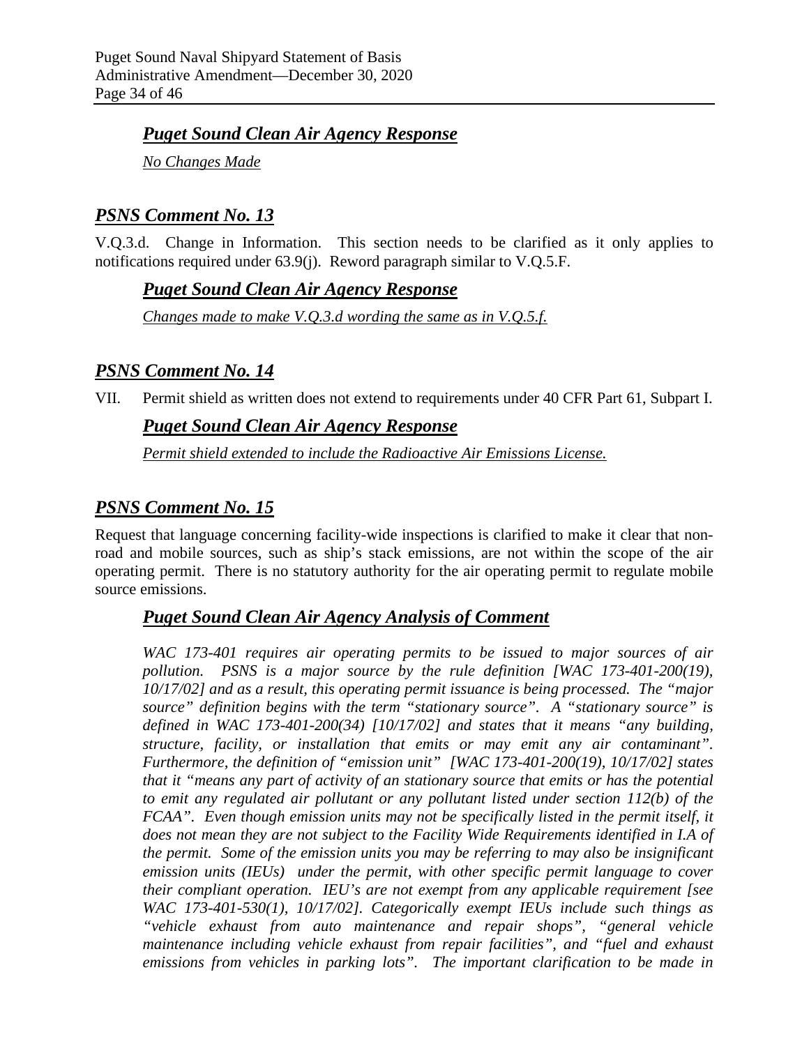## *Puget Sound Clean Air Agency Response*

*No Changes Made*

## *PSNS Comment No. 13*

V.Q.3.d. Change in Information. This section needs to be clarified as it only applies to notifications required under 63.9(j). Reword paragraph similar to V.Q.5.F.

### *Puget Sound Clean Air Agency Response*

*Changes made to make V.Q.3.d wording the same as in V.Q.5.f.*

## *PSNS Comment No. 14*

VII. Permit shield as written does not extend to requirements under 40 CFR Part 61, Subpart I.

### *Puget Sound Clean Air Agency Response*

*Permit shield extended to include the Radioactive Air Emissions License.*

## *PSNS Comment No. 15*

Request that language concerning facility-wide inspections is clarified to make it clear that non-road and mobile sources, such as ship's stack emissions, are not within the scope of the air operating permit. There is no statutory authority for the air operating permit to regulate mobile source emissions.

### *Puget Sound Clean Air Agency Analysis of Comment*

*WAC 173-401 requires air operating permits to be issued to major sources of air pollution. PSNS is a major source by the rule definition [WAC 173-401-200(19), 10/17/02] and as a result, this operating permit issuance is being processed. The "major source" definition begins with the term "stationary source". A "stationary source" is defined in WAC 173-401-200(34) [10/17/02] and states that it means "any building, structure, facility, or installation that emits or may emit any air contaminant". Furthermore, the definition of "emission unit" [WAC 173-401-200(19), 10/17/02] states that it "means any part of activity of an stationary source that emits or has the potential to emit any regulated air pollutant or any pollutant listed under section 112(b) of the FCAA". Even though emission units may not be specifically listed in the permit itself, it does not mean they are not subject to the Facility Wide Requirements identified in I.A of the permit. Some of the emission units you may be referring to may also be insignificant emission units (IEUs) under the permit, with other specific permit language to cover their compliant operation. IEU's are not exempt from any applicable requirement [see WAC 173-401-530(1), 10/17/02]. Categorically exempt IEUs include such things as "vehicle exhaust from auto maintenance and repair shops", "general vehicle maintenance including vehicle exhaust from repair facilities", and "fuel and exhaust emissions from vehicles in parking lots". The important clarification to be made in*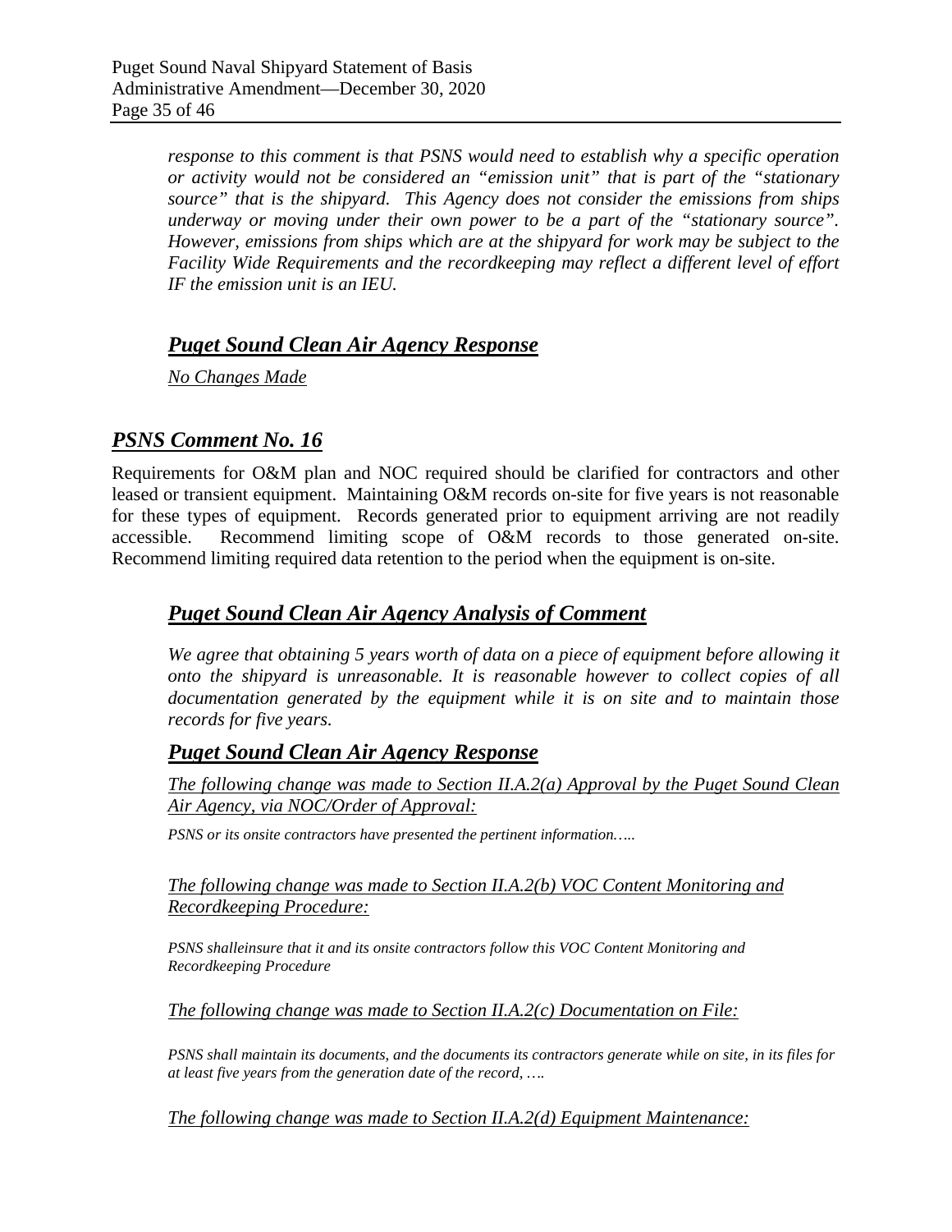*response to this comment is that PSNS would need to establish why a specific operation or activity would not be considered an "emission unit" that is part of the "stationary source" that is the shipyard. This Agency does not consider the emissions from ships underway or moving under their own power to be a part of the "stationary source". However, emissions from ships which are at the shipyard for work may be subject to the Facility Wide Requirements and the recordkeeping may reflect a different level of effort IF the emission unit is an IEU.*

## ***Puget Sound Clean Air Agency Response***

*No Changes Made*

## ***PSNS Comment No. 16***

Requirements for O&M plan and NOC required should be clarified for contractors and other leased or transient equipment. Maintaining O&M records on-site for five years is not reasonable for these types of equipment. Records generated prior to equipment arriving are not readily accessible. Recommend limiting scope of O&M records to those generated on-site. Recommend limiting required data retention to the period when the equipment is on-site.

## ***Puget Sound Clean Air Agency Analysis of Comment***

*We agree that obtaining 5 years worth of data on a piece of equipment before allowing it onto the shipyard is unreasonable. It is reasonable however to collect copies of all documentation generated by the equipment while it is on site and to maintain those records for five years.*

## ***Puget Sound Clean Air Agency Response***

*The following change was made to Section II.A.2(a) Approval by the Puget Sound Clean Air Agency, via NOC/Order of Approval:*

*PSNS or its onsite contractors have presented the pertinent information…..*

*The following change was made to Section II.A.2(b) VOC Content Monitoring and Recordkeeping Procedure:*

*PSNS shalleinsure that it and its onsite contractors follow this VOC Content Monitoring and Recordkeeping Procedure*

*The following change was made to Section II.A.2(c) Documentation on File:*

*PSNS shall maintain its documents, and the documents its contractors generate while on site, in its files for at least five years from the generation date of the record, ….*

*The following change was made to Section II.A.2(d) Equipment Maintenance:*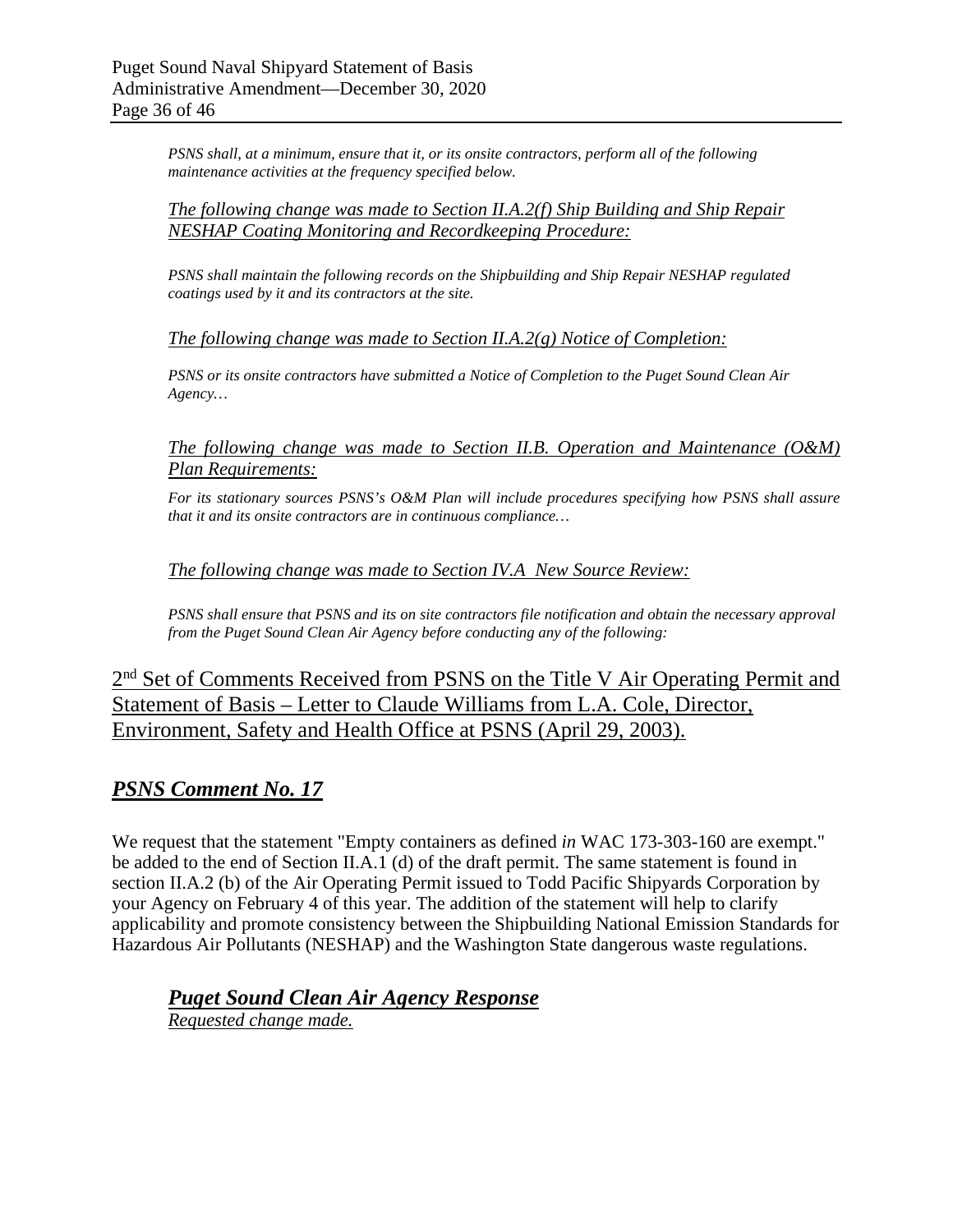*PSNS shall, at a minimum, ensure that it, or its onsite contractors, perform all of the following maintenance activities at the frequency specified below.*

*The following change was made to Section II.A.2(f) Ship Building and Ship Repair NESHAP Coating Monitoring and Recordkeeping Procedure:*

*PSNS shall maintain the following records on the Shipbuilding and Ship Repair NESHAP regulated coatings used by it and its contractors at the site.*

*The following change was made to Section II.A.2(g) Notice of Completion:*

*PSNS or its onsite contractors have submitted a Notice of Completion to the Puget Sound Clean Air Agency…*

*The following change was made to Section II.B. Operation and Maintenance (O&M) Plan Requirements:*

*For its stationary sources PSNS's O&M Plan will include procedures specifying how PSNS shall assure that it and its onsite contractors are in continuous compliance…*

*The following change was made to Section IV.A New Source Review:*

*PSNS shall ensure that PSNS and its on site contractors file notification and obtain the necessary approval from the Puget Sound Clean Air Agency before conducting any of the following:*

## 2nd Set of Comments Received from PSNS on the Title V Air Operating Permit and Statement of Basis – Letter to Claude Williams from L.A. Cole, Director, Environment, Safety and Health Office at PSNS (April 29, 2003).

### *PSNS Comment No. 17*

We request that the statement "Empty containers as defined *in* WAC 173-303-160 are exempt." be added to the end of Section II.A.1 (d) of the draft permit. The same statement is found in section II.A.2 (b) of the Air Operating Permit issued to Todd Pacific Shipyards Corporation by your Agency on February 4 of this year. The addition of the statement will help to clarify applicability and promote consistency between the Shipbuilding National Emission Standards for Hazardous Air Pollutants (NESHAP) and the Washington State dangerous waste regulations.

#### *Puget Sound Clean Air Agency Response*

*Requested change made.*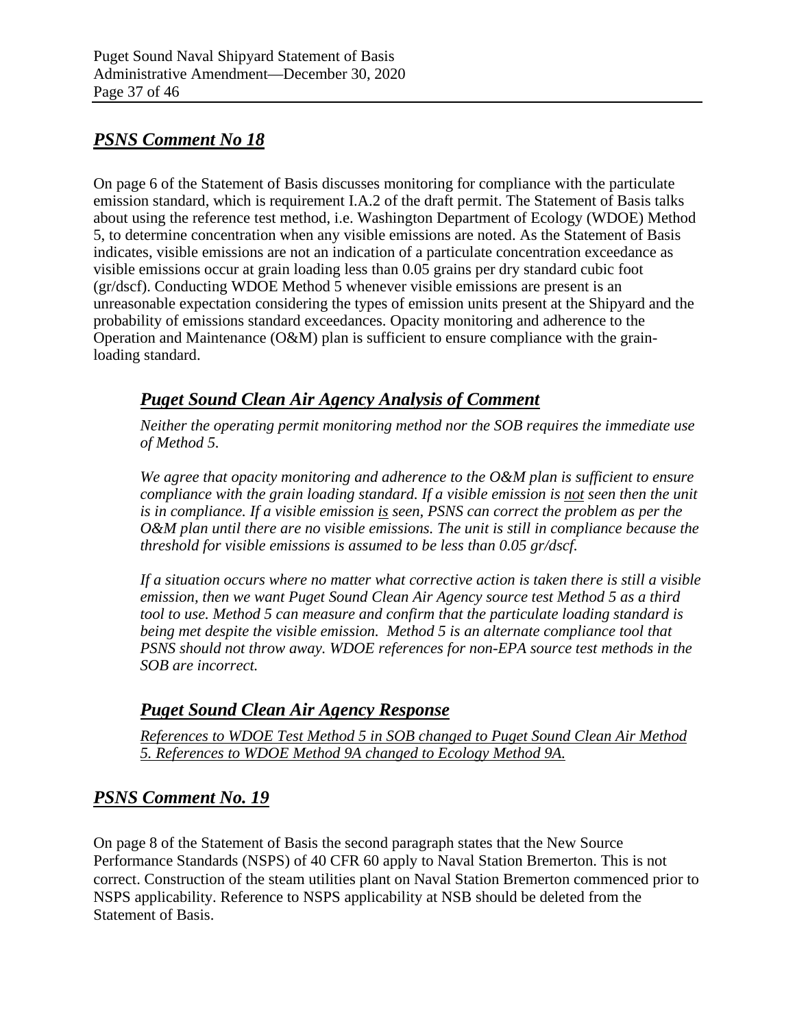## *PSNS Comment No 18*

On page 6 of the Statement of Basis discusses monitoring for compliance with the particulate emission standard, which is requirement I.A.2 of the draft permit. The Statement of Basis talks about using the reference test method, i.e. Washington Department of Ecology (WDOE) Method 5, to determine concentration when any visible emissions are noted. As the Statement of Basis indicates, visible emissions are not an indication of a particulate concentration exceedance as visible emissions occur at grain loading less than 0.05 grains per dry standard cubic foot (gr/dscf). Conducting WDOE Method 5 whenever visible emissions are present is an unreasonable expectation considering the types of emission units present at the Shipyard and the probability of emissions standard exceedances. Opacity monitoring and adherence to the Operation and Maintenance (O&M) plan is sufficient to ensure compliance with the grain-loading standard.

### *Puget Sound Clean Air Agency Analysis of Comment*

*Neither the operating permit monitoring method nor the SOB requires the immediate use of Method 5.*

*We agree that opacity monitoring and adherence to the O&M plan is sufficient to ensure compliance with the grain loading standard. If a visible emission is <u>not</u> seen then the unit is in compliance. If a visible emission <u>is</u> seen, PSNS can correct the problem as per the O&M plan until there are no visible emissions. The unit is still in compliance because the threshold for visible emissions is assumed to be less than 0.05 gr/dscf.*

*If a situation occurs where no matter what corrective action is taken there is still a visible emission, then we want Puget Sound Clean Air Agency source test Method 5 as a third tool to use. Method 5 can measure and confirm that the particulate loading standard is being met despite the visible emission. Method 5 is an alternate compliance tool that PSNS should not throw away. WDOE references for non-EPA source test methods in the SOB are incorrect.*

### *Puget Sound Clean Air Agency Response*

*<u>References to WDOE Test Method 5 in SOB changed to Puget Sound Clean Air Method 5. References to WDOE Method 9A changed to Ecology Method 9A.</u>*

## *PSNS Comment No. 19*

On page 8 of the Statement of Basis the second paragraph states that the New Source Performance Standards (NSPS) of 40 CFR 60 apply to Naval Station Bremerton. This is not correct. Construction of the steam utilities plant on Naval Station Bremerton commenced prior to NSPS applicability. Reference to NSPS applicability at NSB should be deleted from the Statement of Basis.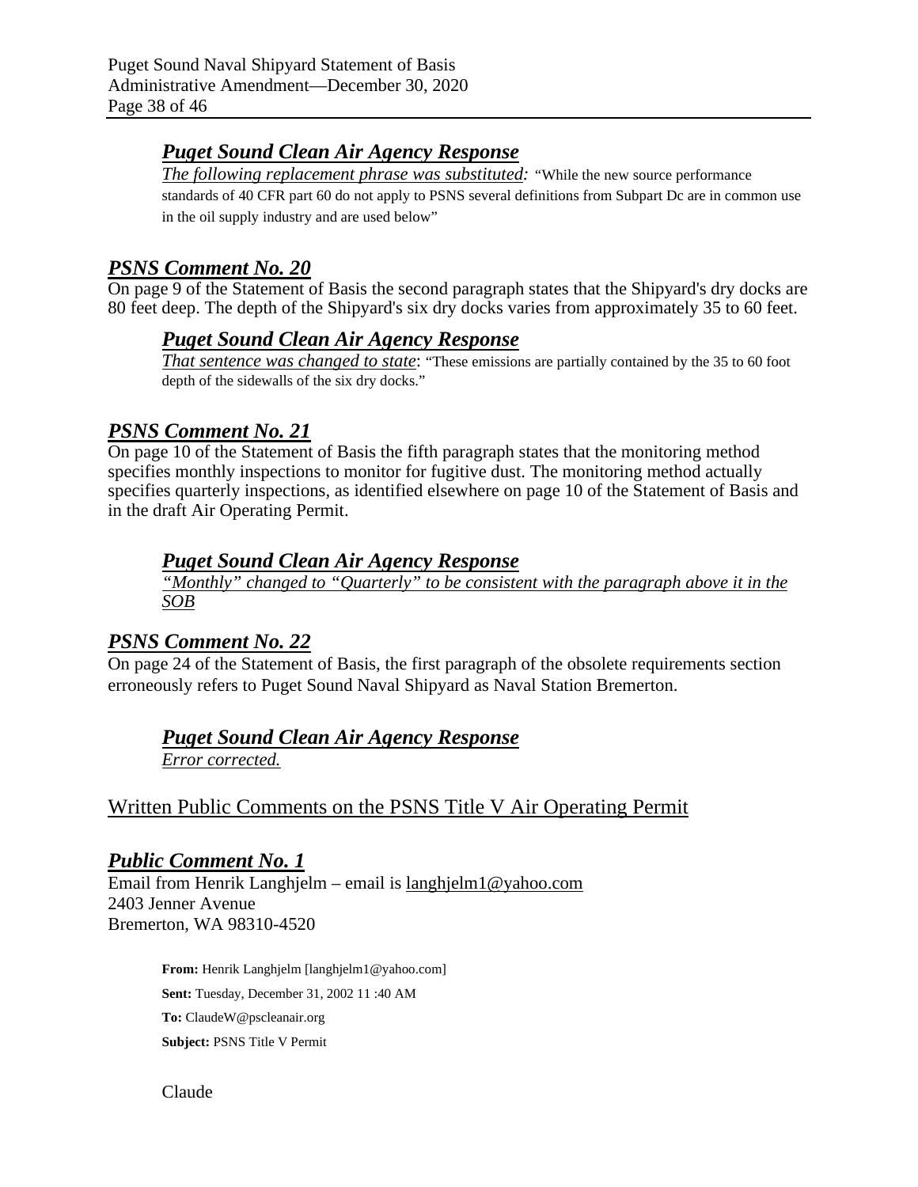### ***Puget Sound Clean Air Agency Response***

***The following replacement phrase was substituted:*** "While the new source performance standards of 40 CFR part 60 do not apply to PSNS several definitions from Subpart Dc are in common use in the oil supply industry and are used below"

## ***PSNS Comment No. 20***

On page 9 of the Statement of Basis the second paragraph states that the Shipyard's dry docks are 80 feet deep. The depth of the Shipyard's six dry docks varies from approximately 35 to 60 feet.

### ***Puget Sound Clean Air Agency Response***

***That sentence was changed to state***: "These emissions are partially contained by the 35 to 60 foot depth of the sidewalls of the six dry docks."

## ***PSNS Comment No. 21***

On page 10 of the Statement of Basis the fifth paragraph states that the monitoring method specifies monthly inspections to monitor for fugitive dust. The monitoring method actually specifies quarterly inspections, as identified elsewhere on page 10 of the Statement of Basis and in the draft Air Operating Permit.

### ***Puget Sound Clean Air Agency Response***

*"Monthly" changed to "Quarterly" to be consistent with the paragraph above it in the SOB*

## ***PSNS Comment No. 22***

On page 24 of the Statement of Basis, the first paragraph of the obsolete requirements section erroneously refers to Puget Sound Naval Shipyard as Naval Station Bremerton.

### ***Puget Sound Clean Air Agency Response***

*Error corrected.*

## Written Public Comments on the PSNS Title V Air Operating Permit

## ***Public Comment No. 1***

Email from Henrik Langhjelm – email is langhjelm1@yahoo.com
2403 Jenner Avenue
Bremerton, WA 98310-4520

> **From:** Henrik Langhjelm [langhjelm1@yahoo.com]
>
> **Sent:** Tuesday, December 31, 2002 11 :40 AM
>
> **To:** ClaudeW@pscleanair.org
>
> **Subject:** PSNS Title V Permit
>
> Claude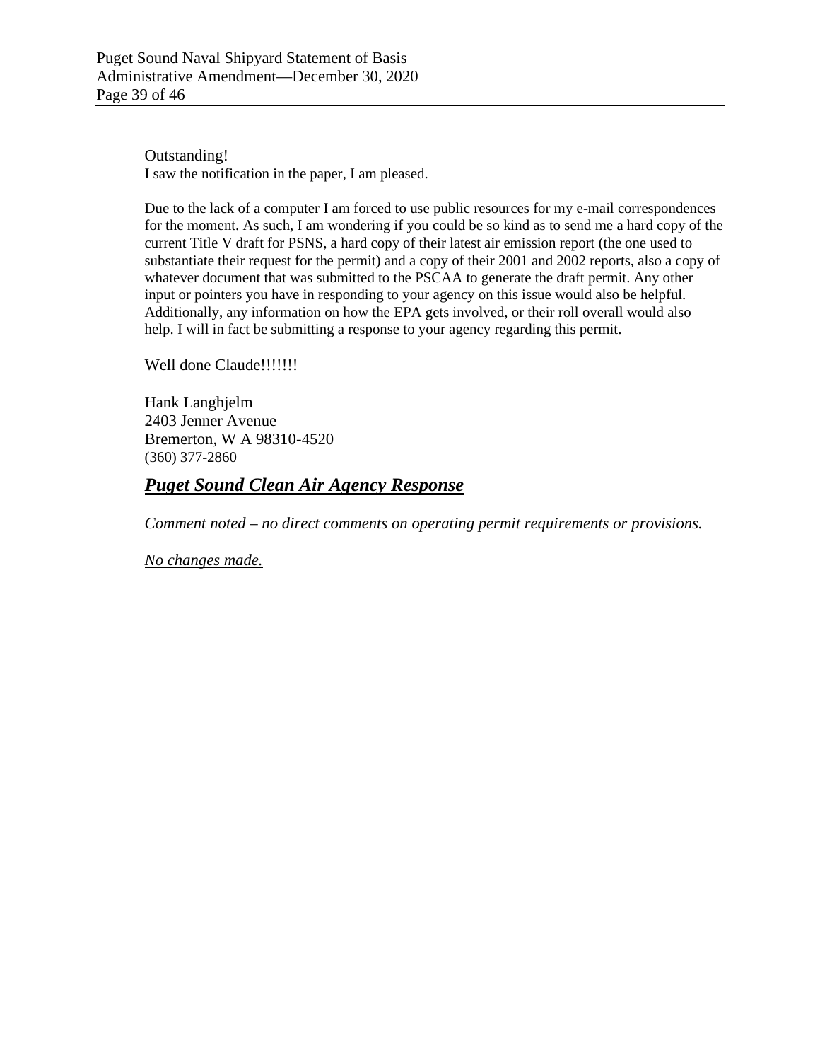Outstanding!
I saw the notification in the paper, I am pleased.

Due to the lack of a computer I am forced to use public resources for my e-mail correspondences for the moment. As such, I am wondering if you could be so kind as to send me a hard copy of the current Title V draft for PSNS, a hard copy of their latest air emission report (the one used to substantiate their request for the permit) and a copy of their 2001 and 2002 reports, also a copy of whatever document that was submitted to the PSCAA to generate the draft permit. Any other input or pointers you have in responding to your agency on this issue would also be helpful. Additionally, any information on how the EPA gets involved, or their roll overall would also help. I will in fact be submitting a response to your agency regarding this permit.

Well done Claude!!!!!!!

Hank Langhjelm
2403 Jenner Avenue
Bremerton, W A 98310-4520
(360) 377-2860

## ***Puget Sound Clean Air Agency Response***

*Comment noted – no direct comments on operating permit requirements or provisions.*

*No changes made.*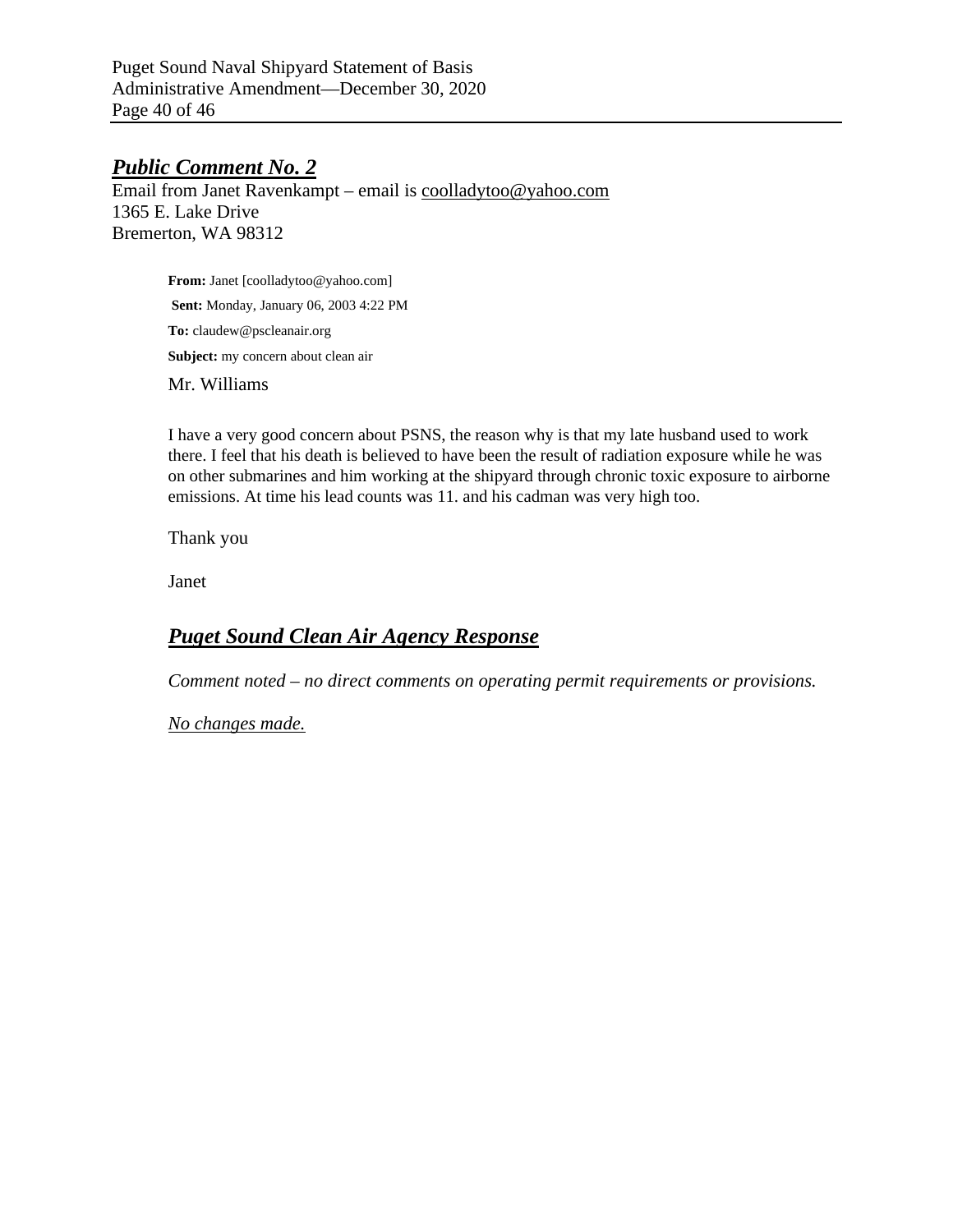## ***Public Comment No. 2***

Email from Janet Ravenkampt – email is coolladytoo@yahoo.com
1365 E. Lake Drive
Bremerton, WA 98312

> **From:** Janet [coolladytoo@yahoo.com]
> **Sent:** Monday, January 06, 2003 4:22 PM
> **To:** claudew@pscleanair.org
> **Subject:** my concern about clean air
>
> Mr. Williams
>
> I have a very good concern about PSNS, the reason why is that my late husband used to work there. I feel that his death is believed to have been the result of radiation exposure while he was on other submarines and him working at the shipyard through chronic toxic exposure to airborne emissions. At time his lead counts was 11. and his cadman was very high too.
>
> Thank you
>
> Janet

### ***Puget Sound Clean Air Agency Response***

*Comment noted – no direct comments on operating permit requirements or provisions.*

*No changes made.*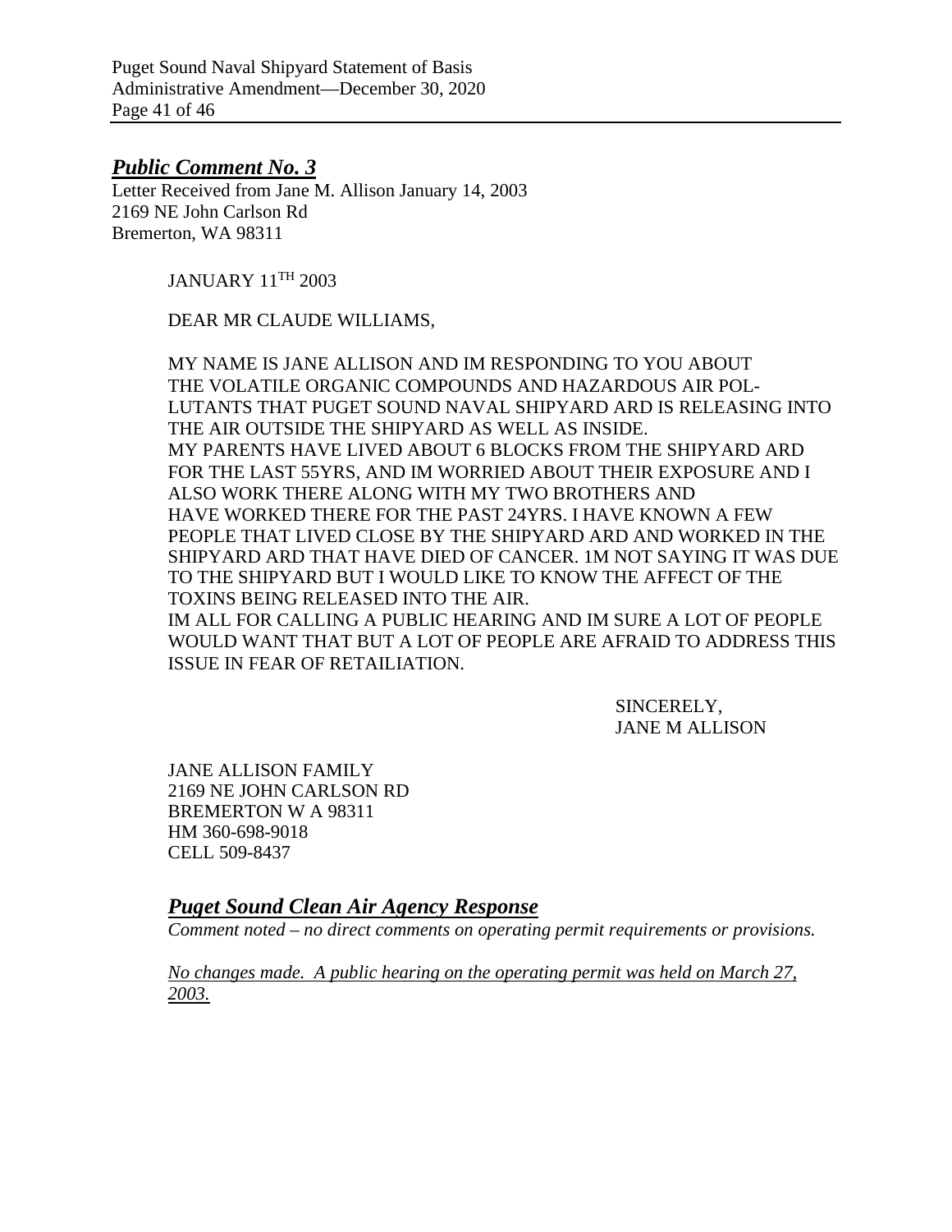## ***Public Comment No. 3***

Letter Received from Jane M. Allison January 14, 2003
2169 NE John Carlson Rd
Bremerton, WA 98311

JANUARY 11TH 2003

DEAR MR CLAUDE WILLIAMS,

MY NAME IS JANE ALLISON AND IM RESPONDING TO YOU ABOUT THE VOLATILE ORGANIC COMPOUNDS AND HAZARDOUS AIR POL-LUTANTS THAT PUGET SOUND NAVAL SHIPYARD ARD IS RELEASING INTO THE AIR OUTSIDE THE SHIPYARD AS WELL AS INSIDE.
MY PARENTS HAVE LIVED ABOUT 6 BLOCKS FROM THE SHIPYARD ARD FOR THE LAST 55YRS, AND IM WORRIED ABOUT THEIR EXPOSURE AND I ALSO WORK THERE ALONG WITH MY TWO BROTHERS AND HAVE WORKED THERE FOR THE PAST 24YRS. I HAVE KNOWN A FEW PEOPLE THAT LIVED CLOSE BY THE SHIPYARD ARD AND WORKED IN THE SHIPYARD ARD THAT HAVE DIED OF CANCER. 1M NOT SAYING IT WAS DUE TO THE SHIPYARD BUT I WOULD LIKE TO KNOW THE AFFECT OF THE TOXINS BEING RELEASED INTO THE AIR.
IM ALL FOR CALLING A PUBLIC HEARING AND IM SURE A LOT OF PEOPLE WOULD WANT THAT BUT A LOT OF PEOPLE ARE AFRAID TO ADDRESS THIS ISSUE IN FEAR OF RETAILIATION.

SINCERELY,
JANE M ALLISON

JANE ALLISON FAMILY
2169 NE JOHN CARLSON RD
BREMERTON W A 98311
HM 360-698-9018
CELL 509-8437

### ***Puget Sound Clean Air Agency Response***

*Comment noted – no direct comments on operating permit requirements or provisions.*

*No changes made. A public hearing on the operating permit was held on March 27, 2003.*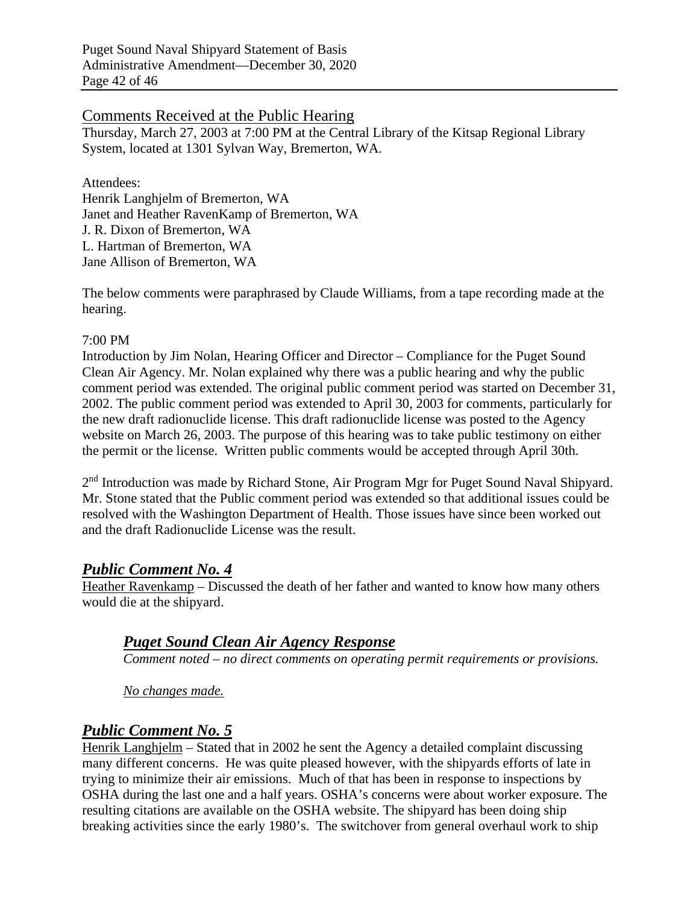## Comments Received at the Public Hearing

Thursday, March 27, 2003 at 7:00 PM at the Central Library of the Kitsap Regional Library System, located at 1301 Sylvan Way, Bremerton, WA.

Attendees:
Henrik Langhjelm of Bremerton, WA
Janet and Heather RavenKamp of Bremerton, WA
J. R. Dixon of Bremerton, WA
L. Hartman of Bremerton, WA
Jane Allison of Bremerton, WA

The below comments were paraphrased by Claude Williams, from a tape recording made at the hearing.

7:00 PM
Introduction by Jim Nolan, Hearing Officer and Director – Compliance for the Puget Sound Clean Air Agency. Mr. Nolan explained why there was a public hearing and why the public comment period was extended. The original public comment period was started on December 31, 2002. The public comment period was extended to April 30, 2003 for comments, particularly for the new draft radionuclide license. This draft radionuclide license was posted to the Agency website on March 26, 2003. The purpose of this hearing was to take public testimony on either the permit or the license. Written public comments would be accepted through April 30th.

2nd Introduction was made by Richard Stone, Air Program Mgr for Puget Sound Naval Shipyard. Mr. Stone stated that the Public comment period was extended so that additional issues could be resolved with the Washington Department of Health. Those issues have since been worked out and the draft Radionuclide License was the result.

## ***Public Comment No. 4***

Heather Ravenkamp – Discussed the death of her father and wanted to know how many others would die at the shipyard.

### ***Puget Sound Clean Air Agency Response***

*Comment noted – no direct comments on operating permit requirements or provisions.*

*No changes made.*

## ***Public Comment No. 5***

Henrik Langhjelm – Stated that in 2002 he sent the Agency a detailed complaint discussing many different concerns. He was quite pleased however, with the shipyards efforts of late in trying to minimize their air emissions. Much of that has been in response to inspections by OSHA during the last one and a half years. OSHA's concerns were about worker exposure. The resulting citations are available on the OSHA website. The shipyard has been doing ship breaking activities since the early 1980's. The switchover from general overhaul work to ship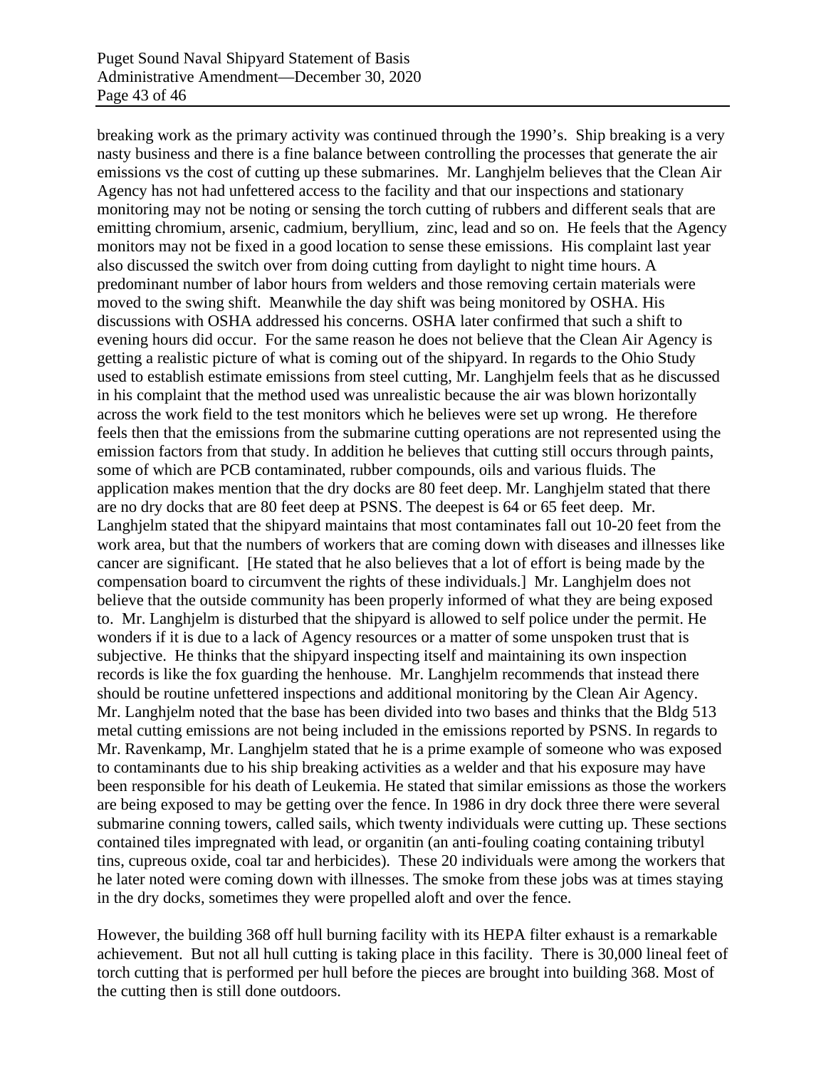breaking work as the primary activity was continued through the 1990's. Ship breaking is a very nasty business and there is a fine balance between controlling the processes that generate the air emissions vs the cost of cutting up these submarines. Mr. Langhjelm believes that the Clean Air Agency has not had unfettered access to the facility and that our inspections and stationary monitoring may not be noting or sensing the torch cutting of rubbers and different seals that are emitting chromium, arsenic, cadmium, beryllium, zinc, lead and so on. He feels that the Agency monitors may not be fixed in a good location to sense these emissions. His complaint last year also discussed the switch over from doing cutting from daylight to night time hours. A predominant number of labor hours from welders and those removing certain materials were moved to the swing shift. Meanwhile the day shift was being monitored by OSHA. His discussions with OSHA addressed his concerns. OSHA later confirmed that such a shift to evening hours did occur. For the same reason he does not believe that the Clean Air Agency is getting a realistic picture of what is coming out of the shipyard. In regards to the Ohio Study used to establish estimate emissions from steel cutting, Mr. Langhjelm feels that as he discussed in his complaint that the method used was unrealistic because the air was blown horizontally across the work field to the test monitors which he believes were set up wrong. He therefore feels then that the emissions from the submarine cutting operations are not represented using the emission factors from that study. In addition he believes that cutting still occurs through paints, some of which are PCB contaminated, rubber compounds, oils and various fluids. The application makes mention that the dry docks are 80 feet deep. Mr. Langhjelm stated that there are no dry docks that are 80 feet deep at PSNS. The deepest is 64 or 65 feet deep. Mr. Langhjelm stated that the shipyard maintains that most contaminates fall out 10-20 feet from the work area, but that the numbers of workers that are coming down with diseases and illnesses like cancer are significant. [He stated that he also believes that a lot of effort is being made by the compensation board to circumvent the rights of these individuals.] Mr. Langhjelm does not believe that the outside community has been properly informed of what they are being exposed to. Mr. Langhjelm is disturbed that the shipyard is allowed to self police under the permit. He wonders if it is due to a lack of Agency resources or a matter of some unspoken trust that is subjective. He thinks that the shipyard inspecting itself and maintaining its own inspection records is like the fox guarding the henhouse. Mr. Langhjelm recommends that instead there should be routine unfettered inspections and additional monitoring by the Clean Air Agency. Mr. Langhjelm noted that the base has been divided into two bases and thinks that the Bldg 513 metal cutting emissions are not being included in the emissions reported by PSNS. In regards to Mr. Ravenkamp, Mr. Langhjelm stated that he is a prime example of someone who was exposed to contaminants due to his ship breaking activities as a welder and that his exposure may have been responsible for his death of Leukemia. He stated that similar emissions as those the workers are being exposed to may be getting over the fence. In 1986 in dry dock three there were several submarine conning towers, called sails, which twenty individuals were cutting up. These sections contained tiles impregnated with lead, or organitin (an anti-fouling coating containing tributyl tins, cupreous oxide, coal tar and herbicides). These 20 individuals were among the workers that he later noted were coming down with illnesses. The smoke from these jobs was at times staying in the dry docks, sometimes they were propelled aloft and over the fence.

However, the building 368 off hull burning facility with its HEPA filter exhaust is a remarkable achievement. But not all hull cutting is taking place in this facility. There is 30,000 lineal feet of torch cutting that is performed per hull before the pieces are brought into building 368. Most of the cutting then is still done outdoors.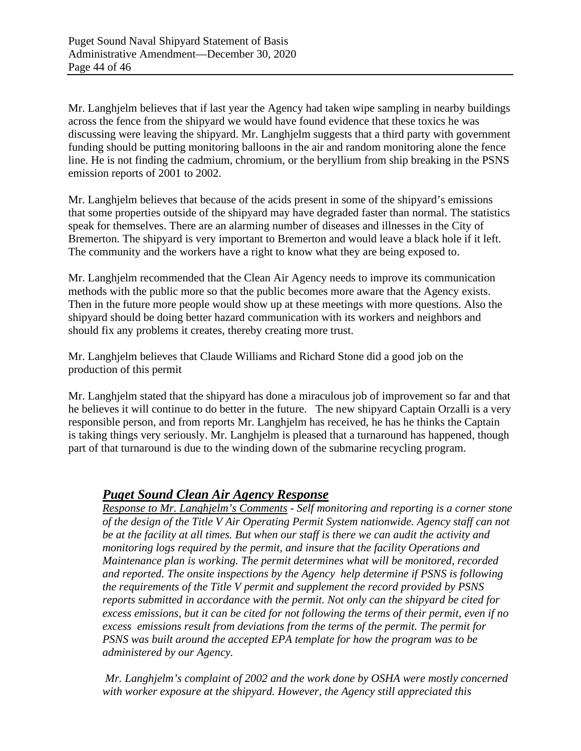Mr. Langhjelm believes that if last year the Agency had taken wipe sampling in nearby buildings across the fence from the shipyard we would have found evidence that these toxics he was discussing were leaving the shipyard. Mr. Langhjelm suggests that a third party with government funding should be putting monitoring balloons in the air and random monitoring alone the fence line. He is not finding the cadmium, chromium, or the beryllium from ship breaking in the PSNS emission reports of 2001 to 2002.

Mr. Langhjelm believes that because of the acids present in some of the shipyard's emissions that some properties outside of the shipyard may have degraded faster than normal. The statistics speak for themselves. There are an alarming number of diseases and illnesses in the City of Bremerton. The shipyard is very important to Bremerton and would leave a black hole if it left. The community and the workers have a right to know what they are being exposed to.

Mr. Langhjelm recommended that the Clean Air Agency needs to improve its communication methods with the public more so that the public becomes more aware that the Agency exists. Then in the future more people would show up at these meetings with more questions. Also the shipyard should be doing better hazard communication with its workers and neighbors and should fix any problems it creates, thereby creating more trust.

Mr. Langhjelm believes that Claude Williams and Richard Stone did a good job on the production of this permit

Mr. Langhjelm stated that the shipyard has done a miraculous job of improvement so far and that he believes it will continue to do better in the future. The new shipyard Captain Orzalli is a very responsible person, and from reports Mr. Langhjelm has received, he has he thinks the Captain is taking things very seriously. Mr. Langhjelm is pleased that a turnaround has happened, though part of that turnaround is due to the winding down of the submarine recycling program.

## ***Puget Sound Clean Air Agency Response***

*<u>Response to Mr. Langhjelm's Comments</u> - Self monitoring and reporting is a corner stone of the design of the Title V Air Operating Permit System nationwide. Agency staff can not be at the facility at all times. But when our staff is there we can audit the activity and monitoring logs required by the permit, and insure that the facility Operations and Maintenance plan is working. The permit determines what will be monitored, recorded and reported. The onsite inspections by the Agency help determine if PSNS is following the requirements of the Title V permit and supplement the record provided by PSNS reports submitted in accordance with the permit. Not only can the shipyard be cited for excess emissions, but it can be cited for not following the terms of their permit, even if no excess emissions result from deviations from the terms of the permit. The permit for PSNS was built around the accepted EPA template for how the program was to be administered by our Agency.*

*Mr. Langhjelm's complaint of 2002 and the work done by OSHA were mostly concerned with worker exposure at the shipyard. However, the Agency still appreciated this*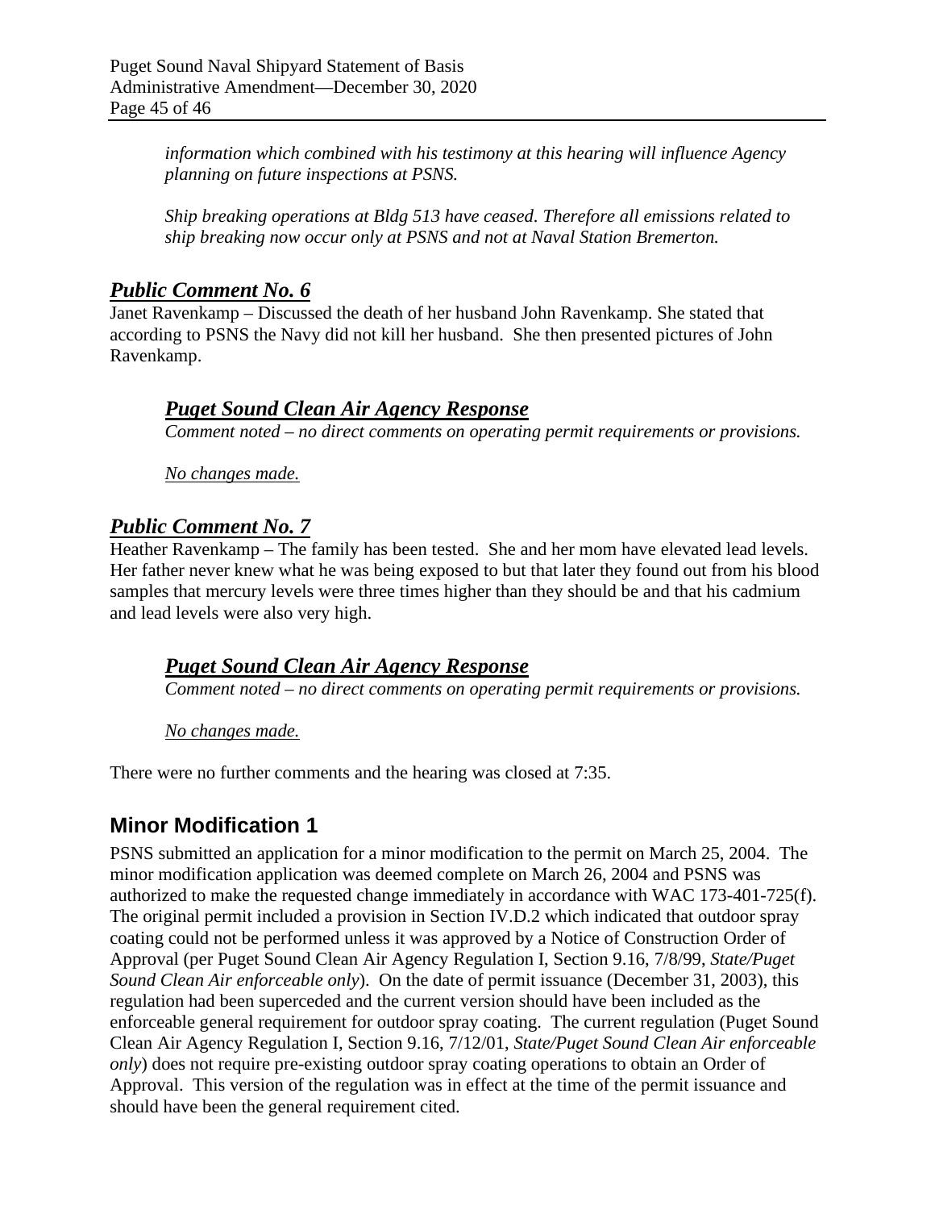*information which combined with his testimony at this hearing will influence Agency planning on future inspections at PSNS.*

*Ship breaking operations at Bldg 513 have ceased. Therefore all emissions related to ship breaking now occur only at PSNS and not at Naval Station Bremerton.*

### ***Public Comment No. 6***

Janet Ravenkamp – Discussed the death of her husband John Ravenkamp. She stated that according to PSNS the Navy did not kill her husband. She then presented pictures of John Ravenkamp.

#### ***Puget Sound Clean Air Agency Response***

*Comment noted – no direct comments on operating permit requirements or provisions.*

*No changes made.*

### ***Public Comment No. 7***

Heather Ravenkamp – The family has been tested. She and her mom have elevated lead levels. Her father never knew what he was being exposed to but that later they found out from his blood samples that mercury levels were three times higher than they should be and that his cadmium and lead levels were also very high.

#### ***Puget Sound Clean Air Agency Response***

*Comment noted – no direct comments on operating permit requirements or provisions.*

*No changes made.*

There were no further comments and the hearing was closed at 7:35.

## **Minor Modification 1**

PSNS submitted an application for a minor modification to the permit on March 25, 2004. The minor modification application was deemed complete on March 26, 2004 and PSNS was authorized to make the requested change immediately in accordance with WAC 173-401-725(f). The original permit included a provision in Section IV.D.2 which indicated that outdoor spray coating could not be performed unless it was approved by a Notice of Construction Order of Approval (per Puget Sound Clean Air Agency Regulation I, Section 9.16, 7/8/99, *State/Puget Sound Clean Air enforceable only*). On the date of permit issuance (December 31, 2003), this regulation had been superceded and the current version should have been included as the enforceable general requirement for outdoor spray coating. The current regulation (Puget Sound Clean Air Agency Regulation I, Section 9.16, 7/12/01, *State/Puget Sound Clean Air enforceable only*) does not require pre-existing outdoor spray coating operations to obtain an Order of Approval. This version of the regulation was in effect at the time of the permit issuance and should have been the general requirement cited.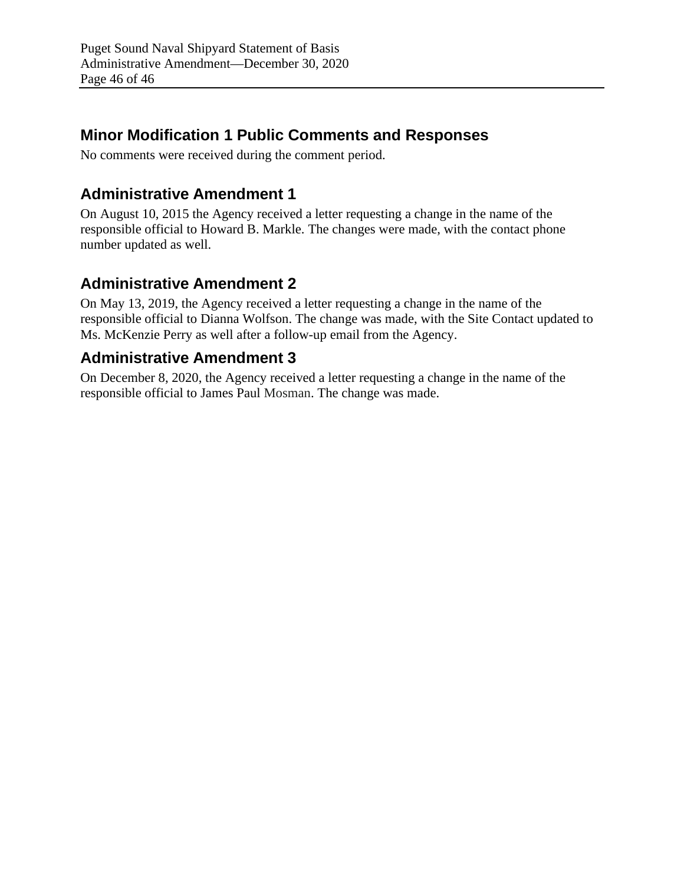## Minor Modification 1 Public Comments and Responses

No comments were received during the comment period.

## Administrative Amendment 1

On August 10, 2015 the Agency received a letter requesting a change in the name of the responsible official to Howard B. Markle. The changes were made, with the contact phone number updated as well.

## Administrative Amendment 2

On May 13, 2019, the Agency received a letter requesting a change in the name of the responsible official to Dianna Wolfson. The change was made, with the Site Contact updated to Ms. McKenzie Perry as well after a follow-up email from the Agency.

## Administrative Amendment 3

On December 8, 2020, the Agency received a letter requesting a change in the name of the responsible official to James Paul Mosman. The change was made.